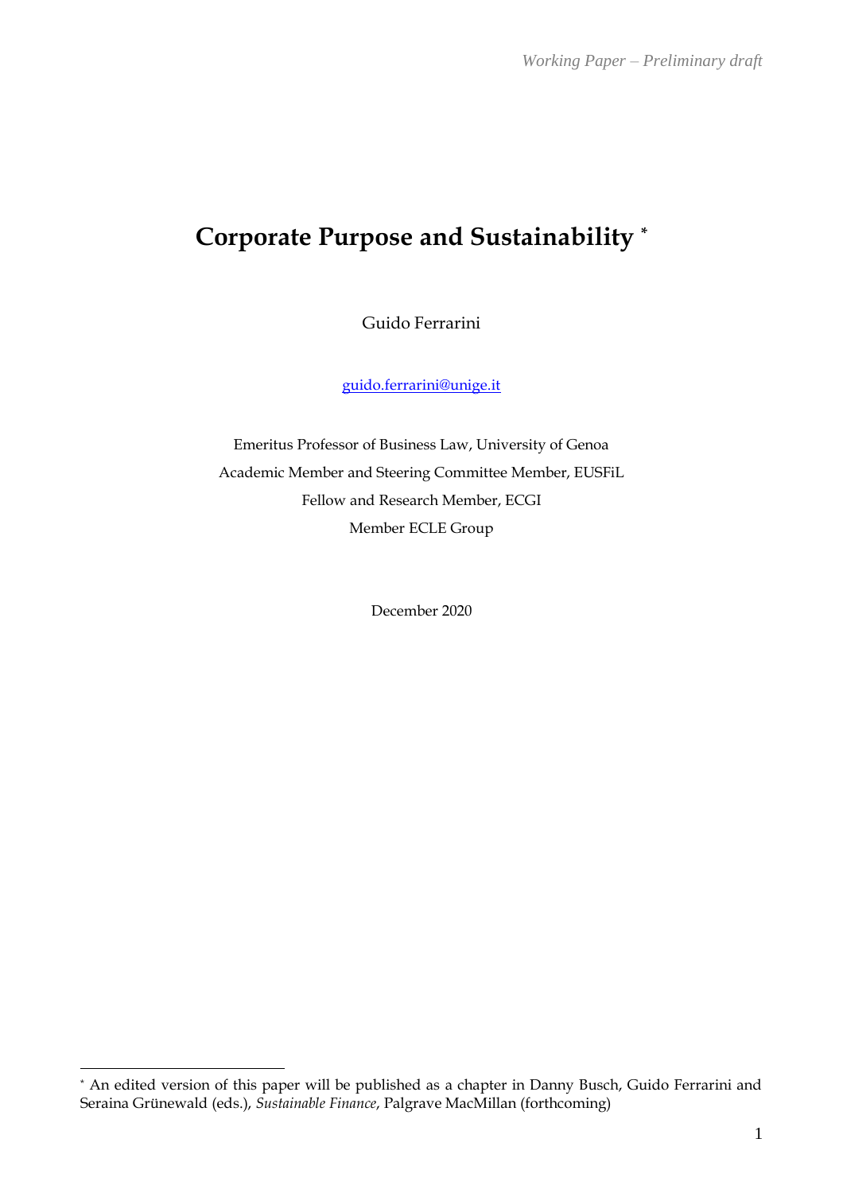*Working Paper – Preliminary draft*

# Corporate Purpose and Sustainability [*]

Guido Ferrarini

guido.ferrarini@unige.it

Emeritus Professor of Business Law, University of Genoa
Academic Member and Steering Committee Member, EUSFiL
Fellow and Research Member, ECGI
Member ECLE Group

December 2020

[*] An edited version of this paper will be published as a chapter in Danny Busch, Guido Ferrarini and Seraina Grünewald (eds.), *Sustainable Finance*, Palgrave MacMillan (forthcoming)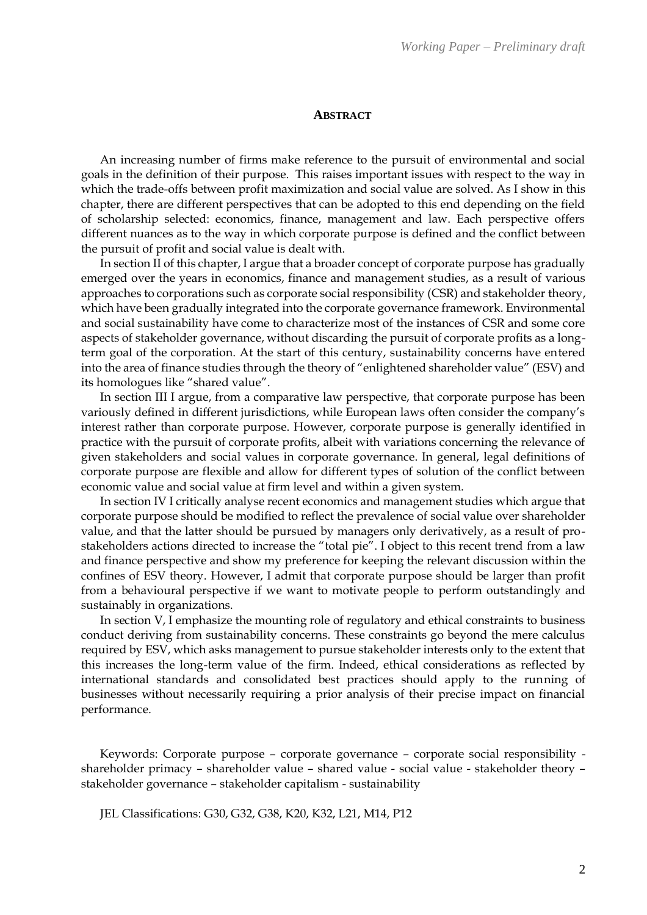## ABSTRACT

An increasing number of firms make reference to the pursuit of environmental and social goals in the definition of their purpose. This raises important issues with respect to the way in which the trade-offs between profit maximization and social value are solved. As I show in this chapter, there are different perspectives that can be adopted to this end depending on the field of scholarship selected: economics, finance, management and law. Each perspective offers different nuances as to the way in which corporate purpose is defined and the conflict between the pursuit of profit and social value is dealt with.

In section II of this chapter, I argue that a broader concept of corporate purpose has gradually emerged over the years in economics, finance and management studies, as a result of various approaches to corporations such as corporate social responsibility (CSR) and stakeholder theory, which have been gradually integrated into the corporate governance framework. Environmental and social sustainability have come to characterize most of the instances of CSR and some core aspects of stakeholder governance, without discarding the pursuit of corporate profits as a long-term goal of the corporation. At the start of this century, sustainability concerns have entered into the area of finance studies through the theory of "enlightened shareholder value" (ESV) and its homologues like "shared value".

In section III I argue, from a comparative law perspective, that corporate purpose has been variously defined in different jurisdictions, while European laws often consider the company's interest rather than corporate purpose. However, corporate purpose is generally identified in practice with the pursuit of corporate profits, albeit with variations concerning the relevance of given stakeholders and social values in corporate governance. In general, legal definitions of corporate purpose are flexible and allow for different types of solution of the conflict between economic value and social value at firm level and within a given system.

In section IV I critically analyse recent economics and management studies which argue that corporate purpose should be modified to reflect the prevalence of social value over shareholder value, and that the latter should be pursued by managers only derivatively, as a result of pro-stakeholders actions directed to increase the "total pie". I object to this recent trend from a law and finance perspective and show my preference for keeping the relevant discussion within the confines of ESV theory. However, I admit that corporate purpose should be larger than profit from a behavioural perspective if we want to motivate people to perform outstandingly and sustainably in organizations.

In section V, I emphasize the mounting role of regulatory and ethical constraints to business conduct deriving from sustainability concerns. These constraints go beyond the mere calculus required by ESV, which asks management to pursue stakeholder interests only to the extent that this increases the long-term value of the firm. Indeed, ethical considerations as reflected by international standards and consolidated best practices should apply to the running of businesses without necessarily requiring a prior analysis of their precise impact on financial performance.

Keywords: Corporate purpose – corporate governance – corporate social responsibility - shareholder primacy – shareholder value – shared value - social value - stakeholder theory – stakeholder governance – stakeholder capitalism - sustainability

JEL Classifications: G30, G32, G38, K20, K32, L21, M14, P12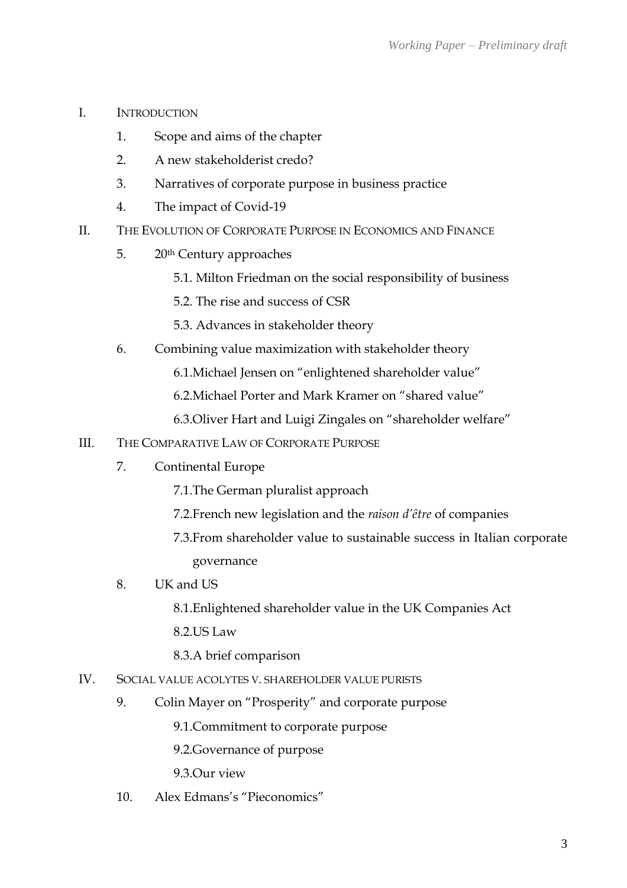I. INTRODUCTION

1. Scope and aims of the chapter
2. A new stakeholderist credo?
3. Narratives of corporate purpose in business practice
4. The impact of Covid-19

II. THE EVOLUTION OF CORPORATE PURPOSE IN ECONOMICS AND FINANCE

5. 20th Century approaches
   - 5.1. Milton Friedman on the social responsibility of business
   - 5.2. The rise and success of CSR
   - 5.3. Advances in stakeholder theory
6. Combining value maximization with stakeholder theory
   - 6.1. Michael Jensen on "enlightened shareholder value"
   - 6.2. Michael Porter and Mark Kramer on "shared value"
   - 6.3. Oliver Hart and Luigi Zingales on "shareholder welfare"

III. THE COMPARATIVE LAW OF CORPORATE PURPOSE

7. Continental Europe
   - 7.1. The German pluralist approach
   - 7.2. French new legislation and the *raison d'être* of companies
   - 7.3. From shareholder value to sustainable success in Italian corporate governance
8. UK and US
   - 8.1. Enlightened shareholder value in the UK Companies Act
   - 8.2. US Law
   - 8.3. A brief comparison

IV. SOCIAL VALUE ACOLYTES V. SHAREHOLDER VALUE PURISTS

9. Colin Mayer on "Prosperity" and corporate purpose
   - 9.1. Commitment to corporate purpose
   - 9.2. Governance of purpose
   - 9.3. Our view
10. Alex Edmans's "Pieconomics"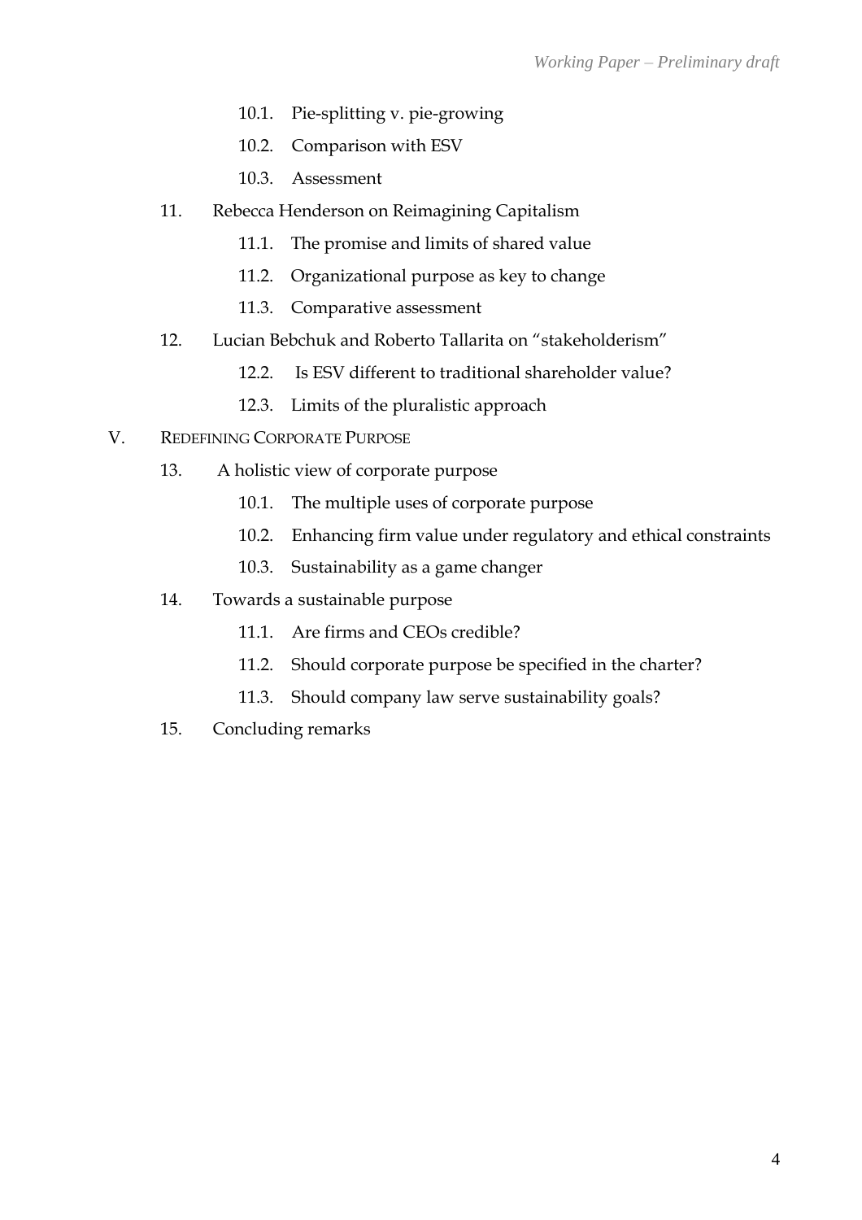- 10.1. Pie-splitting v. pie-growing
- 10.2. Comparison with ESV
- 10.3. Assessment

11. Rebecca Henderson on Reimagining Capitalism
    - 11.1. The promise and limits of shared value
    - 11.2. Organizational purpose as key to change
    - 11.3. Comparative assessment

12. Lucian Bebchuk and Roberto Tallarita on "stakeholderism"
    - 12.2. Is ESV different to traditional shareholder value?
    - 12.3. Limits of the pluralistic approach

V. REDEFINING CORPORATE PURPOSE

13. A holistic view of corporate purpose
    - 10.1. The multiple uses of corporate purpose
    - 10.2. Enhancing firm value under regulatory and ethical constraints
    - 10.3. Sustainability as a game changer

14. Towards a sustainable purpose
    - 11.1. Are firms and CEOs credible?
    - 11.2. Should corporate purpose be specified in the charter?
    - 11.3. Should company law serve sustainability goals?

15. Concluding remarks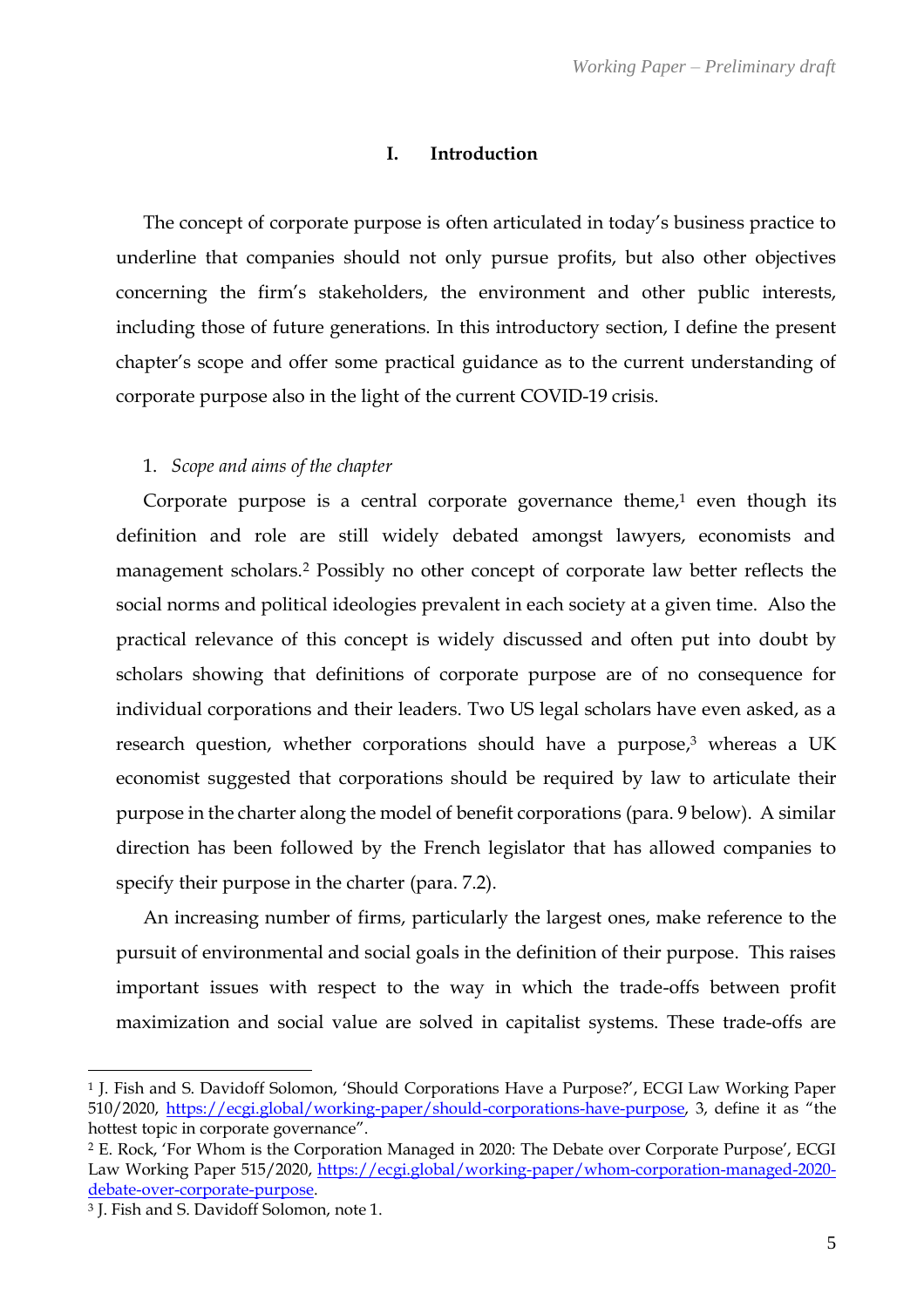## I. Introduction

The concept of corporate purpose is often articulated in today's business practice to underline that companies should not only pursue profits, but also other objectives concerning the firm's stakeholders, the environment and other public interests, including those of future generations. In this introductory section, I define the present chapter's scope and offer some practical guidance as to the current understanding of corporate purpose also in the light of the current COVID-19 crisis.

### 1. *Scope and aims of the chapter*

Corporate purpose is a central corporate governance theme,[1] even though its definition and role are still widely debated amongst lawyers, economists and management scholars.[2] Possibly no other concept of corporate law better reflects the social norms and political ideologies prevalent in each society at a given time. Also the practical relevance of this concept is widely discussed and often put into doubt by scholars showing that definitions of corporate purpose are of no consequence for individual corporations and their leaders. Two US legal scholars have even asked, as a research question, whether corporations should have a purpose,[3] whereas a UK economist suggested that corporations should be required by law to articulate their purpose in the charter along the model of benefit corporations (para. 9 below). A similar direction has been followed by the French legislator that has allowed companies to specify their purpose in the charter (para. 7.2).

An increasing number of firms, particularly the largest ones, make reference to the pursuit of environmental and social goals in the definition of their purpose. This raises important issues with respect to the way in which the trade-offs between profit maximization and social value are solved in capitalist systems. These trade-offs are

---

[1] J. Fish and S. Davidoff Solomon, 'Should Corporations Have a Purpose?', ECGI Law Working Paper 510/2020, https://ecgi.global/working-paper/should-corporations-have-purpose, 3, define it as "the hottest topic in corporate governance".

[2] E. Rock, 'For Whom is the Corporation Managed in 2020: The Debate over Corporate Purpose', ECGI Law Working Paper 515/2020, https://ecgi.global/working-paper/whom-corporation-managed-2020-debate-over-corporate-purpose.

[3] J. Fish and S. Davidoff Solomon, note 1.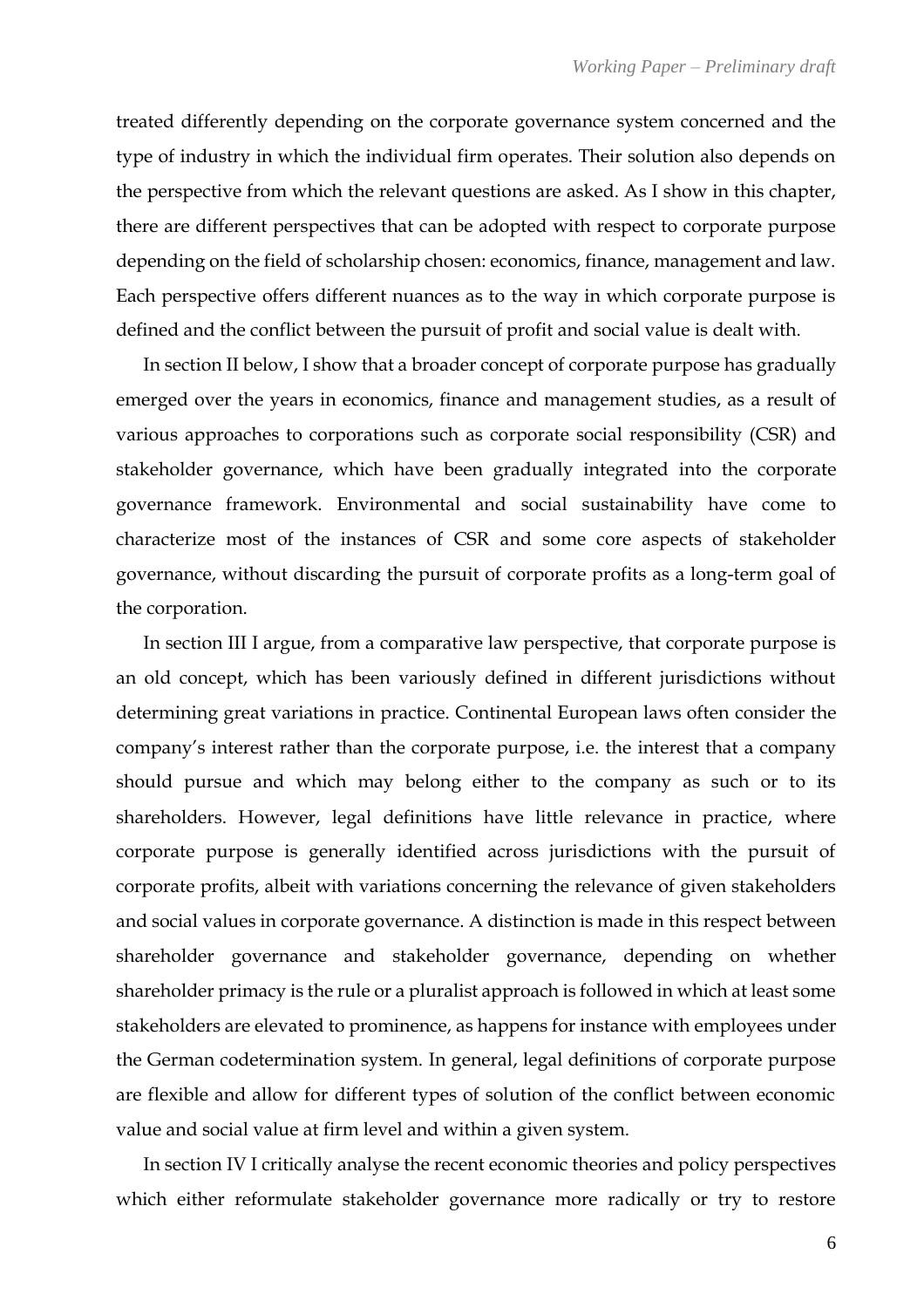treated differently depending on the corporate governance system concerned and the type of industry in which the individual firm operates. Their solution also depends on the perspective from which the relevant questions are asked. As I show in this chapter, there are different perspectives that can be adopted with respect to corporate purpose depending on the field of scholarship chosen: economics, finance, management and law. Each perspective offers different nuances as to the way in which corporate purpose is defined and the conflict between the pursuit of profit and social value is dealt with.

In section II below, I show that a broader concept of corporate purpose has gradually emerged over the years in economics, finance and management studies, as a result of various approaches to corporations such as corporate social responsibility (CSR) and stakeholder governance, which have been gradually integrated into the corporate governance framework. Environmental and social sustainability have come to characterize most of the instances of CSR and some core aspects of stakeholder governance, without discarding the pursuit of corporate profits as a long-term goal of the corporation.

In section III I argue, from a comparative law perspective, that corporate purpose is an old concept, which has been variously defined in different jurisdictions without determining great variations in practice. Continental European laws often consider the company's interest rather than the corporate purpose, i.e. the interest that a company should pursue and which may belong either to the company as such or to its shareholders. However, legal definitions have little relevance in practice, where corporate purpose is generally identified across jurisdictions with the pursuit of corporate profits, albeit with variations concerning the relevance of given stakeholders and social values in corporate governance. A distinction is made in this respect between shareholder governance and stakeholder governance, depending on whether shareholder primacy is the rule or a pluralist approach is followed in which at least some stakeholders are elevated to prominence, as happens for instance with employees under the German codetermination system. In general, legal definitions of corporate purpose are flexible and allow for different types of solution of the conflict between economic value and social value at firm level and within a given system.

In section IV I critically analyse the recent economic theories and policy perspectives which either reformulate stakeholder governance more radically or try to restore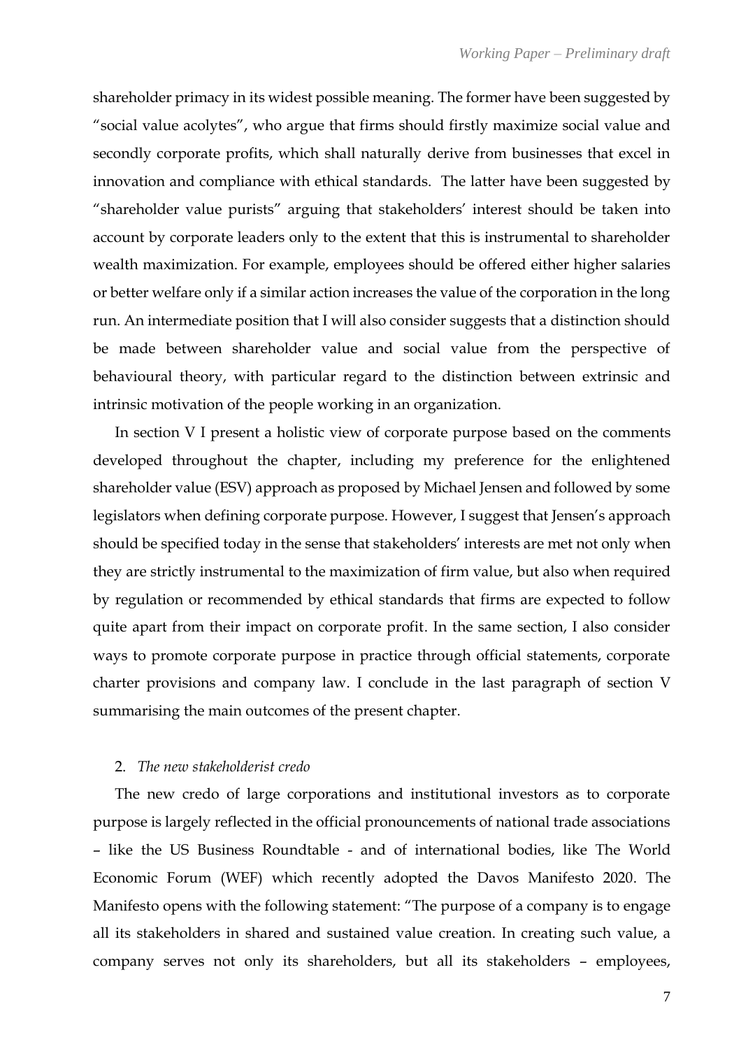shareholder primacy in its widest possible meaning. The former have been suggested by "social value acolytes", who argue that firms should firstly maximize social value and secondly corporate profits, which shall naturally derive from businesses that excel in innovation and compliance with ethical standards. The latter have been suggested by "shareholder value purists" arguing that stakeholders' interest should be taken into account by corporate leaders only to the extent that this is instrumental to shareholder wealth maximization. For example, employees should be offered either higher salaries or better welfare only if a similar action increases the value of the corporation in the long run. An intermediate position that I will also consider suggests that a distinction should be made between shareholder value and social value from the perspective of behavioural theory, with particular regard to the distinction between extrinsic and intrinsic motivation of the people working in an organization.

In section V I present a holistic view of corporate purpose based on the comments developed throughout the chapter, including my preference for the enlightened shareholder value (ESV) approach as proposed by Michael Jensen and followed by some legislators when defining corporate purpose. However, I suggest that Jensen's approach should be specified today in the sense that stakeholders' interests are met not only when they are strictly instrumental to the maximization of firm value, but also when required by regulation or recommended by ethical standards that firms are expected to follow quite apart from their impact on corporate profit. In the same section, I also consider ways to promote corporate purpose in practice through official statements, corporate charter provisions and company law. I conclude in the last paragraph of section V summarising the main outcomes of the present chapter.

## 2. *The new stakeholderist credo*

The new credo of large corporations and institutional investors as to corporate purpose is largely reflected in the official pronouncements of national trade associations – like the US Business Roundtable - and of international bodies, like The World Economic Forum (WEF) which recently adopted the Davos Manifesto 2020. The Manifesto opens with the following statement: "The purpose of a company is to engage all its stakeholders in shared and sustained value creation. In creating such value, a company serves not only its shareholders, but all its stakeholders – employees,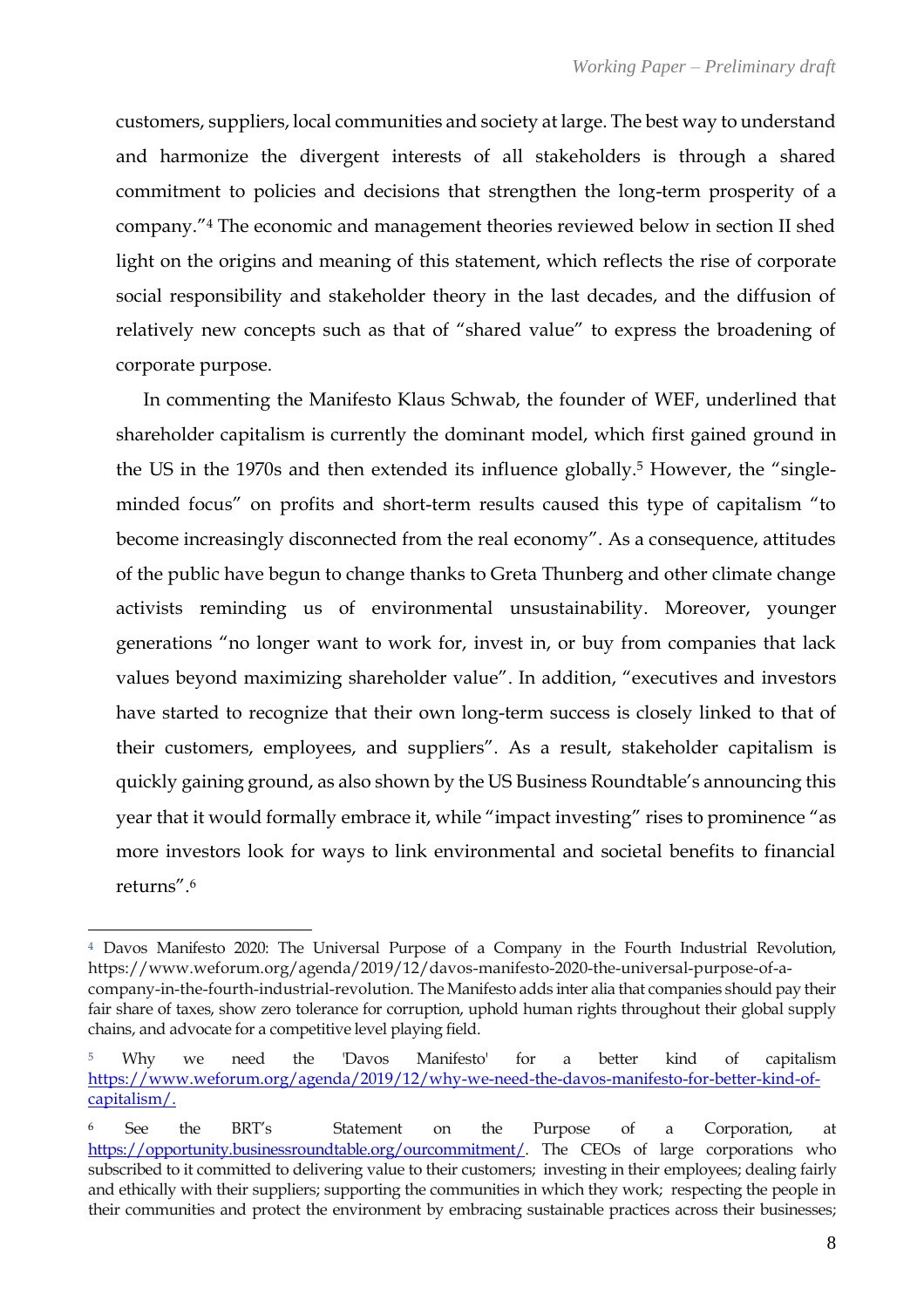customers, suppliers, local communities and society at large. The best way to understand and harmonize the divergent interests of all stakeholders is through a shared commitment to policies and decisions that strengthen the long-term prosperity of a company."[4] The economic and management theories reviewed below in section II shed light on the origins and meaning of this statement, which reflects the rise of corporate social responsibility and stakeholder theory in the last decades, and the diffusion of relatively new concepts such as that of "shared value" to express the broadening of corporate purpose.

In commenting the Manifesto Klaus Schwab, the founder of WEF, underlined that shareholder capitalism is currently the dominant model, which first gained ground in the US in the 1970s and then extended its influence globally.[5] However, the "single-minded focus" on profits and short-term results caused this type of capitalism "to become increasingly disconnected from the real economy". As a consequence, attitudes of the public have begun to change thanks to Greta Thunberg and other climate change activists reminding us of environmental unsustainability. Moreover, younger generations "no longer want to work for, invest in, or buy from companies that lack values beyond maximizing shareholder value". In addition, "executives and investors have started to recognize that their own long-term success is closely linked to that of their customers, employees, and suppliers". As a result, stakeholder capitalism is quickly gaining ground, as also shown by the US Business Roundtable's announcing this year that it would formally embrace it, while "impact investing" rises to prominence "as more investors look for ways to link environmental and societal benefits to financial returns".[6]

---

[4] Davos Manifesto 2020: The Universal Purpose of a Company in the Fourth Industrial Revolution, https://www.weforum.org/agenda/2019/12/davos-manifesto-2020-the-universal-purpose-of-a-company-in-the-fourth-industrial-revolution. The Manifesto adds inter alia that companies should pay their fair share of taxes, show zero tolerance for corruption, uphold human rights throughout their global supply chains, and advocate for a competitive level playing field.

[5] Why we need the 'Davos Manifesto' for a better kind of capitalism https://www.weforum.org/agenda/2019/12/why-we-need-the-davos-manifesto-for-better-kind-of-capitalism/.

[6] See the BRT's Statement on the Purpose of a Corporation, at https://opportunity.businessroundtable.org/ourcommitment/. The CEOs of large corporations who subscribed to it committed to delivering value to their customers; investing in their employees; dealing fairly and ethically with their suppliers; supporting the communities in which they work; respecting the people in their communities and protect the environment by embracing sustainable practices across their businesses;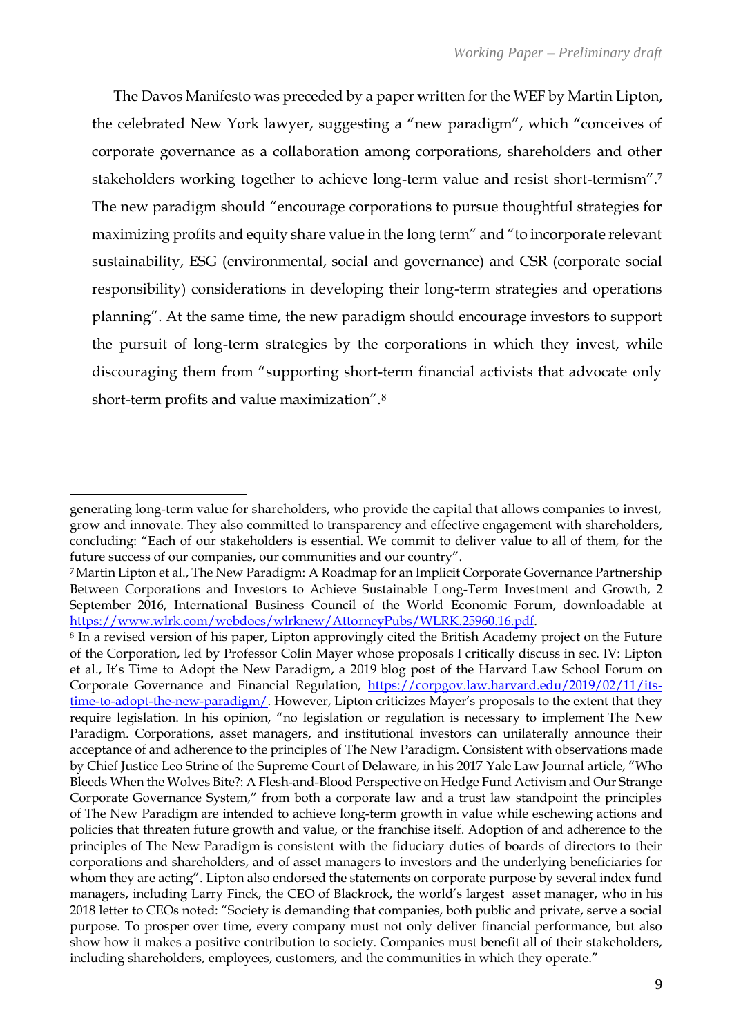The Davos Manifesto was preceded by a paper written for the WEF by Martin Lipton, the celebrated New York lawyer, suggesting a "new paradigm", which "conceives of corporate governance as a collaboration among corporations, shareholders and other stakeholders working together to achieve long-term value and resist short-termism".[7] The new paradigm should "encourage corporations to pursue thoughtful strategies for maximizing profits and equity share value in the long term" and "to incorporate relevant sustainability, ESG (environmental, social and governance) and CSR (corporate social responsibility) considerations in developing their long-term strategies and operations planning". At the same time, the new paradigm should encourage investors to support the pursuit of long-term strategies by the corporations in which they invest, while discouraging them from "supporting short-term financial activists that advocate only short-term profits and value maximization".[8]

---

generating long-term value for shareholders, who provide the capital that allows companies to invest, grow and innovate. They also committed to transparency and effective engagement with shareholders, concluding: "Each of our stakeholders is essential. We commit to deliver value to all of them, for the future success of our companies, our communities and our country".

[7] Martin Lipton et al., The New Paradigm: A Roadmap for an Implicit Corporate Governance Partnership Between Corporations and Investors to Achieve Sustainable Long-Term Investment and Growth, 2 September 2016, International Business Council of the World Economic Forum, downloadable at https://www.wlrk.com/webdocs/wlrknew/AttorneyPubs/WLRK.25960.16.pdf.

[8] In a revised version of his paper, Lipton approvingly cited the British Academy project on the Future of the Corporation, led by Professor Colin Mayer whose proposals I critically discuss in sec. IV: Lipton et al., It's Time to Adopt the New Paradigm, a 2019 blog post of the Harvard Law School Forum on Corporate Governance and Financial Regulation, https://corpgov.law.harvard.edu/2019/02/11/its-time-to-adopt-the-new-paradigm/. However, Lipton criticizes Mayer's proposals to the extent that they require legislation. In his opinion, "no legislation or regulation is necessary to implement The New Paradigm. Corporations, asset managers, and institutional investors can unilaterally announce their acceptance of and adherence to the principles of The New Paradigm. Consistent with observations made by Chief Justice Leo Strine of the Supreme Court of Delaware, in his 2017 Yale Law Journal article, "Who Bleeds When the Wolves Bite?: A Flesh-and-Blood Perspective on Hedge Fund Activism and Our Strange Corporate Governance System," from both a corporate law and a trust law standpoint the principles of The New Paradigm are intended to achieve long-term growth in value while eschewing actions and policies that threaten future growth and value, or the franchise itself. Adoption of and adherence to the principles of The New Paradigm is consistent with the fiduciary duties of boards of directors to their corporations and shareholders, and of asset managers to investors and the underlying beneficiaries for whom they are acting". Lipton also endorsed the statements on corporate purpose by several index fund managers, including Larry Finck, the CEO of Blackrock, the world's largest asset manager, who in his 2018 letter to CEOs noted: "Society is demanding that companies, both public and private, serve a social purpose. To prosper over time, every company must not only deliver financial performance, but also show how it makes a positive contribution to society. Companies must benefit all of their stakeholders, including shareholders, employees, customers, and the communities in which they operate."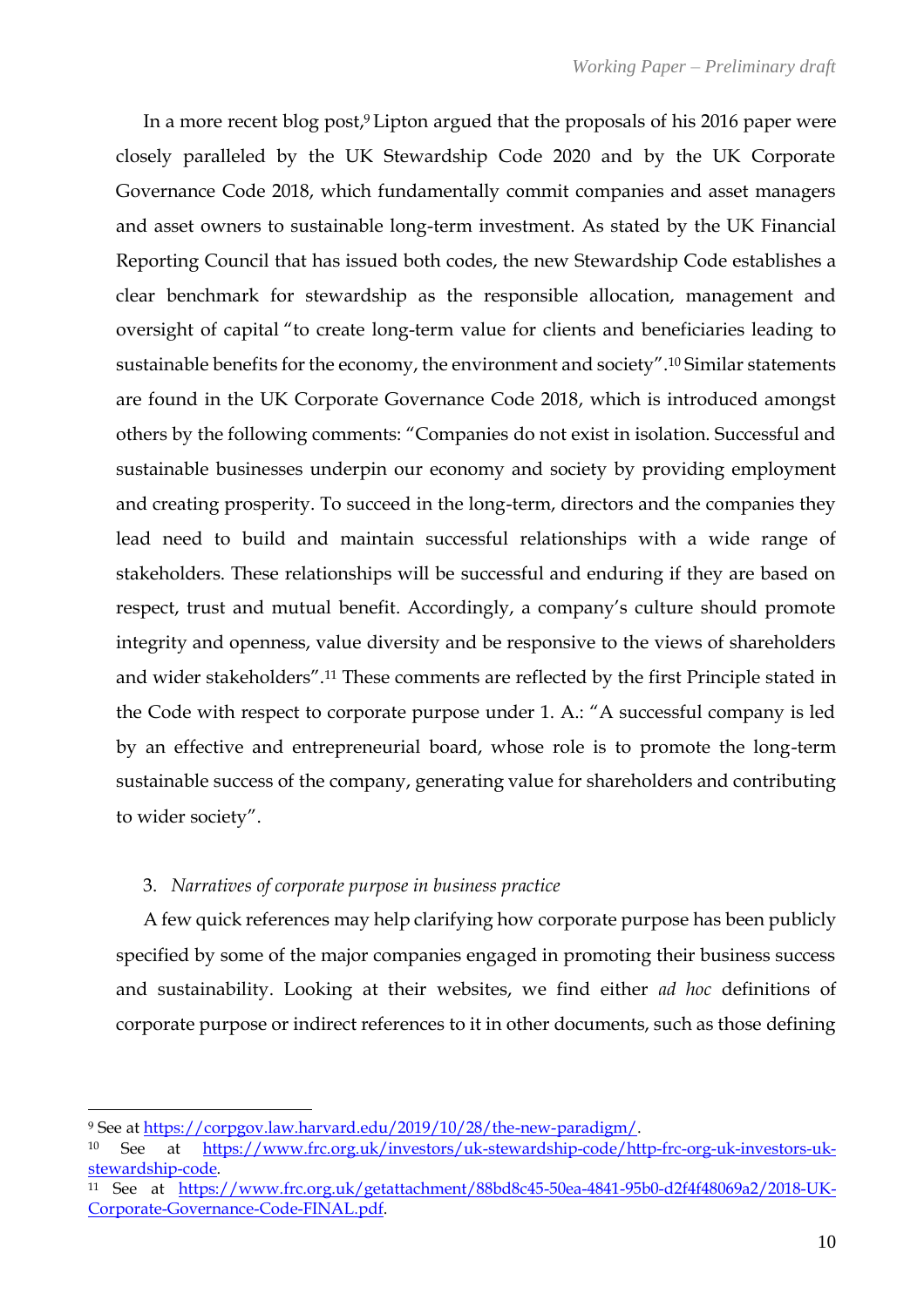In a more recent blog post,[9] Lipton argued that the proposals of his 2016 paper were closely paralleled by the UK Stewardship Code 2020 and by the UK Corporate Governance Code 2018, which fundamentally commit companies and asset managers and asset owners to sustainable long-term investment. As stated by the UK Financial Reporting Council that has issued both codes, the new Stewardship Code establishes a clear benchmark for stewardship as the responsible allocation, management and oversight of capital "to create long-term value for clients and beneficiaries leading to sustainable benefits for the economy, the environment and society".[10] Similar statements are found in the UK Corporate Governance Code 2018, which is introduced amongst others by the following comments: "Companies do not exist in isolation. Successful and sustainable businesses underpin our economy and society by providing employment and creating prosperity. To succeed in the long-term, directors and the companies they lead need to build and maintain successful relationships with a wide range of stakeholders. These relationships will be successful and enduring if they are based on respect, trust and mutual benefit. Accordingly, a company's culture should promote integrity and openness, value diversity and be responsive to the views of shareholders and wider stakeholders".[11] These comments are reflected by the first Principle stated in the Code with respect to corporate purpose under 1. A.: "A successful company is led by an effective and entrepreneurial board, whose role is to promote the long-term sustainable success of the company, generating value for shareholders and contributing to wider society".

### 3. *Narratives of corporate purpose in business practice*

A few quick references may help clarifying how corporate purpose has been publicly specified by some of the major companies engaged in promoting their business success and sustainability. Looking at their websites, we find either *ad hoc* definitions of corporate purpose or indirect references to it in other documents, such as those defining

---

[9] See at https://corpgov.law.harvard.edu/2019/10/28/the-new-paradigm/.

[10] See at https://www.frc.org.uk/investors/uk-stewardship-code/http-frc-org-uk-investors-uk-stewardship-code.

[11] See at https://www.frc.org.uk/getattachment/88bd8c45-50ea-4841-95b0-d2f4f48069a2/2018-UK-Corporate-Governance-Code-FINAL.pdf.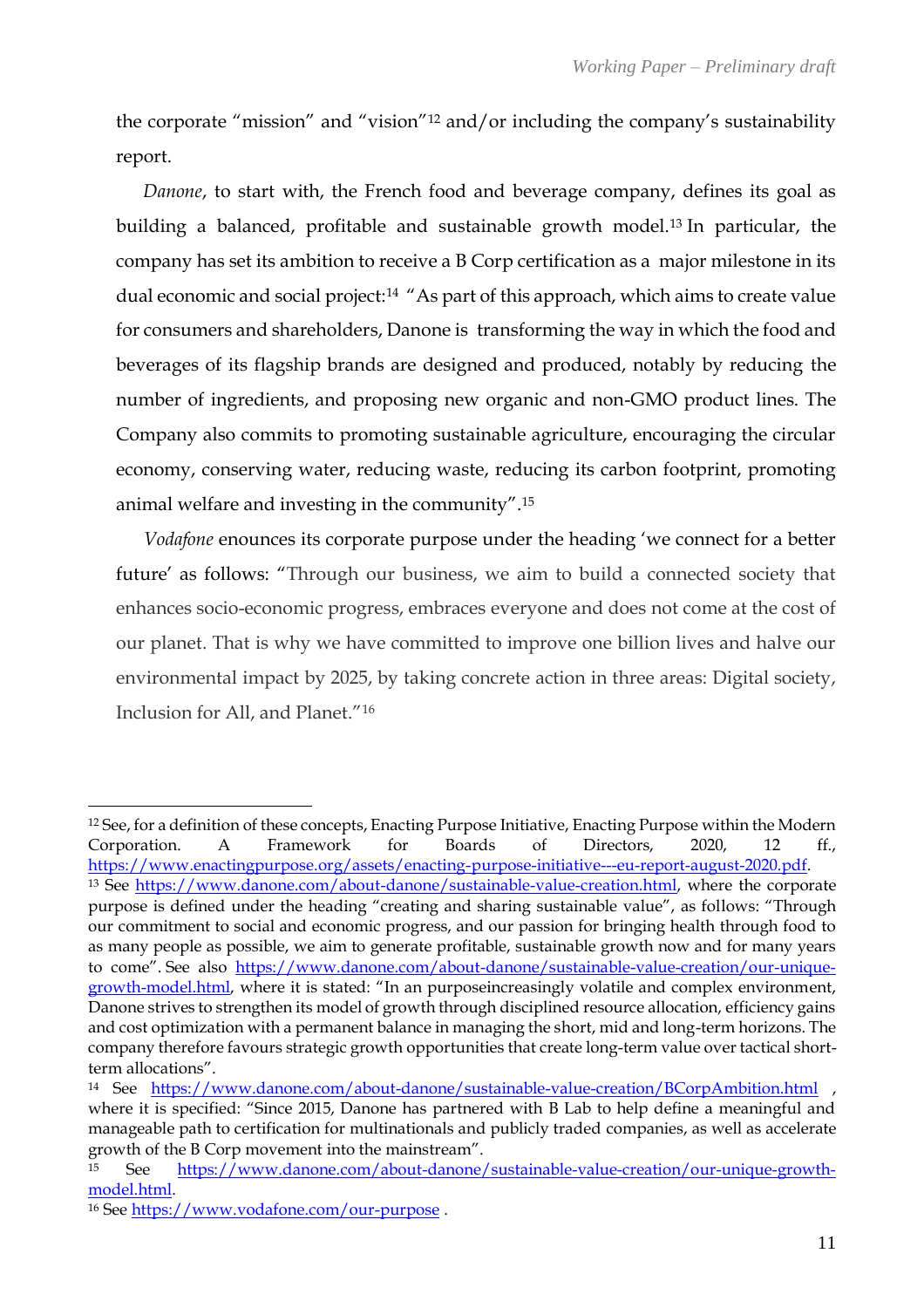the corporate "mission" and "vision"[12] and/or including the company's sustainability report.

*Danone*, to start with, the French food and beverage company, defines its goal as building a balanced, profitable and sustainable growth model.[13] In particular, the company has set its ambition to receive a B Corp certification as a major milestone in its dual economic and social project:[14] "As part of this approach, which aims to create value for consumers and shareholders, Danone is transforming the way in which the food and beverages of its flagship brands are designed and produced, notably by reducing the number of ingredients, and proposing new organic and non-GMO product lines. The Company also commits to promoting sustainable agriculture, encouraging the circular economy, conserving water, reducing waste, reducing its carbon footprint, promoting animal welfare and investing in the community".[15]

*Vodafone* enounces its corporate purpose under the heading 'we connect for a better future' as follows: "Through our business, we aim to build a connected society that enhances socio-economic progress, embraces everyone and does not come at the cost of our planet. That is why we have committed to improve one billion lives and halve our environmental impact by 2025, by taking concrete action in three areas: Digital society, Inclusion for All, and Planet."[16]

---

[12] See, for a definition of these concepts, Enacting Purpose Initiative, Enacting Purpose within the Modern Corporation. A Framework for Boards of Directors, 2020, 12 ff., https://www.enactingpurpose.org/assets/enacting-purpose-initiative---eu-report-august-2020.pdf.

[13] See https://www.danone.com/about-danone/sustainable-value-creation.html, where the corporate purpose is defined under the heading "creating and sharing sustainable value", as follows: "Through our commitment to social and economic progress, and our passion for bringing health through food to as many people as possible, we aim to generate profitable, sustainable growth now and for many years to come". See also https://www.danone.com/about-danone/sustainable-value-creation/our-unique-growth-model.html, where it is stated: "In an purposeincreasingly volatile and complex environment, Danone strives to strengthen its model of growth through disciplined resource allocation, efficiency gains and cost optimization with a permanent balance in managing the short, mid and long-term horizons. The company therefore favours strategic growth opportunities that create long-term value over tactical short-term allocations".

[14] See https://www.danone.com/about-danone/sustainable-value-creation/BCorpAmbition.html , where it is specified: "Since 2015, Danone has partnered with B Lab to help define a meaningful and manageable path to certification for multinationals and publicly traded companies, as well as accelerate growth of the B Corp movement into the mainstream".

[15] See https://www.danone.com/about-danone/sustainable-value-creation/our-unique-growth-model.html.

[16] See https://www.vodafone.com/our-purpose .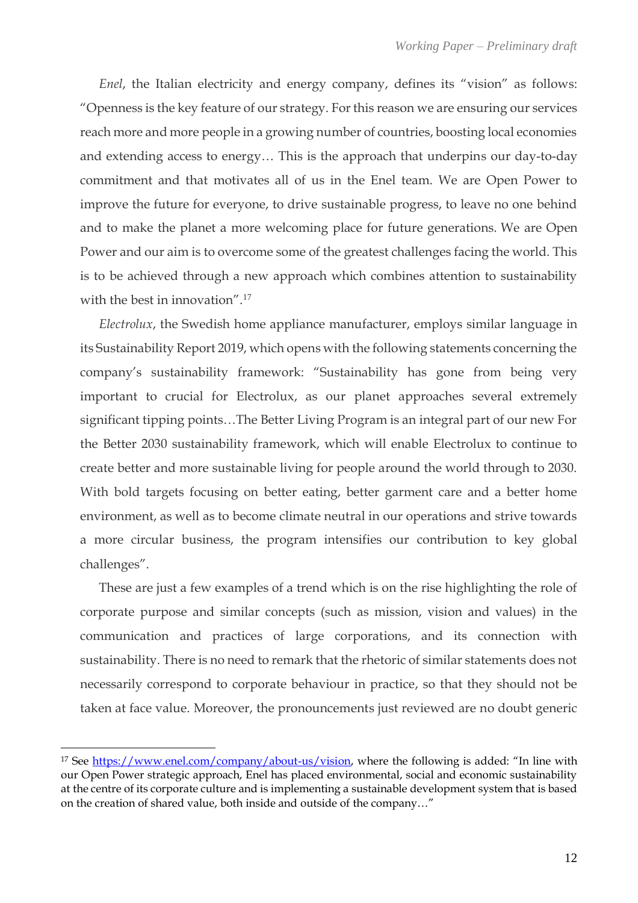*Enel*, the Italian electricity and energy company, defines its "vision" as follows: "Openness is the key feature of our strategy. For this reason we are ensuring our services reach more and more people in a growing number of countries, boosting local economies and extending access to energy… This is the approach that underpins our day-to-day commitment and that motivates all of us in the Enel team. We are Open Power to improve the future for everyone, to drive sustainable progress, to leave no one behind and to make the planet a more welcoming place for future generations. We are Open Power and our aim is to overcome some of the greatest challenges facing the world. This is to be achieved through a new approach which combines attention to sustainability with the best in innovation".[17]

*Electrolux*, the Swedish home appliance manufacturer, employs similar language in its Sustainability Report 2019, which opens with the following statements concerning the company's sustainability framework: "Sustainability has gone from being very important to crucial for Electrolux, as our planet approaches several extremely significant tipping points…The Better Living Program is an integral part of our new For the Better 2030 sustainability framework, which will enable Electrolux to continue to create better and more sustainable living for people around the world through to 2030. With bold targets focusing on better eating, better garment care and a better home environment, as well as to become climate neutral in our operations and strive towards a more circular business, the program intensifies our contribution to key global challenges".

These are just a few examples of a trend which is on the rise highlighting the role of corporate purpose and similar concepts (such as mission, vision and values) in the communication and practices of large corporations, and its connection with sustainability. There is no need to remark that the rhetoric of similar statements does not necessarily correspond to corporate behaviour in practice, so that they should not be taken at face value. Moreover, the pronouncements just reviewed are no doubt generic

---

[17] See https://www.enel.com/company/about-us/vision, where the following is added: "In line with our Open Power strategic approach, Enel has placed environmental, social and economic sustainability at the centre of its corporate culture and is implementing a sustainable development system that is based on the creation of shared value, both inside and outside of the company…"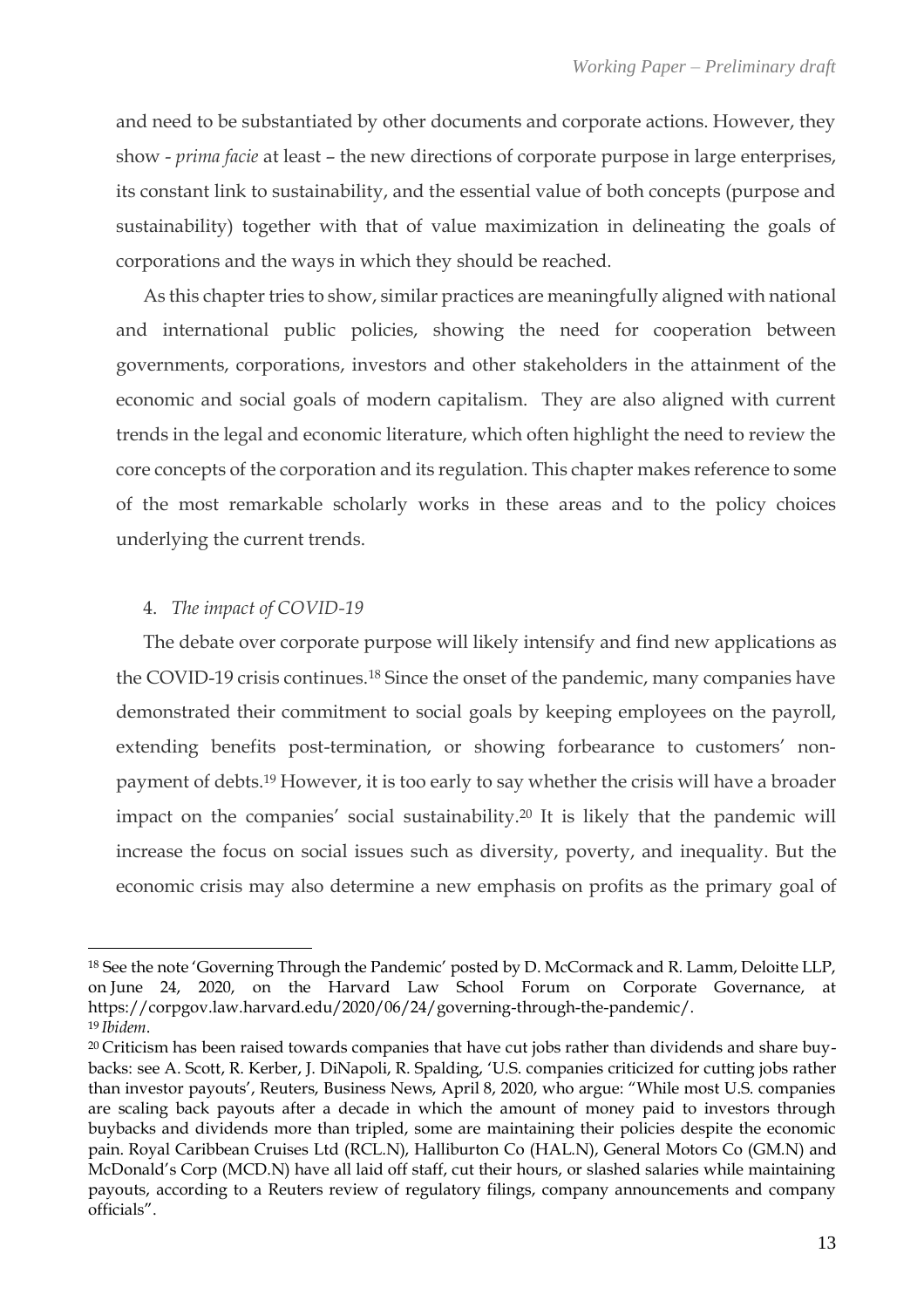and need to be substantiated by other documents and corporate actions. However, they show - *prima facie* at least – the new directions of corporate purpose in large enterprises, its constant link to sustainability, and the essential value of both concepts (purpose and sustainability) together with that of value maximization in delineating the goals of corporations and the ways in which they should be reached.

As this chapter tries to show, similar practices are meaningfully aligned with national and international public policies, showing the need for cooperation between governments, corporations, investors and other stakeholders in the attainment of the economic and social goals of modern capitalism. They are also aligned with current trends in the legal and economic literature, which often highlight the need to review the core concepts of the corporation and its regulation. This chapter makes reference to some of the most remarkable scholarly works in these areas and to the policy choices underlying the current trends.

## 4. *The impact of COVID-19*

The debate over corporate purpose will likely intensify and find new applications as the COVID-19 crisis continues.[18] Since the onset of the pandemic, many companies have demonstrated their commitment to social goals by keeping employees on the payroll, extending benefits post-termination, or showing forbearance to customers' non-payment of debts.[19] However, it is too early to say whether the crisis will have a broader impact on the companies' social sustainability.[20] It is likely that the pandemic will increase the focus on social issues such as diversity, poverty, and inequality. But the economic crisis may also determine a new emphasis on profits as the primary goal of

---

[18] See the note 'Governing Through the Pandemic' posted by D. McCormack and R. Lamm, Deloitte LLP, on June 24, 2020, on the Harvard Law School Forum on Corporate Governance, at https://corpgov.law.harvard.edu/2020/06/24/governing-through-the-pandemic/.

[19] *Ibidem*.

[20] Criticism has been raised towards companies that have cut jobs rather than dividends and share buy-backs: see A. Scott, R. Kerber, J. DiNapoli, R. Spalding, 'U.S. companies criticized for cutting jobs rather than investor payouts', Reuters, Business News, April 8, 2020, who argue: "While most U.S. companies are scaling back payouts after a decade in which the amount of money paid to investors through buybacks and dividends more than tripled, some are maintaining their policies despite the economic pain. Royal Caribbean Cruises Ltd (RCL.N), Halliburton Co (HAL.N), General Motors Co (GM.N) and McDonald's Corp (MCD.N) have all laid off staff, cut their hours, or slashed salaries while maintaining payouts, according to a Reuters review of regulatory filings, company announcements and company officials".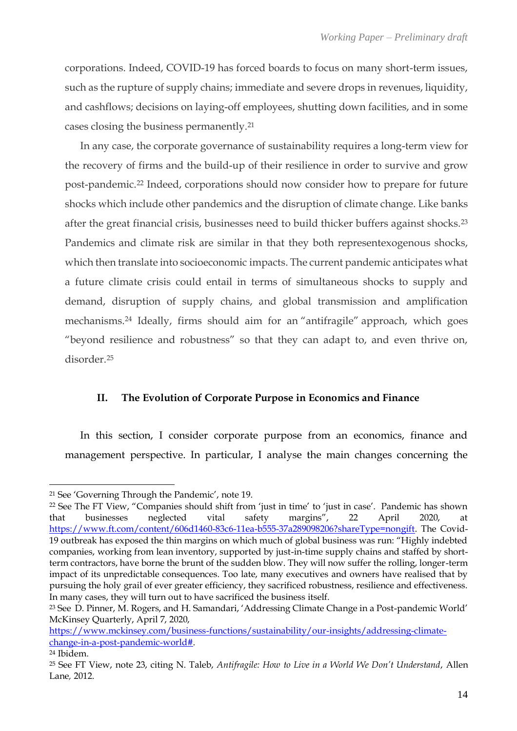corporations. Indeed, COVID-19 has forced boards to focus on many short-term issues, such as the rupture of supply chains; immediate and severe drops in revenues, liquidity, and cashflows; decisions on laying-off employees, shutting down facilities, and in some cases closing the business permanently.[21]

In any case, the corporate governance of sustainability requires a long-term view for the recovery of firms and the build-up of their resilience in order to survive and grow post-pandemic.[22] Indeed, corporations should now consider how to prepare for future shocks which include other pandemics and the disruption of climate change. Like banks after the great financial crisis, businesses need to build thicker buffers against shocks.[23] Pandemics and climate risk are similar in that they both representexogenous shocks, which then translate into socioeconomic impacts. The current pandemic anticipates what a future climate crisis could entail in terms of simultaneous shocks to supply and demand, disruption of supply chains, and global transmission and amplification mechanisms.[24] Ideally, firms should aim for an "antifragile" approach, which goes "beyond resilience and robustness" so that they can adapt to, and even thrive on, disorder.[25]

## II. The Evolution of Corporate Purpose in Economics and Finance

In this section, I consider corporate purpose from an economics, finance and management perspective. In particular, I analyse the main changes concerning the

---

[21] See 'Governing Through the Pandemic', note 19.

[22] See The FT View, "Companies should shift from 'just in time' to 'just in case'. Pandemic has shown that businesses neglected vital safety margins", 22 April 2020, at https://www.ft.com/content/606d1460-83c6-11ea-b555-37a289098206?shareType=nongift. The Covid-19 outbreak has exposed the thin margins on which much of global business was run: "Highly indebted companies, working from lean inventory, supported by just-in-time supply chains and staffed by short-term contractors, have borne the brunt of the sudden blow. They will now suffer the rolling, longer-term impact of its unpredictable consequences. Too late, many executives and owners have realised that by pursuing the holy grail of ever greater efficiency, they sacrificed robustness, resilience and effectiveness. In many cases, they will turn out to have sacrificed the business itself.

[23] See D. Pinner, M. Rogers, and H. Samandari, 'Addressing Climate Change in a Post-pandemic World' McKinsey Quarterly, April 7, 2020, https://www.mckinsey.com/business-functions/sustainability/our-insights/addressing-climate-change-in-a-post-pandemic-world#.

[24] Ibidem.

[25] See FT View, note 23, citing N. Taleb, *Antifragile: How to Live in a World We Don't Understand*, Allen Lane, 2012.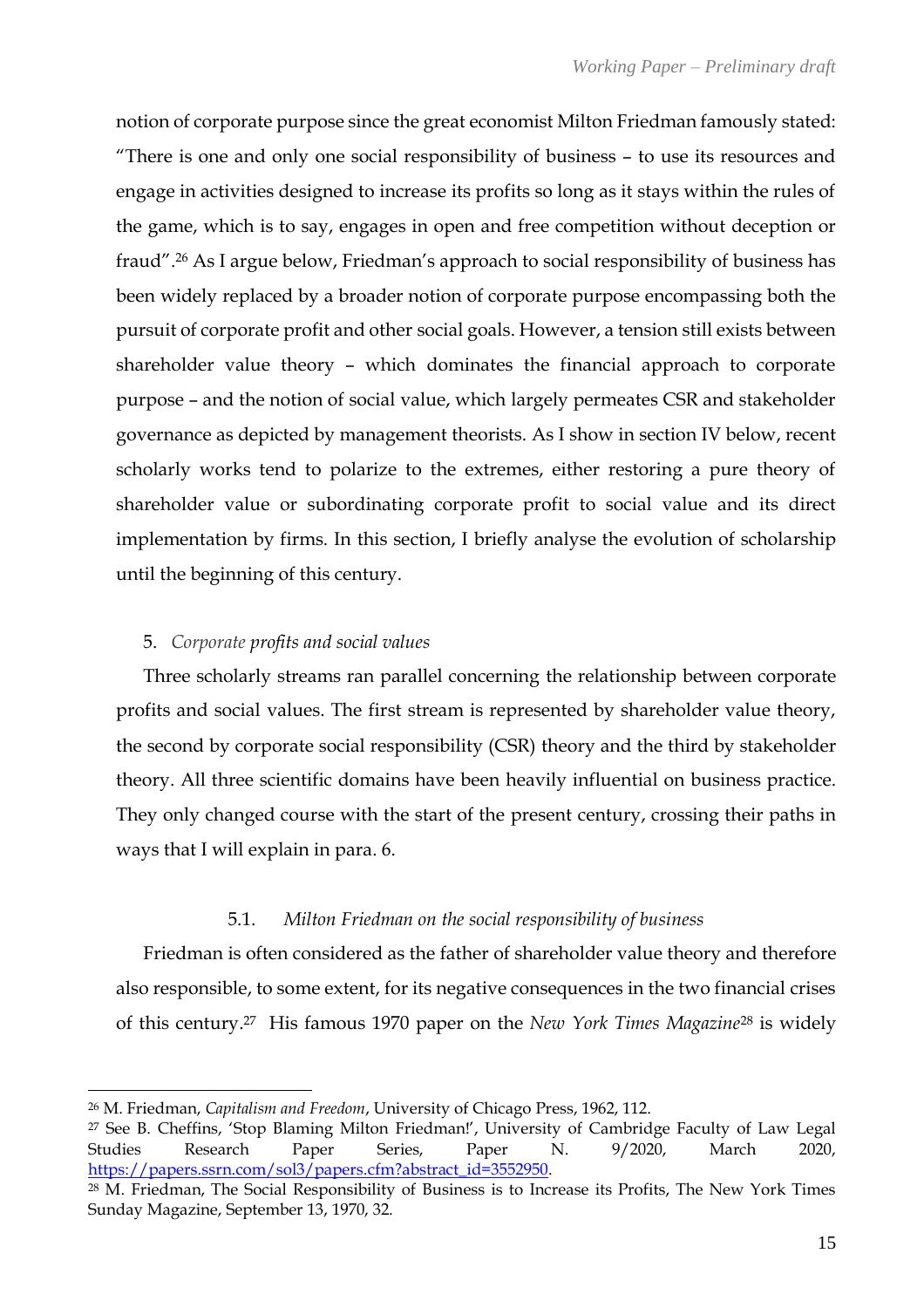notion of corporate purpose since the great economist Milton Friedman famously stated: "There is one and only one social responsibility of business – to use its resources and engage in activities designed to increase its profits so long as it stays within the rules of the game, which is to say, engages in open and free competition without deception or fraud".[26] As I argue below, Friedman's approach to social responsibility of business has been widely replaced by a broader notion of corporate purpose encompassing both the pursuit of corporate profit and other social goals. However, a tension still exists between shareholder value theory – which dominates the financial approach to corporate purpose – and the notion of social value, which largely permeates CSR and stakeholder governance as depicted by management theorists. As I show in section IV below, recent scholarly works tend to polarize to the extremes, either restoring a pure theory of shareholder value or subordinating corporate profit to social value and its direct implementation by firms. In this section, I briefly analyse the evolution of scholarship until the beginning of this century.

## 5. *Corporate profits and social values*

Three scholarly streams ran parallel concerning the relationship between corporate profits and social values. The first stream is represented by shareholder value theory, the second by corporate social responsibility (CSR) theory and the third by stakeholder theory. All three scientific domains have been heavily influential on business practice. They only changed course with the start of the present century, crossing their paths in ways that I will explain in para. 6.

### 5.1. *Milton Friedman on the social responsibility of business*

Friedman is often considered as the father of shareholder value theory and therefore also responsible, to some extent, for its negative consequences in the two financial crises of this century.[27] His famous 1970 paper on the *New York Times Magazine*[28] is widely

---

[26] M. Friedman, *Capitalism and Freedom*, University of Chicago Press, 1962, 112.

[27] See B. Cheffins, 'Stop Blaming Milton Friedman!', University of Cambridge Faculty of Law Legal Studies Research Paper Series, Paper N. 9/2020, March 2020, https://papers.ssrn.com/sol3/papers.cfm?abstract_id=3552950.

[28] M. Friedman, The Social Responsibility of Business is to Increase its Profits, The New York Times Sunday Magazine, September 13, 1970, 32.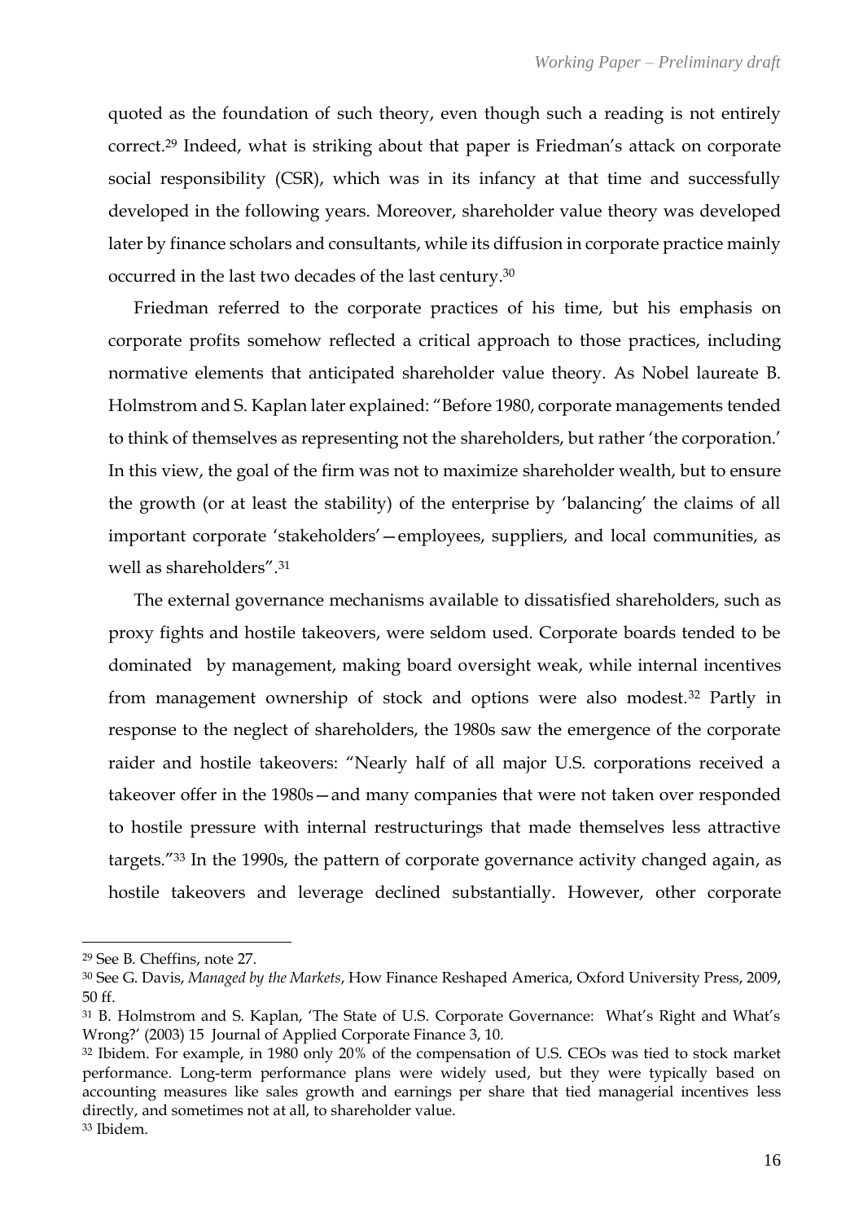quoted as the foundation of such theory, even though such a reading is not entirely correct.[29] Indeed, what is striking about that paper is Friedman's attack on corporate social responsibility (CSR), which was in its infancy at that time and successfully developed in the following years. Moreover, shareholder value theory was developed later by finance scholars and consultants, while its diffusion in corporate practice mainly occurred in the last two decades of the last century.[30]

Friedman referred to the corporate practices of his time, but his emphasis on corporate profits somehow reflected a critical approach to those practices, including normative elements that anticipated shareholder value theory. As Nobel laureate B. Holmstrom and S. Kaplan later explained: "Before 1980, corporate managements tended to think of themselves as representing not the shareholders, but rather 'the corporation.' In this view, the goal of the firm was not to maximize shareholder wealth, but to ensure the growth (or at least the stability) of the enterprise by 'balancing' the claims of all important corporate 'stakeholders'—employees, suppliers, and local communities, as well as shareholders".[31]

The external governance mechanisms available to dissatisfied shareholders, such as proxy fights and hostile takeovers, were seldom used. Corporate boards tended to be dominated by management, making board oversight weak, while internal incentives from management ownership of stock and options were also modest.[32] Partly in response to the neglect of shareholders, the 1980s saw the emergence of the corporate raider and hostile takeovers: "Nearly half of all major U.S. corporations received a takeover offer in the 1980s—and many companies that were not taken over responded to hostile pressure with internal restructurings that made themselves less attractive targets."[33] In the 1990s, the pattern of corporate governance activity changed again, as hostile takeovers and leverage declined substantially. However, other corporate

---

[29] See B. Cheffins, note 27.

[30] See G. Davis, *Managed by the Markets*, How Finance Reshaped America, Oxford University Press, 2009, 50 ff.

[31] B. Holmstrom and S. Kaplan, 'The State of U.S. Corporate Governance: What's Right and What's Wrong?' (2003) 15 Journal of Applied Corporate Finance 3, 10.

[32] Ibidem. For example, in 1980 only 20% of the compensation of U.S. CEOs was tied to stock market performance. Long-term performance plans were widely used, but they were typically based on accounting measures like sales growth and earnings per share that tied managerial incentives less directly, and sometimes not at all, to shareholder value.

[33] Ibidem.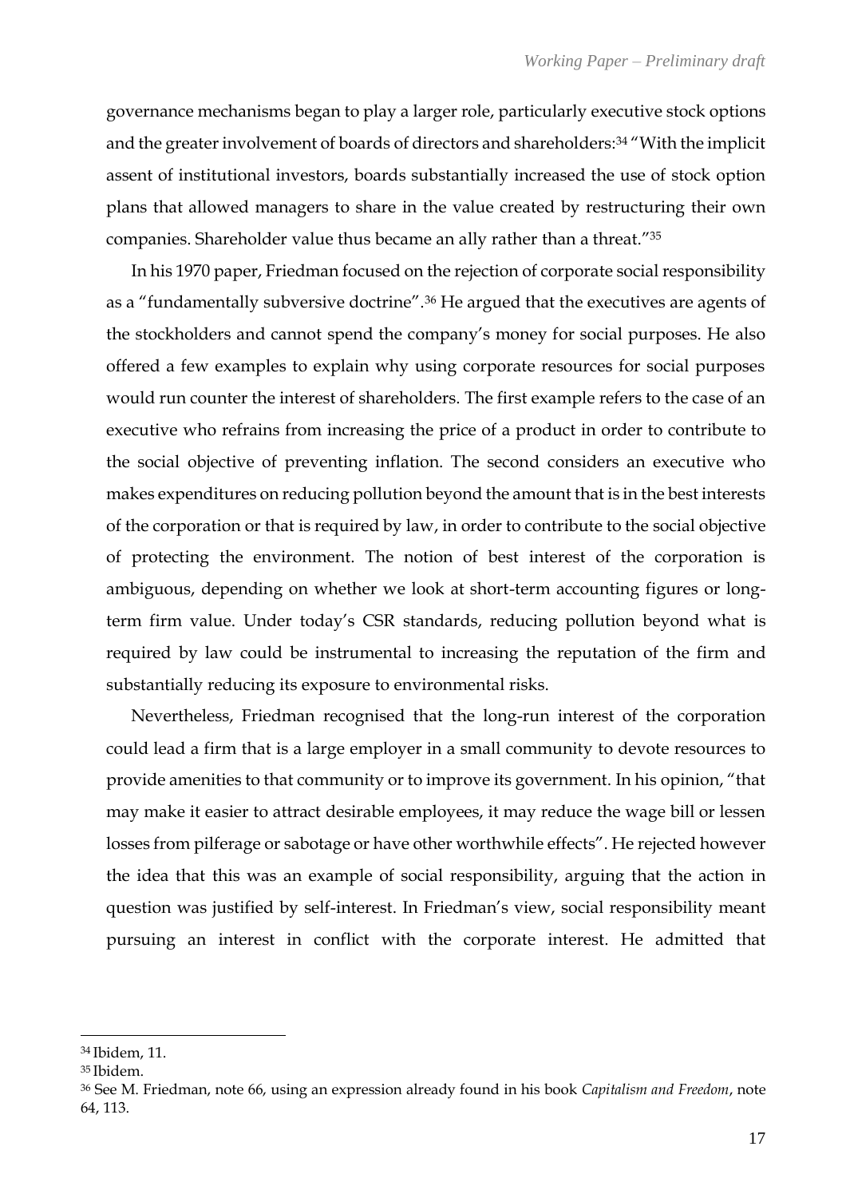governance mechanisms began to play a larger role, particularly executive stock options and the greater involvement of boards of directors and shareholders:[34] "With the implicit assent of institutional investors, boards substantially increased the use of stock option plans that allowed managers to share in the value created by restructuring their own companies. Shareholder value thus became an ally rather than a threat."[35]

In his 1970 paper, Friedman focused on the rejection of corporate social responsibility as a "fundamentally subversive doctrine".[36] He argued that the executives are agents of the stockholders and cannot spend the company's money for social purposes. He also offered a few examples to explain why using corporate resources for social purposes would run counter the interest of shareholders. The first example refers to the case of an executive who refrains from increasing the price of a product in order to contribute to the social objective of preventing inflation. The second considers an executive who makes expenditures on reducing pollution beyond the amount that is in the best interests of the corporation or that is required by law, in order to contribute to the social objective of protecting the environment. The notion of best interest of the corporation is ambiguous, depending on whether we look at short-term accounting figures or long-term firm value. Under today's CSR standards, reducing pollution beyond what is required by law could be instrumental to increasing the reputation of the firm and substantially reducing its exposure to environmental risks.

Nevertheless, Friedman recognised that the long-run interest of the corporation could lead a firm that is a large employer in a small community to devote resources to provide amenities to that community or to improve its government. In his opinion, "that may make it easier to attract desirable employees, it may reduce the wage bill or lessen losses from pilferage or sabotage or have other worthwhile effects". He rejected however the idea that this was an example of social responsibility, arguing that the action in question was justified by self-interest. In Friedman's view, social responsibility meant pursuing an interest in conflict with the corporate interest. He admitted that

---

[34] Ibidem, 11.

[35] Ibidem.

[36] See M. Friedman, note 66, using an expression already found in his book *Capitalism and Freedom*, note 64, 113.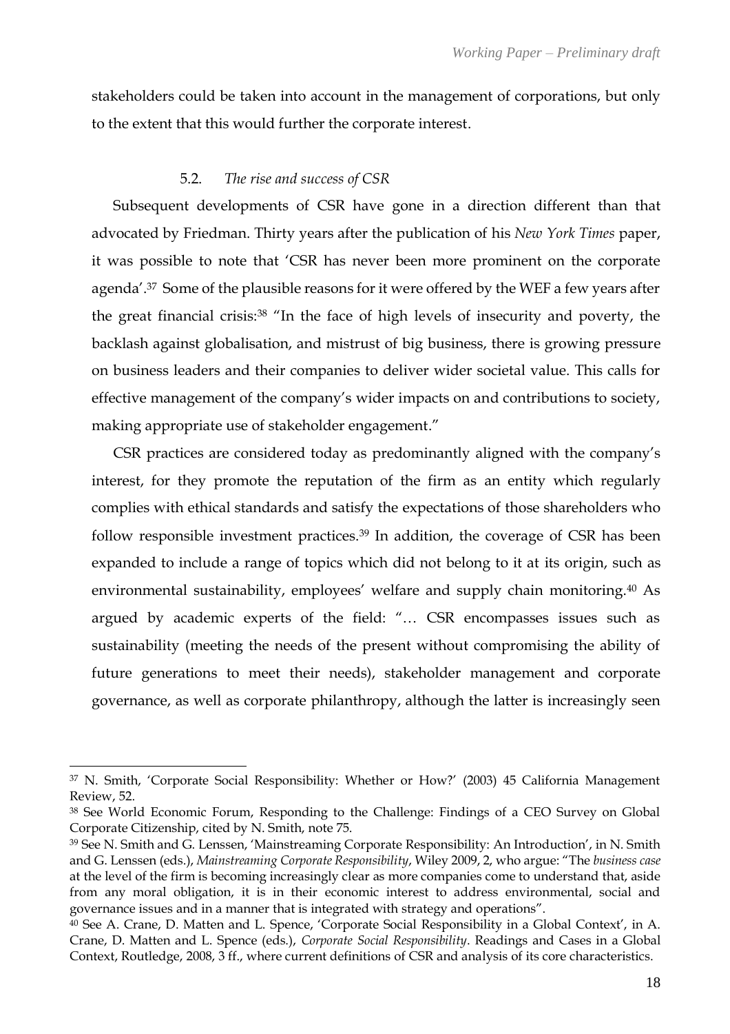stakeholders could be taken into account in the management of corporations, but only to the extent that this would further the corporate interest.

### 5.2. *The rise and success of CSR*

Subsequent developments of CSR have gone in a direction different than that advocated by Friedman. Thirty years after the publication of his *New York Times* paper, it was possible to note that 'CSR has never been more prominent on the corporate agenda'.[37] Some of the plausible reasons for it were offered by the WEF a few years after the great financial crisis:[38] "In the face of high levels of insecurity and poverty, the backlash against globalisation, and mistrust of big business, there is growing pressure on business leaders and their companies to deliver wider societal value. This calls for effective management of the company's wider impacts on and contributions to society, making appropriate use of stakeholder engagement."

CSR practices are considered today as predominantly aligned with the company's interest, for they promote the reputation of the firm as an entity which regularly complies with ethical standards and satisfy the expectations of those shareholders who follow responsible investment practices.[39] In addition, the coverage of CSR has been expanded to include a range of topics which did not belong to it at its origin, such as environmental sustainability, employees' welfare and supply chain monitoring.[40] As argued by academic experts of the field: "… CSR encompasses issues such as sustainability (meeting the needs of the present without compromising the ability of future generations to meet their needs), stakeholder management and corporate governance, as well as corporate philanthropy, although the latter is increasingly seen

---

[37] N. Smith, 'Corporate Social Responsibility: Whether or How?' (2003) 45 California Management Review, 52.

[38] See World Economic Forum, Responding to the Challenge: Findings of a CEO Survey on Global Corporate Citizenship, cited by N. Smith, note 75.

[39] See N. Smith and G. Lenssen, 'Mainstreaming Corporate Responsibility: An Introduction', in N. Smith and G. Lenssen (eds.), *Mainstreaming Corporate Responsibility*, Wiley 2009, 2, who argue: "The *business case* at the level of the firm is becoming increasingly clear as more companies come to understand that, aside from any moral obligation, it is in their economic interest to address environmental, social and governance issues and in a manner that is integrated with strategy and operations".

[40] See A. Crane, D. Matten and L. Spence, 'Corporate Social Responsibility in a Global Context', in A. Crane, D. Matten and L. Spence (eds.), *Corporate Social Responsibility*. Readings and Cases in a Global Context, Routledge, 2008, 3 ff., where current definitions of CSR and analysis of its core characteristics.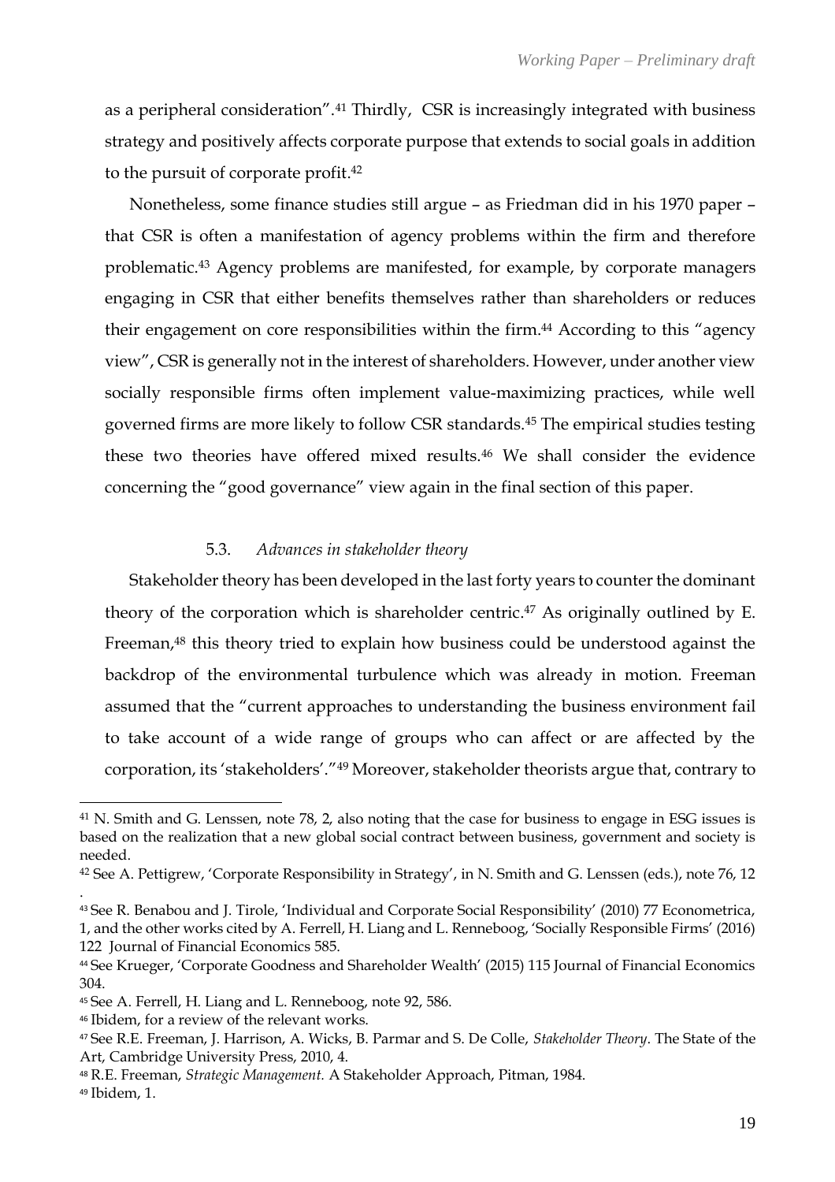as a peripheral consideration".[41] Thirdly, CSR is increasingly integrated with business strategy and positively affects corporate purpose that extends to social goals in addition to the pursuit of corporate profit.[42]

Nonetheless, some finance studies still argue – as Friedman did in his 1970 paper – that CSR is often a manifestation of agency problems within the firm and therefore problematic.[43] Agency problems are manifested, for example, by corporate managers engaging in CSR that either benefits themselves rather than shareholders or reduces their engagement on core responsibilities within the firm.[44] According to this "agency view", CSR is generally not in the interest of shareholders. However, under another view socially responsible firms often implement value-maximizing practices, while well governed firms are more likely to follow CSR standards.[45] The empirical studies testing these two theories have offered mixed results.[46] We shall consider the evidence concerning the "good governance" view again in the final section of this paper.

### 5.3. *Advances in stakeholder theory*

Stakeholder theory has been developed in the last forty years to counter the dominant theory of the corporation which is shareholder centric.[47] As originally outlined by E. Freeman,[48] this theory tried to explain how business could be understood against the backdrop of the environmental turbulence which was already in motion. Freeman assumed that the "current approaches to understanding the business environment fail to take account of a wide range of groups who can affect or are affected by the corporation, its 'stakeholders'."[49] Moreover, stakeholder theorists argue that, contrary to

---

[41] N. Smith and G. Lenssen, note 78, 2, also noting that the case for business to engage in ESG issues is based on the realization that a new global social contract between business, government and society is needed.

[42] See A. Pettigrew, 'Corporate Responsibility in Strategy', in N. Smith and G. Lenssen (eds.), note 76, 12 .

[43] See R. Benabou and J. Tirole, 'Individual and Corporate Social Responsibility' (2010) 77 Econometrica, 1, and the other works cited by A. Ferrell, H. Liang and L. Renneboog, 'Socially Responsible Firms' (2016) 122 Journal of Financial Economics 585.

[44] See Krueger, 'Corporate Goodness and Shareholder Wealth' (2015) 115 Journal of Financial Economics 304.

[45] See A. Ferrell, H. Liang and L. Renneboog, note 92, 586.

[46] Ibidem, for a review of the relevant works.

[47] See R.E. Freeman, J. Harrison, A. Wicks, B. Parmar and S. De Colle, *Stakeholder Theory*. The State of the Art, Cambridge University Press, 2010, 4.

[48] R.E. Freeman, *Strategic Management.* A Stakeholder Approach, Pitman, 1984.

[49] Ibidem, 1.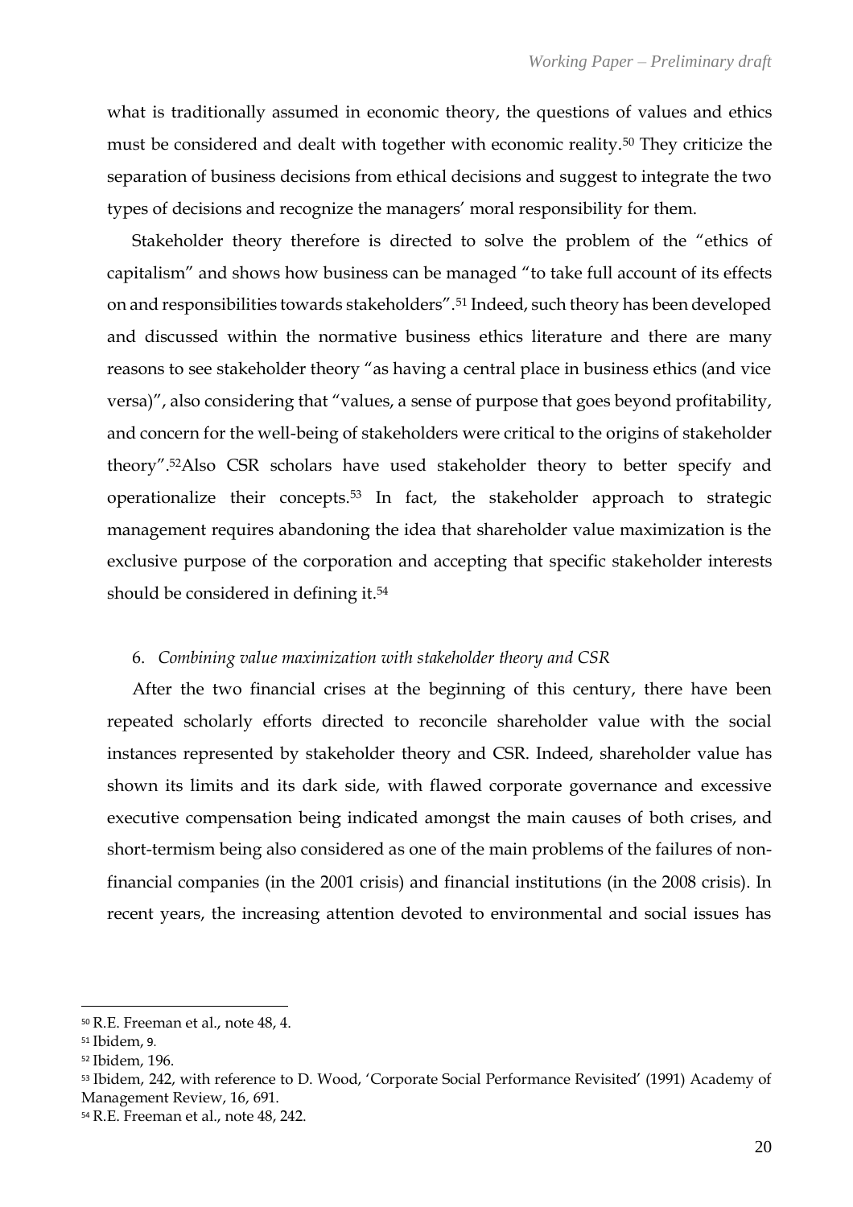what is traditionally assumed in economic theory, the questions of values and ethics must be considered and dealt with together with economic reality.[50] They criticize the separation of business decisions from ethical decisions and suggest to integrate the two types of decisions and recognize the managers' moral responsibility for them.

Stakeholder theory therefore is directed to solve the problem of the "ethics of capitalism" and shows how business can be managed "to take full account of its effects on and responsibilities towards stakeholders".[51] Indeed, such theory has been developed and discussed within the normative business ethics literature and there are many reasons to see stakeholder theory "as having a central place in business ethics (and vice versa)", also considering that "values, a sense of purpose that goes beyond profitability, and concern for the well-being of stakeholders were critical to the origins of stakeholder theory".[52]Also CSR scholars have used stakeholder theory to better specify and operationalize their concepts.[53] In fact, the stakeholder approach to strategic management requires abandoning the idea that shareholder value maximization is the exclusive purpose of the corporation and accepting that specific stakeholder interests should be considered in defining it.[54]

## 6. *Combining value maximization with stakeholder theory and CSR*

After the two financial crises at the beginning of this century, there have been repeated scholarly efforts directed to reconcile shareholder value with the social instances represented by stakeholder theory and CSR. Indeed, shareholder value has shown its limits and its dark side, with flawed corporate governance and excessive executive compensation being indicated amongst the main causes of both crises, and short-termism being also considered as one of the main problems of the failures of non-financial companies (in the 2001 crisis) and financial institutions (in the 2008 crisis). In recent years, the increasing attention devoted to environmental and social issues has

---

[50] R.E. Freeman et al., note 48, 4.

[51] Ibidem, 9.

[52] Ibidem, 196.

[53] Ibidem, 242, with reference to D. Wood, 'Corporate Social Performance Revisited' (1991) Academy of Management Review, 16, 691.

[54] R.E. Freeman et al., note 48, 242.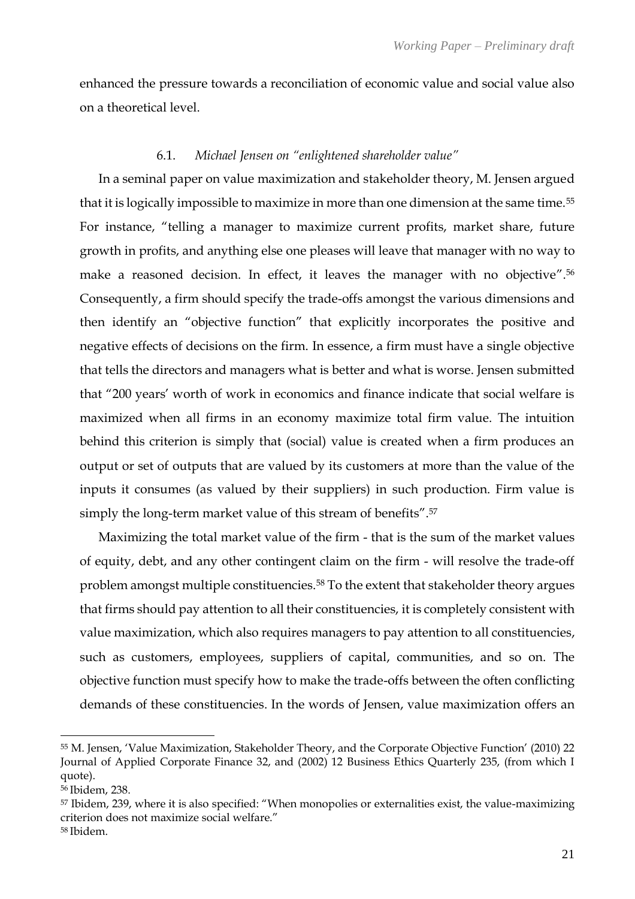enhanced the pressure towards a reconciliation of economic value and social value also on a theoretical level.

### 6.1. *Michael Jensen on "enlightened shareholder value"*

In a seminal paper on value maximization and stakeholder theory, M. Jensen argued that it is logically impossible to maximize in more than one dimension at the same time.[55] For instance, "telling a manager to maximize current profits, market share, future growth in profits, and anything else one pleases will leave that manager with no way to make a reasoned decision. In effect, it leaves the manager with no objective".[56] Consequently, a firm should specify the trade-offs amongst the various dimensions and then identify an "objective function" that explicitly incorporates the positive and negative effects of decisions on the firm. In essence, a firm must have a single objective that tells the directors and managers what is better and what is worse. Jensen submitted that "200 years' worth of work in economics and finance indicate that social welfare is maximized when all firms in an economy maximize total firm value. The intuition behind this criterion is simply that (social) value is created when a firm produces an output or set of outputs that are valued by its customers at more than the value of the inputs it consumes (as valued by their suppliers) in such production. Firm value is simply the long-term market value of this stream of benefits".[57]

Maximizing the total market value of the firm - that is the sum of the market values of equity, debt, and any other contingent claim on the firm - will resolve the trade-off problem amongst multiple constituencies.[58] To the extent that stakeholder theory argues that firms should pay attention to all their constituencies, it is completely consistent with value maximization, which also requires managers to pay attention to all constituencies, such as customers, employees, suppliers of capital, communities, and so on. The objective function must specify how to make the trade-offs between the often conflicting demands of these constituencies. In the words of Jensen, value maximization offers an

---

[55] M. Jensen, 'Value Maximization, Stakeholder Theory, and the Corporate Objective Function' (2010) 22 Journal of Applied Corporate Finance 32, and (2002) 12 Business Ethics Quarterly 235, (from which I quote).

[56] Ibidem, 238.

[57] Ibidem, 239, where it is also specified: "When monopolies or externalities exist, the value-maximizing criterion does not maximize social welfare."

[58] Ibidem.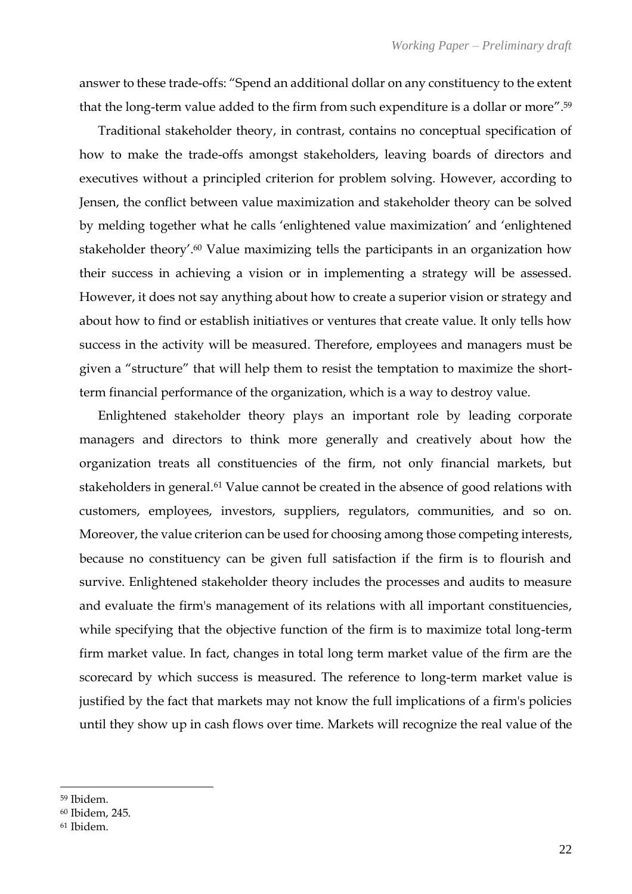answer to these trade-offs: "Spend an additional dollar on any constituency to the extent that the long-term value added to the firm from such expenditure is a dollar or more".[59]

Traditional stakeholder theory, in contrast, contains no conceptual specification of how to make the trade-offs amongst stakeholders, leaving boards of directors and executives without a principled criterion for problem solving. However, according to Jensen, the conflict between value maximization and stakeholder theory can be solved by melding together what he calls 'enlightened value maximization' and 'enlightened stakeholder theory'.[60] Value maximizing tells the participants in an organization how their success in achieving a vision or in implementing a strategy will be assessed. However, it does not say anything about how to create a superior vision or strategy and about how to find or establish initiatives or ventures that create value. It only tells how success in the activity will be measured. Therefore, employees and managers must be given a "structure" that will help them to resist the temptation to maximize the short-term financial performance of the organization, which is a way to destroy value.

Enlightened stakeholder theory plays an important role by leading corporate managers and directors to think more generally and creatively about how the organization treats all constituencies of the firm, not only financial markets, but stakeholders in general.[61] Value cannot be created in the absence of good relations with customers, employees, investors, suppliers, regulators, communities, and so on. Moreover, the value criterion can be used for choosing among those competing interests, because no constituency can be given full satisfaction if the firm is to flourish and survive. Enlightened stakeholder theory includes the processes and audits to measure and evaluate the firm's management of its relations with all important constituencies, while specifying that the objective function of the firm is to maximize total long-term firm market value. In fact, changes in total long term market value of the firm are the scorecard by which success is measured. The reference to long-term market value is justified by the fact that markets may not know the full implications of a firm's policies until they show up in cash flows over time. Markets will recognize the real value of the

---

[59] Ibidem.

[60] Ibidem, 245.

[61] Ibidem.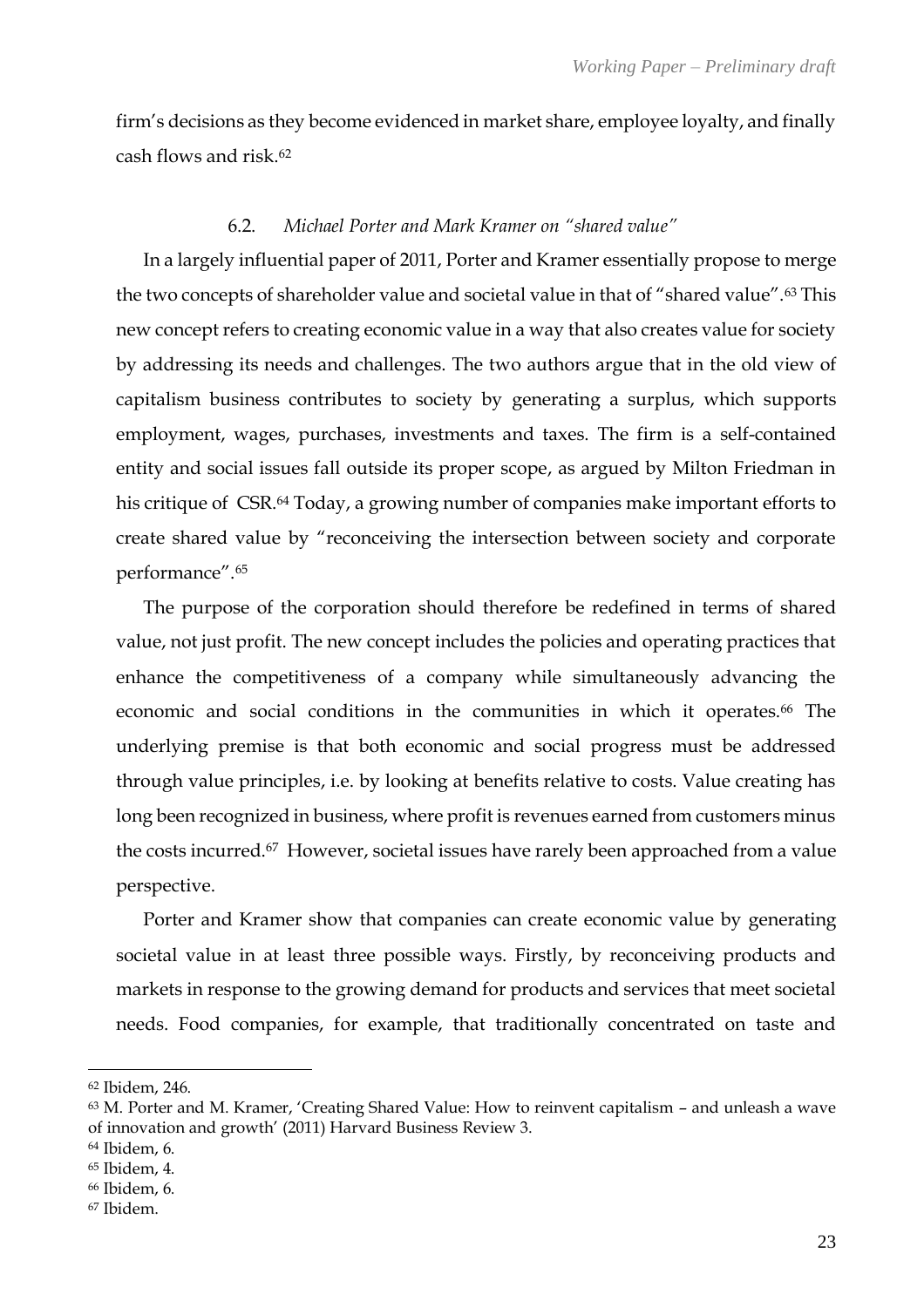firm's decisions as they become evidenced in market share, employee loyalty, and finally cash flows and risk.[62]

### 6.2. *Michael Porter and Mark Kramer on "shared value"*

In a largely influential paper of 2011, Porter and Kramer essentially propose to merge the two concepts of shareholder value and societal value in that of "shared value".[63] This new concept refers to creating economic value in a way that also creates value for society by addressing its needs and challenges. The two authors argue that in the old view of capitalism business contributes to society by generating a surplus, which supports employment, wages, purchases, investments and taxes. The firm is a self-contained entity and social issues fall outside its proper scope, as argued by Milton Friedman in his critique of CSR.[64] Today, a growing number of companies make important efforts to create shared value by "reconceiving the intersection between society and corporate performance".[65]

The purpose of the corporation should therefore be redefined in terms of shared value, not just profit. The new concept includes the policies and operating practices that enhance the competitiveness of a company while simultaneously advancing the economic and social conditions in the communities in which it operates.[66] The underlying premise is that both economic and social progress must be addressed through value principles, i.e. by looking at benefits relative to costs. Value creating has long been recognized in business, where profit is revenues earned from customers minus the costs incurred.[67] However, societal issues have rarely been approached from a value perspective.

Porter and Kramer show that companies can create economic value by generating societal value in at least three possible ways. Firstly, by reconceiving products and markets in response to the growing demand for products and services that meet societal needs. Food companies, for example, that traditionally concentrated on taste and

---

[62] Ibidem, 246.

[63] M. Porter and M. Kramer, 'Creating Shared Value: How to reinvent capitalism – and unleash a wave of innovation and growth' (2011) Harvard Business Review 3.

[64] Ibidem, 6.

[65] Ibidem, 4.

[66] Ibidem, 6.

[67] Ibidem.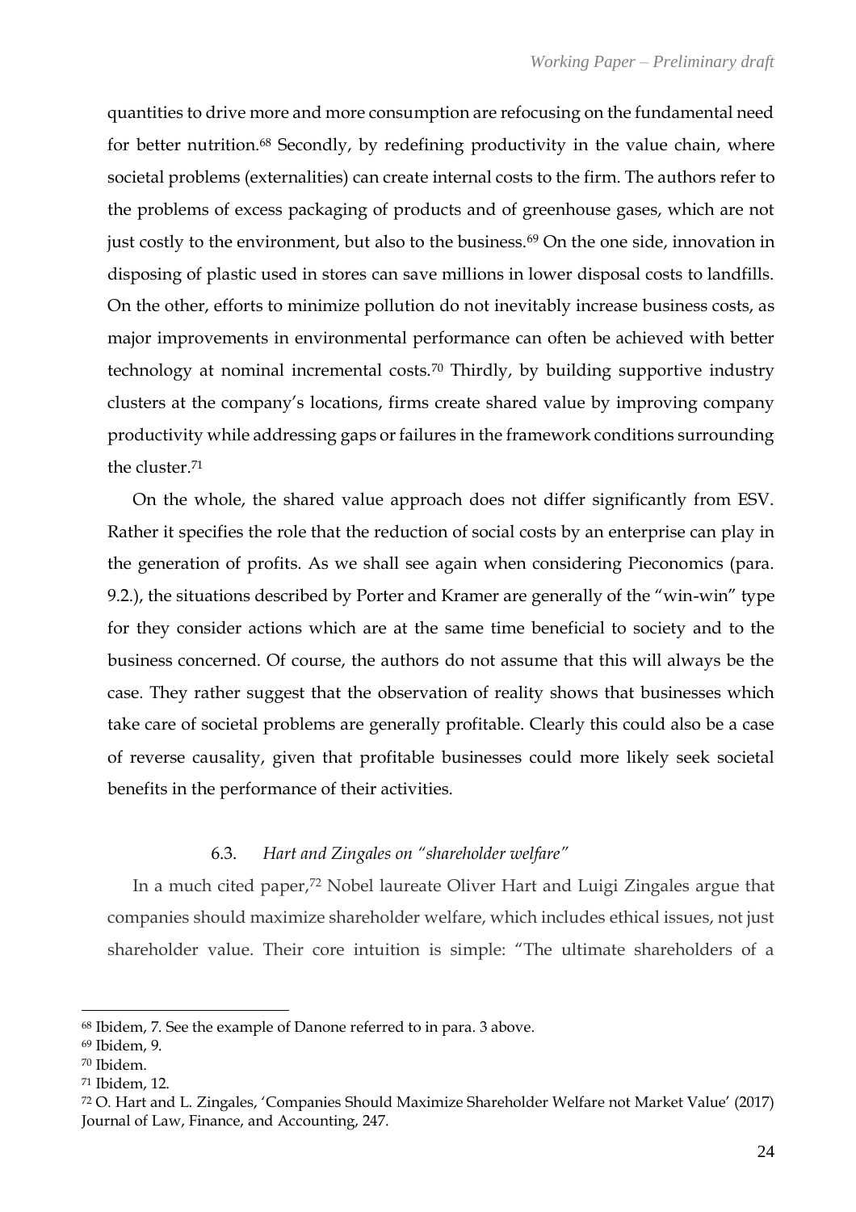quantities to drive more and more consumption are refocusing on the fundamental need for better nutrition.[68] Secondly, by redefining productivity in the value chain, where societal problems (externalities) can create internal costs to the firm. The authors refer to the problems of excess packaging of products and of greenhouse gases, which are not just costly to the environment, but also to the business.[69] On the one side, innovation in disposing of plastic used in stores can save millions in lower disposal costs to landfills. On the other, efforts to minimize pollution do not inevitably increase business costs, as major improvements in environmental performance can often be achieved with better technology at nominal incremental costs.[70] Thirdly, by building supportive industry clusters at the company's locations, firms create shared value by improving company productivity while addressing gaps or failures in the framework conditions surrounding the cluster.[71]

On the whole, the shared value approach does not differ significantly from ESV. Rather it specifies the role that the reduction of social costs by an enterprise can play in the generation of profits. As we shall see again when considering Pieconomics (para. 9.2.), the situations described by Porter and Kramer are generally of the "win-win" type for they consider actions which are at the same time beneficial to society and to the business concerned. Of course, the authors do not assume that this will always be the case. They rather suggest that the observation of reality shows that businesses which take care of societal problems are generally profitable. Clearly this could also be a case of reverse causality, given that profitable businesses could more likely seek societal benefits in the performance of their activities.

### 6.3. *Hart and Zingales on "shareholder welfare"*

In a much cited paper,[72] Nobel laureate Oliver Hart and Luigi Zingales argue that companies should maximize shareholder welfare, which includes ethical issues, not just shareholder value. Their core intuition is simple: "The ultimate shareholders of a

---

[68] Ibidem, 7. See the example of Danone referred to in para. 3 above.

[69] Ibidem, 9.

[70] Ibidem.

[71] Ibidem, 12.

[72] O. Hart and L. Zingales, 'Companies Should Maximize Shareholder Welfare not Market Value' (2017) Journal of Law, Finance, and Accounting, 247.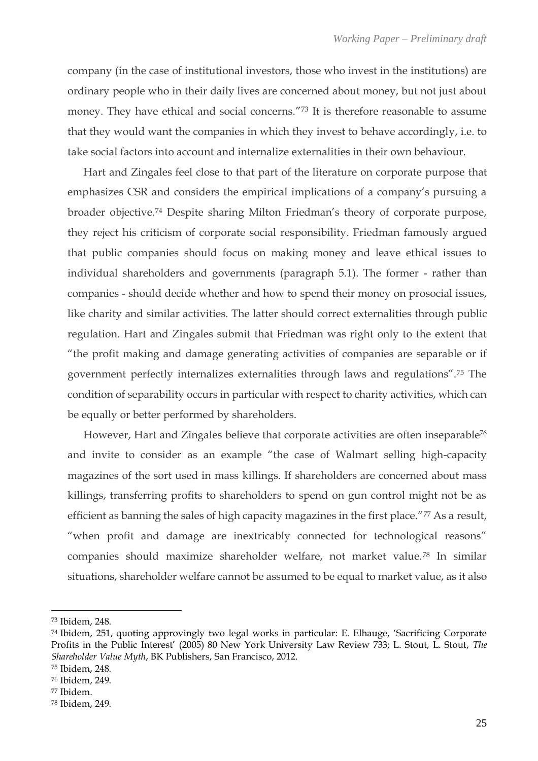company (in the case of institutional investors, those who invest in the institutions) are ordinary people who in their daily lives are concerned about money, but not just about money. They have ethical and social concerns."[73] It is therefore reasonable to assume that they would want the companies in which they invest to behave accordingly, i.e. to take social factors into account and internalize externalities in their own behaviour.

Hart and Zingales feel close to that part of the literature on corporate purpose that emphasizes CSR and considers the empirical implications of a company's pursuing a broader objective.[74] Despite sharing Milton Friedman's theory of corporate purpose, they reject his criticism of corporate social responsibility. Friedman famously argued that public companies should focus on making money and leave ethical issues to individual shareholders and governments (paragraph 5.1). The former - rather than companies - should decide whether and how to spend their money on prosocial issues, like charity and similar activities. The latter should correct externalities through public regulation. Hart and Zingales submit that Friedman was right only to the extent that "the profit making and damage generating activities of companies are separable or if government perfectly internalizes externalities through laws and regulations".[75] The condition of separability occurs in particular with respect to charity activities, which can be equally or better performed by shareholders.

However, Hart and Zingales believe that corporate activities are often inseparable[76] and invite to consider as an example "the case of Walmart selling high-capacity magazines of the sort used in mass killings. If shareholders are concerned about mass killings, transferring profits to shareholders to spend on gun control might not be as efficient as banning the sales of high capacity magazines in the first place."[77] As a result, "when profit and damage are inextricably connected for technological reasons" companies should maximize shareholder welfare, not market value.[78] In similar situations, shareholder welfare cannot be assumed to be equal to market value, as it also

---

[73] Ibidem, 248.

[74] Ibidem, 251, quoting approvingly two legal works in particular: E. Elhauge, 'Sacrificing Corporate Profits in the Public Interest' (2005) 80 New York University Law Review 733; L. Stout, L. Stout, *The Shareholder Value Myth*, BK Publishers, San Francisco, 2012.

[75] Ibidem, 248.

[76] Ibidem, 249.

[77] Ibidem.

[78] Ibidem, 249.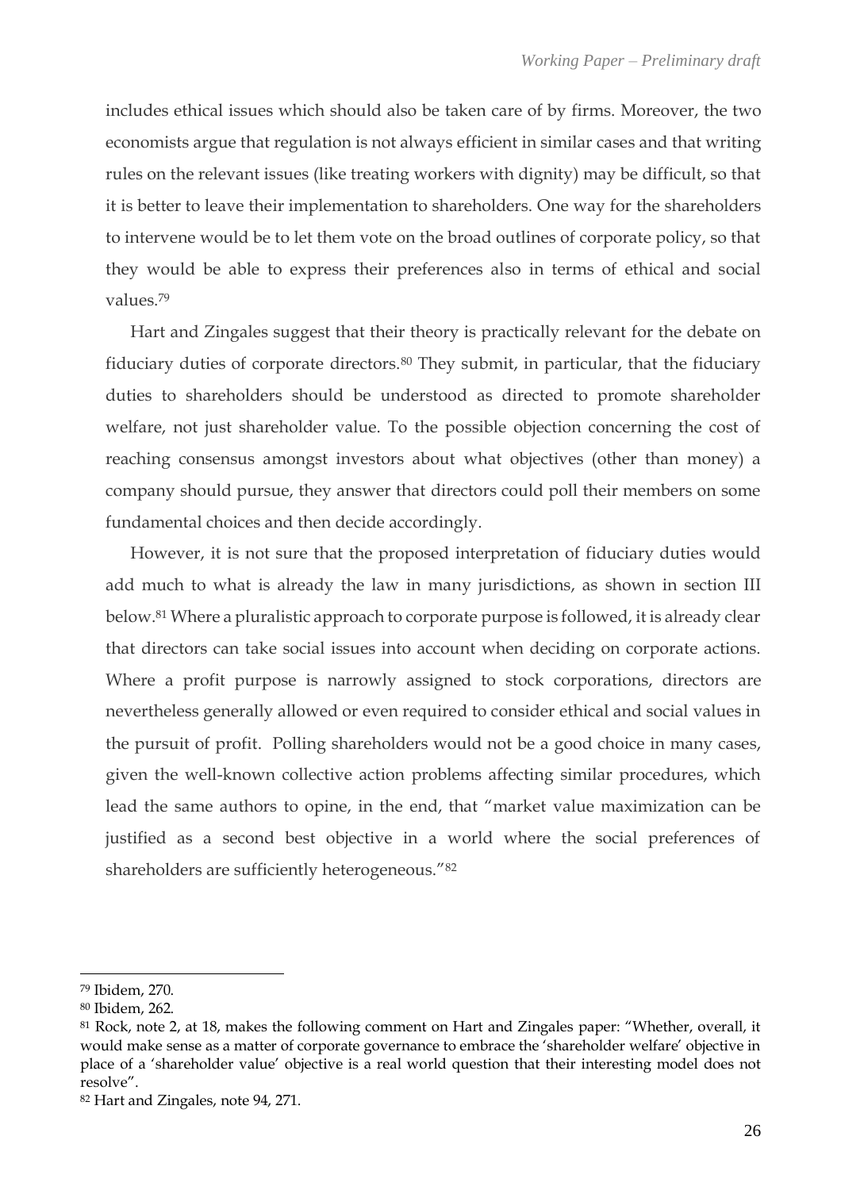includes ethical issues which should also be taken care of by firms. Moreover, the two economists argue that regulation is not always efficient in similar cases and that writing rules on the relevant issues (like treating workers with dignity) may be difficult, so that it is better to leave their implementation to shareholders. One way for the shareholders to intervene would be to let them vote on the broad outlines of corporate policy, so that they would be able to express their preferences also in terms of ethical and social values.[79]

Hart and Zingales suggest that their theory is practically relevant for the debate on fiduciary duties of corporate directors.[80] They submit, in particular, that the fiduciary duties to shareholders should be understood as directed to promote shareholder welfare, not just shareholder value. To the possible objection concerning the cost of reaching consensus amongst investors about what objectives (other than money) a company should pursue, they answer that directors could poll their members on some fundamental choices and then decide accordingly.

However, it is not sure that the proposed interpretation of fiduciary duties would add much to what is already the law in many jurisdictions, as shown in section III below.[81] Where a pluralistic approach to corporate purpose is followed, it is already clear that directors can take social issues into account when deciding on corporate actions. Where a profit purpose is narrowly assigned to stock corporations, directors are nevertheless generally allowed or even required to consider ethical and social values in the pursuit of profit. Polling shareholders would not be a good choice in many cases, given the well-known collective action problems affecting similar procedures, which lead the same authors to opine, in the end, that "market value maximization can be justified as a second best objective in a world where the social preferences of shareholders are sufficiently heterogeneous."[82]

---

[79] Ibidem, 270.

[80] Ibidem, 262.

[81] Rock, note 2, at 18, makes the following comment on Hart and Zingales paper: "Whether, overall, it would make sense as a matter of corporate governance to embrace the 'shareholder welfare' objective in place of a 'shareholder value' objective is a real world question that their interesting model does not resolve".

[82] Hart and Zingales, note 94, 271.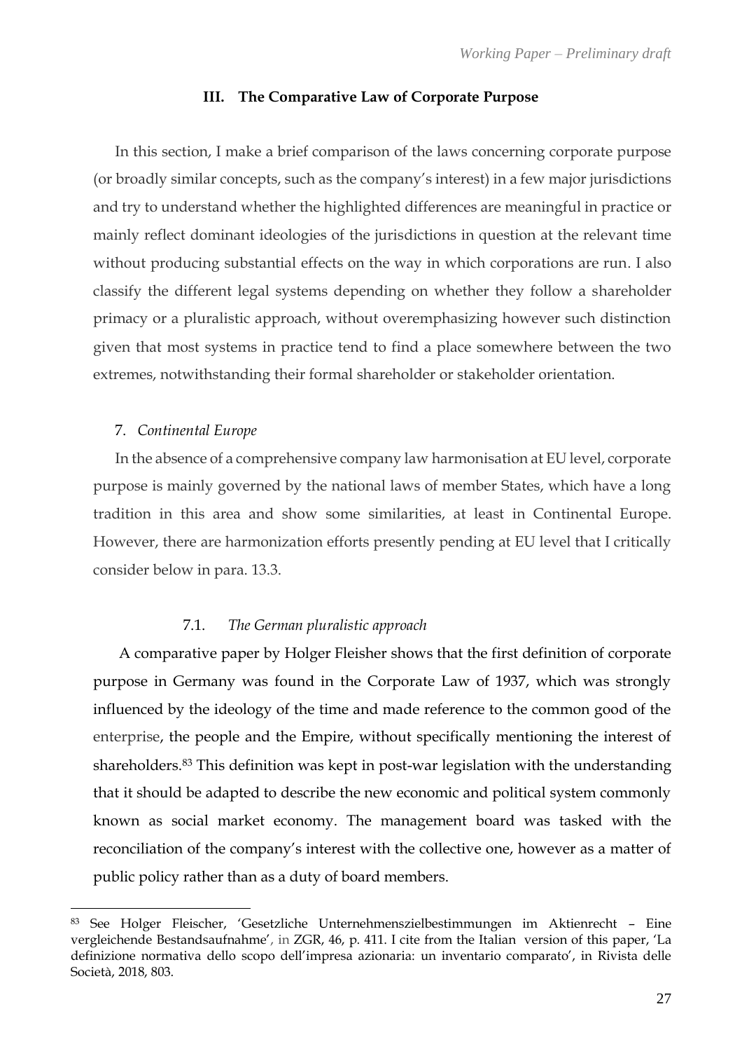## III. The Comparative Law of Corporate Purpose

In this section, I make a brief comparison of the laws concerning corporate purpose (or broadly similar concepts, such as the company's interest) in a few major jurisdictions and try to understand whether the highlighted differences are meaningful in practice or mainly reflect dominant ideologies of the jurisdictions in question at the relevant time without producing substantial effects on the way in which corporations are run. I also classify the different legal systems depending on whether they follow a shareholder primacy or a pluralistic approach, without overemphasizing however such distinction given that most systems in practice tend to find a place somewhere between the two extremes, notwithstanding their formal shareholder or stakeholder orientation.

### 7. *Continental Europe*

In the absence of a comprehensive company law harmonisation at EU level, corporate purpose is mainly governed by the national laws of member States, which have a long tradition in this area and show some similarities, at least in Continental Europe. However, there are harmonization efforts presently pending at EU level that I critically consider below in para. 13.3.

#### 7.1. *The German pluralistic approach*

A comparative paper by Holger Fleisher shows that the first definition of corporate purpose in Germany was found in the Corporate Law of 1937, which was strongly influenced by the ideology of the time and made reference to the common good of the enterprise, the people and the Empire, without specifically mentioning the interest of shareholders.[83] This definition was kept in post-war legislation with the understanding that it should be adapted to describe the new economic and political system commonly known as social market economy. The management board was tasked with the reconciliation of the company's interest with the collective one, however as a matter of public policy rather than as a duty of board members.

---

[83] See Holger Fleischer, 'Gesetzliche Unternehmenszielbestimmungen im Aktienrecht – Eine vergleichende Bestandsaufnahme', in ZGR, 46, p. 411. I cite from the Italian version of this paper, 'La definizione normativa dello scopo dell'impresa azionaria: un inventario comparato', in Rivista delle Società, 2018, 803.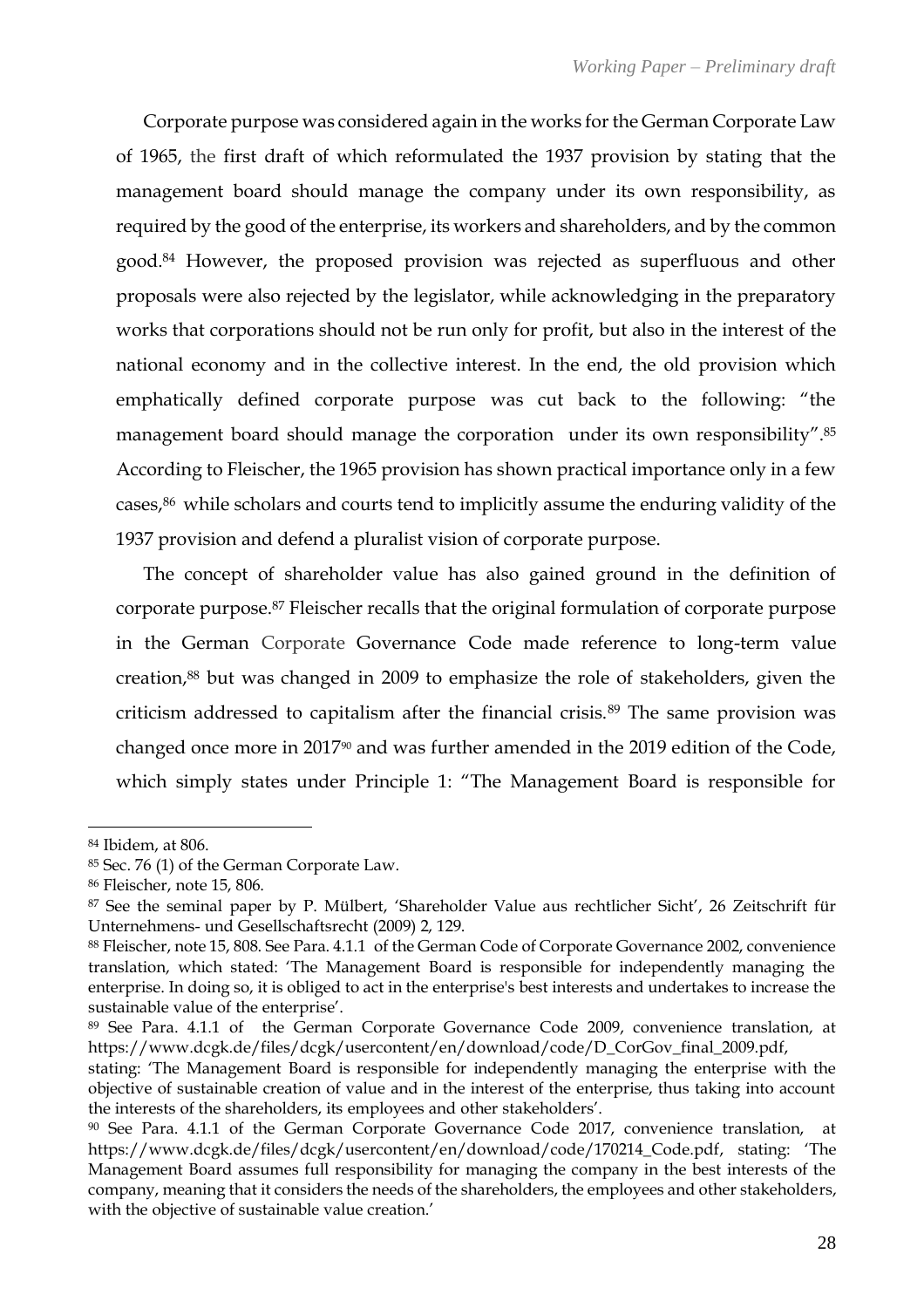Corporate purpose was considered again in the works for the German Corporate Law of 1965, the first draft of which reformulated the 1937 provision by stating that the management board should manage the company under its own responsibility, as required by the good of the enterprise, its workers and shareholders, and by the common good.[84] However, the proposed provision was rejected as superfluous and other proposals were also rejected by the legislator, while acknowledging in the preparatory works that corporations should not be run only for profit, but also in the interest of the national economy and in the collective interest. In the end, the old provision which emphatically defined corporate purpose was cut back to the following: "the management board should manage the corporation under its own responsibility".[85] According to Fleischer, the 1965 provision has shown practical importance only in a few cases,[86] while scholars and courts tend to implicitly assume the enduring validity of the 1937 provision and defend a pluralist vision of corporate purpose.

The concept of shareholder value has also gained ground in the definition of corporate purpose.[87] Fleischer recalls that the original formulation of corporate purpose in the German Corporate Governance Code made reference to long-term value creation,[88] but was changed in 2009 to emphasize the role of stakeholders, given the criticism addressed to capitalism after the financial crisis.[89] The same provision was changed once more in 2017[90] and was further amended in the 2019 edition of the Code, which simply states under Principle 1: "The Management Board is responsible for

---

[84] Ibidem, at 806.

[85] Sec. 76 (1) of the German Corporate Law.

[86] Fleischer, note 15, 806.

[87] See the seminal paper by P. Mülbert, 'Shareholder Value aus rechtlicher Sicht', 26 Zeitschrift für Unternehmens- und Gesellschaftsrecht (2009) 2, 129.

[88] Fleischer, note 15, 808. See Para. 4.1.1 of the German Code of Corporate Governance 2002, convenience translation, which stated: 'The Management Board is responsible for independently managing the enterprise. In doing so, it is obliged to act in the enterprise's best interests and undertakes to increase the sustainable value of the enterprise'.

[89] See Para. 4.1.1 of the German Corporate Governance Code 2009, convenience translation, at https://www.dcgk.de/files/dcgk/usercontent/en/download/code/D_CorGov_final_2009.pdf, stating: 'The Management Board is responsible for independently managing the enterprise with the objective of sustainable creation of value and in the interest of the enterprise, thus taking into account the interests of the shareholders, its employees and other stakeholders'.

[90] See Para. 4.1.1 of the German Corporate Governance Code 2017, convenience translation, at https://www.dcgk.de/files/dcgk/usercontent/en/download/code/170214_Code.pdf, stating: 'The Management Board assumes full responsibility for managing the company in the best interests of the company, meaning that it considers the needs of the shareholders, the employees and other stakeholders, with the objective of sustainable value creation.'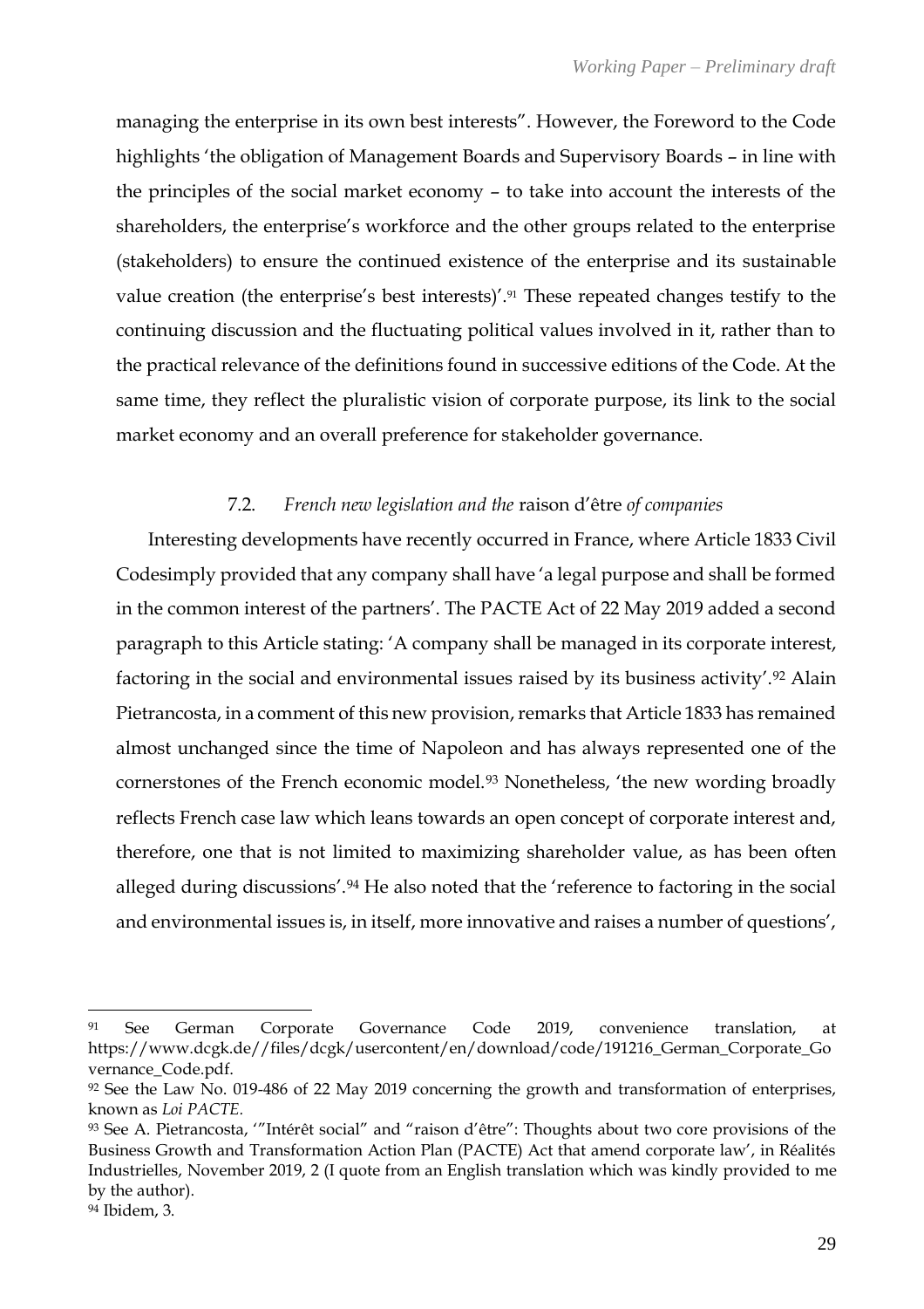managing the enterprise in its own best interests". However, the Foreword to the Code highlights 'the obligation of Management Boards and Supervisory Boards – in line with the principles of the social market economy – to take into account the interests of the shareholders, the enterprise's workforce and the other groups related to the enterprise (stakeholders) to ensure the continued existence of the enterprise and its sustainable value creation (the enterprise's best interests)'.[91] These repeated changes testify to the continuing discussion and the fluctuating political values involved in it, rather than to the practical relevance of the definitions found in successive editions of the Code. At the same time, they reflect the pluralistic vision of corporate purpose, its link to the social market economy and an overall preference for stakeholder governance.

### 7.2. *French new legislation and the* raison d'être *of companies*

Interesting developments have recently occurred in France, where Article 1833 Civil Codesimply provided that any company shall have 'a legal purpose and shall be formed in the common interest of the partners'. The PACTE Act of 22 May 2019 added a second paragraph to this Article stating: 'A company shall be managed in its corporate interest, factoring in the social and environmental issues raised by its business activity'.[92] Alain Pietrancosta, in a comment of this new provision, remarks that Article 1833 has remained almost unchanged since the time of Napoleon and has always represented one of the cornerstones of the French economic model.[93] Nonetheless, 'the new wording broadly reflects French case law which leans towards an open concept of corporate interest and, therefore, one that is not limited to maximizing shareholder value, as has been often alleged during discussions'.[94] He also noted that the 'reference to factoring in the social and environmental issues is, in itself, more innovative and raises a number of questions',

---

[91] See German Corporate Governance Code 2019, convenience translation, at https://www.dcgk.de//files/dcgk/usercontent/en/download/code/191216_German_Corporate_Governance_Code.pdf.

[92] See the Law No. 019-486 of 22 May 2019 concerning the growth and transformation of enterprises, known as *Loi PACTE*.

[93] See A. Pietrancosta, '"Intérêt social" and "raison d'être": Thoughts about two core provisions of the Business Growth and Transformation Action Plan (PACTE) Act that amend corporate law', in Réalités Industrielles, November 2019, 2 (I quote from an English translation which was kindly provided to me by the author).

[94] Ibidem, 3.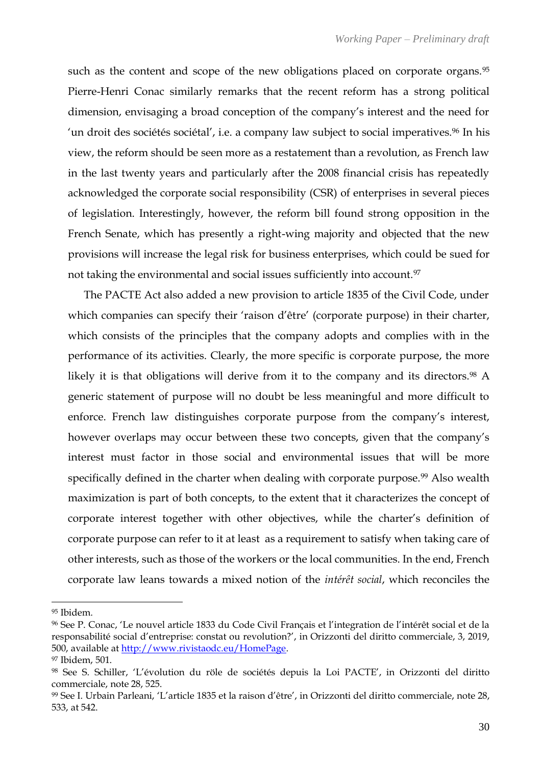such as the content and scope of the new obligations placed on corporate organs.[95] Pierre-Henri Conac similarly remarks that the recent reform has a strong political dimension, envisaging a broad conception of the company's interest and the need for 'un droit des sociétés sociétal', i.e. a company law subject to social imperatives.[96] In his view, the reform should be seen more as a restatement than a revolution, as French law in the last twenty years and particularly after the 2008 financial crisis has repeatedly acknowledged the corporate social responsibility (CSR) of enterprises in several pieces of legislation. Interestingly, however, the reform bill found strong opposition in the French Senate, which has presently a right-wing majority and objected that the new provisions will increase the legal risk for business enterprises, which could be sued for not taking the environmental and social issues sufficiently into account.[97]

The PACTE Act also added a new provision to article 1835 of the Civil Code, under which companies can specify their 'raison d'être' (corporate purpose) in their charter, which consists of the principles that the company adopts and complies with in the performance of its activities. Clearly, the more specific is corporate purpose, the more likely it is that obligations will derive from it to the company and its directors.[98] A generic statement of purpose will no doubt be less meaningful and more difficult to enforce. French law distinguishes corporate purpose from the company's interest, however overlaps may occur between these two concepts, given that the company's interest must factor in those social and environmental issues that will be more specifically defined in the charter when dealing with corporate purpose.[99] Also wealth maximization is part of both concepts, to the extent that it characterizes the concept of corporate interest together with other objectives, while the charter's definition of corporate purpose can refer to it at least as a requirement to satisfy when taking care of other interests, such as those of the workers or the local communities. In the end, French corporate law leans towards a mixed notion of the *intérêt social*, which reconciles the

---

[95] Ibidem.

[96] See P. Conac, 'Le nouvel article 1833 du Code Civil Français et l'integration de l'intérêt social et de la responsabilité social d'entreprise: constat ou revolution?', in Orizzonti del diritto commerciale, 3, 2019, 500, available at http://www.rivistaodc.eu/HomePage.

[97] Ibidem, 501.

[98] See S. Schiller, 'L'évolution du röle de sociétés depuis la Loi PACTE', in Orizzonti del diritto commerciale, note 28, 525.

[99] See I. Urbain Parleani, 'L'article 1835 et la raison d'être', in Orizzonti del diritto commerciale, note 28, 533, at 542.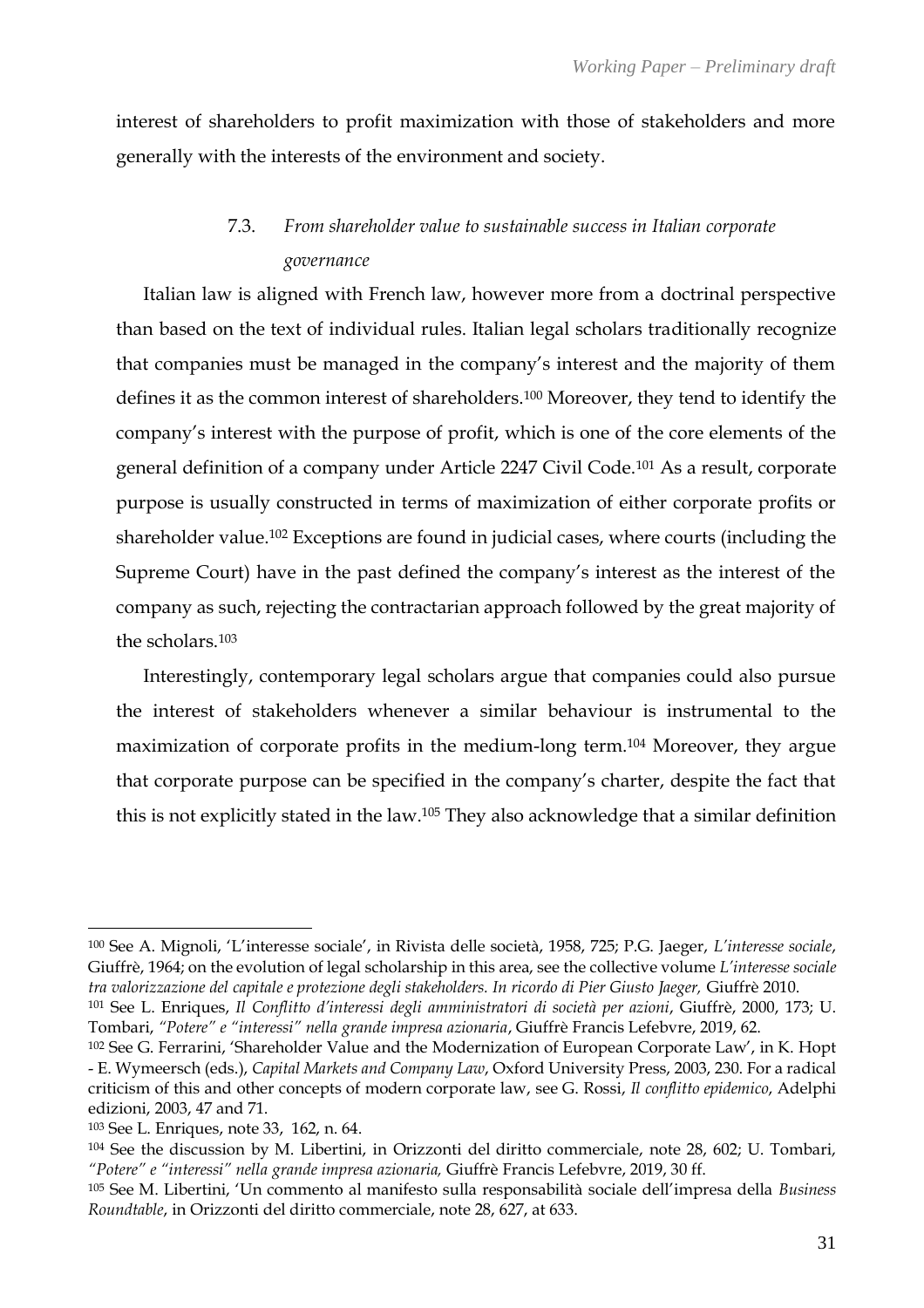interest of shareholders to profit maximization with those of stakeholders and more generally with the interests of the environment and society.

### 7.3. *From shareholder value to sustainable success in Italian corporate governance*

Italian law is aligned with French law, however more from a doctrinal perspective than based on the text of individual rules. Italian legal scholars traditionally recognize that companies must be managed in the company's interest and the majority of them defines it as the common interest of shareholders.[100] Moreover, they tend to identify the company's interest with the purpose of profit, which is one of the core elements of the general definition of a company under Article 2247 Civil Code.[101] As a result, corporate purpose is usually constructed in terms of maximization of either corporate profits or shareholder value.[102] Exceptions are found in judicial cases, where courts (including the Supreme Court) have in the past defined the company's interest as the interest of the company as such, rejecting the contractarian approach followed by the great majority of the scholars.[103]

Interestingly, contemporary legal scholars argue that companies could also pursue the interest of stakeholders whenever a similar behaviour is instrumental to the maximization of corporate profits in the medium-long term.[104] Moreover, they argue that corporate purpose can be specified in the company's charter, despite the fact that this is not explicitly stated in the law.[105] They also acknowledge that a similar definition

---

[100] See A. Mignoli, 'L'interesse sociale', in Rivista delle società, 1958, 725; P.G. Jaeger, *L'interesse sociale*, Giuffrè, 1964; on the evolution of legal scholarship in this area, see the collective volume *L'interesse sociale tra valorizzazione del capitale e protezione degli stakeholders. In ricordo di Pier Giusto Jaeger,* Giuffrè 2010.

[101] See L. Enriques, *Il Conflitto d'interessi degli amministratori di società per azioni*, Giuffrè, 2000, 173; U. Tombari, *"Potere" e "interessi" nella grande impresa azionaria*, Giuffrè Francis Lefebvre, 2019, 62.

[102] See G. Ferrarini, 'Shareholder Value and the Modernization of European Corporate Law', in K. Hopt - E. Wymeersch (eds.), *Capital Markets and Company Law*, Oxford University Press, 2003, 230. For a radical criticism of this and other concepts of modern corporate law, see G. Rossi, *Il conflitto epidemico*, Adelphi edizioni, 2003, 47 and 71.

[103] See L. Enriques, note 33, 162, n. 64.

[104] See the discussion by M. Libertini, in Orizzonti del diritto commerciale, note 28, 602; U. Tombari, *"Potere" e "interessi" nella grande impresa azionaria,* Giuffrè Francis Lefebvre, 2019, 30 ff.

[105] See M. Libertini, 'Un commento al manifesto sulla responsabilità sociale dell'impresa della *Business Roundtable*, in Orizzonti del diritto commerciale, note 28, 627, at 633.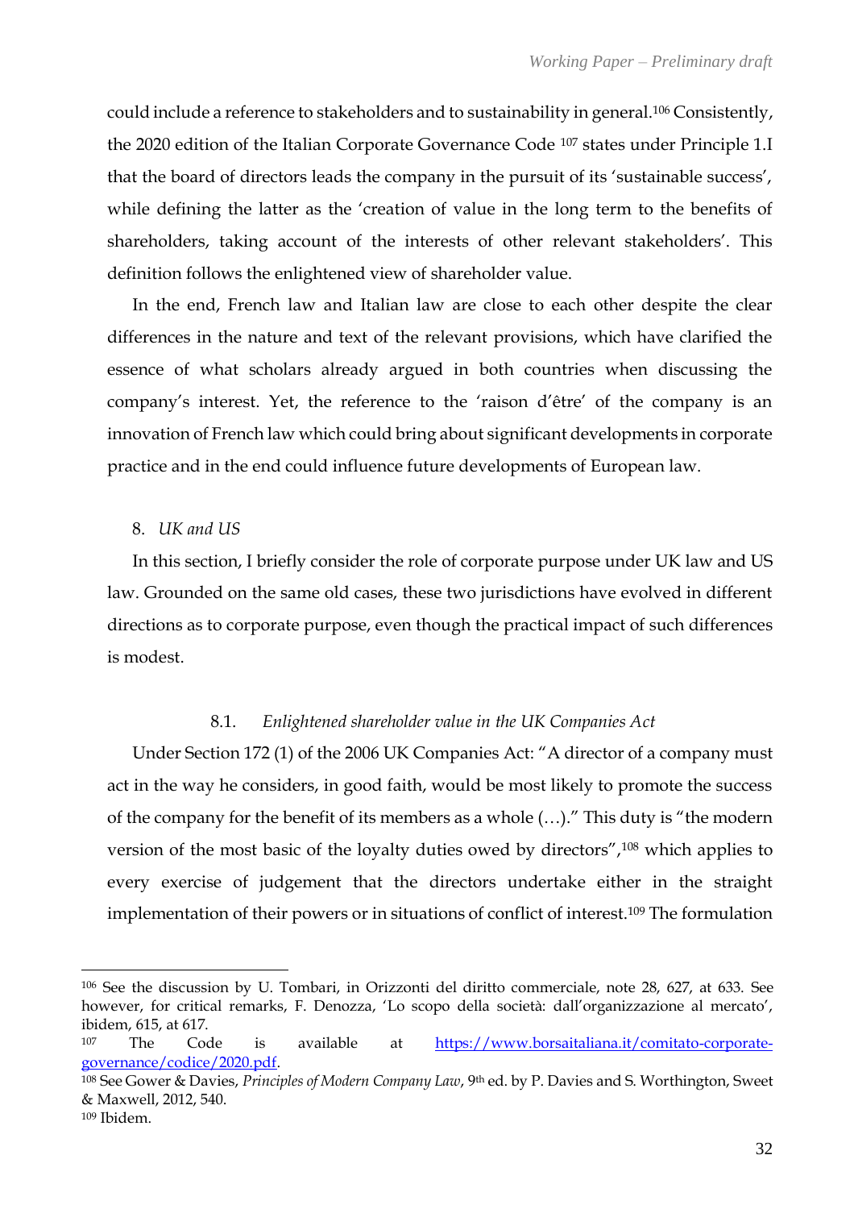could include a reference to stakeholders and to sustainability in general.[106] Consistently, the 2020 edition of the Italian Corporate Governance Code [107] states under Principle 1.I that the board of directors leads the company in the pursuit of its 'sustainable success', while defining the latter as the 'creation of value in the long term to the benefits of shareholders, taking account of the interests of other relevant stakeholders'. This definition follows the enlightened view of shareholder value.

In the end, French law and Italian law are close to each other despite the clear differences in the nature and text of the relevant provisions, which have clarified the essence of what scholars already argued in both countries when discussing the company's interest. Yet, the reference to the 'raison d'être' of the company is an innovation of French law which could bring about significant developments in corporate practice and in the end could influence future developments of European law.

## 8. *UK and US*

In this section, I briefly consider the role of corporate purpose under UK law and US law. Grounded on the same old cases, these two jurisdictions have evolved in different directions as to corporate purpose, even though the practical impact of such differences is modest.

### 8.1. *Enlightened shareholder value in the UK Companies Act*

Under Section 172 (1) of the 2006 UK Companies Act: "A director of a company must act in the way he considers, in good faith, would be most likely to promote the success of the company for the benefit of its members as a whole (…)." This duty is "the modern version of the most basic of the loyalty duties owed by directors",[108] which applies to every exercise of judgement that the directors undertake either in the straight implementation of their powers or in situations of conflict of interest.[109] The formulation

---

[106] See the discussion by U. Tombari, in Orizzonti del diritto commerciale, note 28, 627, at 633. See however, for critical remarks, F. Denozza, 'Lo scopo della società: dall'organizzazione al mercato', ibidem, 615, at 617.

[107] The Code is available at https://www.borsaitaliana.it/comitato-corporate-governance/codice/2020.pdf.

[108] See Gower & Davies, *Principles of Modern Company Law*, 9th ed. by P. Davies and S. Worthington, Sweet & Maxwell, 2012, 540.

[109] Ibidem.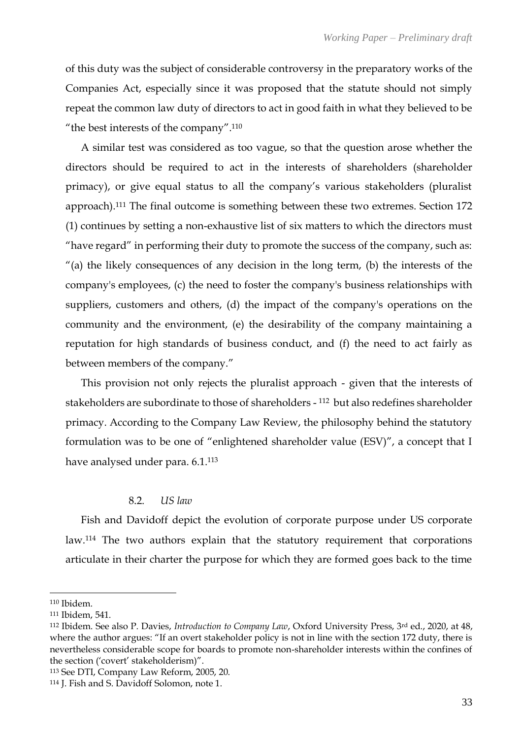of this duty was the subject of considerable controversy in the preparatory works of the Companies Act, especially since it was proposed that the statute should not simply repeat the common law duty of directors to act in good faith in what they believed to be "the best interests of the company".[110]

A similar test was considered as too vague, so that the question arose whether the directors should be required to act in the interests of shareholders (shareholder primacy), or give equal status to all the company's various stakeholders (pluralist approach).[111] The final outcome is something between these two extremes. Section 172 (1) continues by setting a non-exhaustive list of six matters to which the directors must "have regard" in performing their duty to promote the success of the company, such as: "(a) the likely consequences of any decision in the long term, (b) the interests of the company's employees, (c) the need to foster the company's business relationships with suppliers, customers and others, (d) the impact of the company's operations on the community and the environment, (e) the desirability of the company maintaining a reputation for high standards of business conduct, and (f) the need to act fairly as between members of the company."

This provision not only rejects the pluralist approach - given that the interests of stakeholders are subordinate to those of shareholders - [112] but also redefines shareholder primacy. According to the Company Law Review, the philosophy behind the statutory formulation was to be one of "enlightened shareholder value (ESV)", a concept that I have analysed under para. 6.1.[113]

### 8.2. *US law*

Fish and Davidoff depict the evolution of corporate purpose under US corporate law.[114] The two authors explain that the statutory requirement that corporations articulate in their charter the purpose for which they are formed goes back to the time

---

[110] Ibidem.

[111] Ibidem, 541.

[112] Ibidem. See also P. Davies, *Introduction to Company Law*, Oxford University Press, 3rd ed., 2020, at 48, where the author argues: "If an overt stakeholder policy is not in line with the section 172 duty, there is nevertheless considerable scope for boards to promote non-shareholder interests within the confines of the section ('covert' stakeholderism)".

[113] See DTI, Company Law Reform, 2005, 20.

[114] J. Fish and S. Davidoff Solomon, note 1.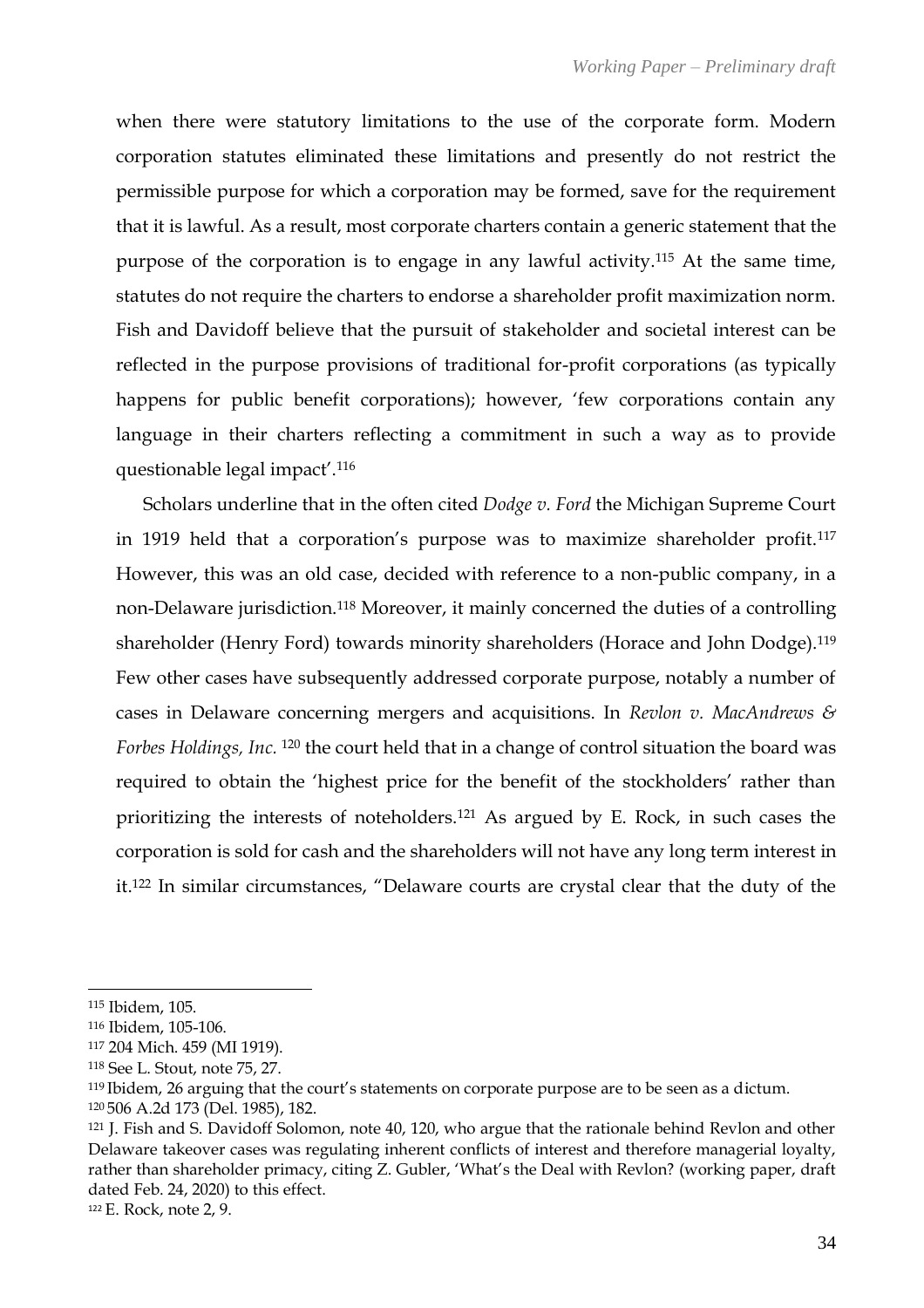when there were statutory limitations to the use of the corporate form. Modern corporation statutes eliminated these limitations and presently do not restrict the permissible purpose for which a corporation may be formed, save for the requirement that it is lawful. As a result, most corporate charters contain a generic statement that the purpose of the corporation is to engage in any lawful activity.[115] At the same time, statutes do not require the charters to endorse a shareholder profit maximization norm. Fish and Davidoff believe that the pursuit of stakeholder and societal interest can be reflected in the purpose provisions of traditional for-profit corporations (as typically happens for public benefit corporations); however, 'few corporations contain any language in their charters reflecting a commitment in such a way as to provide questionable legal impact'.[116]

Scholars underline that in the often cited *Dodge v. Ford* the Michigan Supreme Court in 1919 held that a corporation's purpose was to maximize shareholder profit.[117] However, this was an old case, decided with reference to a non-public company, in a non-Delaware jurisdiction.[118] Moreover, it mainly concerned the duties of a controlling shareholder (Henry Ford) towards minority shareholders (Horace and John Dodge).[119] Few other cases have subsequently addressed corporate purpose, notably a number of cases in Delaware concerning mergers and acquisitions. In *Revlon v. MacAndrews & Forbes Holdings, Inc.* [120] the court held that in a change of control situation the board was required to obtain the 'highest price for the benefit of the stockholders' rather than prioritizing the interests of noteholders.[121] As argued by E. Rock, in such cases the corporation is sold for cash and the shareholders will not have any long term interest in it.[122] In similar circumstances, "Delaware courts are crystal clear that the duty of the

---

[115] Ibidem, 105.

[116] Ibidem, 105-106.

[117] 204 Mich. 459 (MI 1919).

[118] See L. Stout, note 75, 27.

[119] Ibidem, 26 arguing that the court's statements on corporate purpose are to be seen as a dictum.

[120] 506 A.2d 173 (Del. 1985), 182.

[121] J. Fish and S. Davidoff Solomon, note 40, 120, who argue that the rationale behind Revlon and other Delaware takeover cases was regulating inherent conflicts of interest and therefore managerial loyalty, rather than shareholder primacy, citing Z. Gubler, 'What's the Deal with Revlon? (working paper, draft dated Feb. 24, 2020) to this effect.

[122] E. Rock, note 2, 9.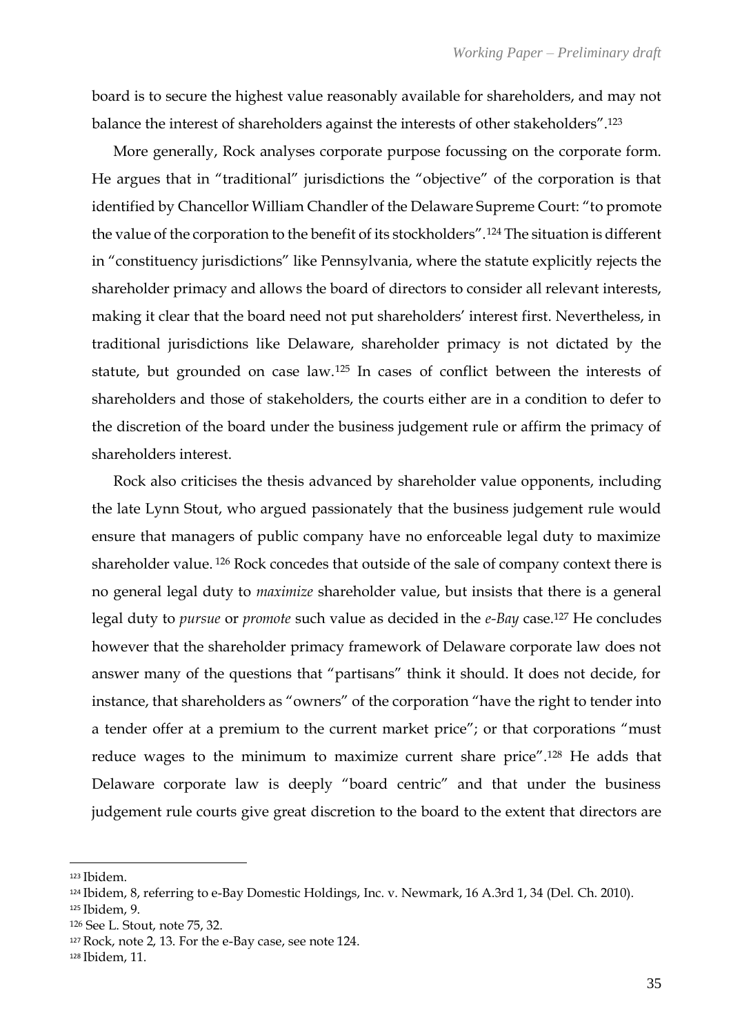board is to secure the highest value reasonably available for shareholders, and may not balance the interest of shareholders against the interests of other stakeholders".[123]

More generally, Rock analyses corporate purpose focussing on the corporate form. He argues that in "traditional" jurisdictions the "objective" of the corporation is that identified by Chancellor William Chandler of the Delaware Supreme Court: "to promote the value of the corporation to the benefit of its stockholders".[124] The situation is different in "constituency jurisdictions" like Pennsylvania, where the statute explicitly rejects the shareholder primacy and allows the board of directors to consider all relevant interests, making it clear that the board need not put shareholders' interest first. Nevertheless, in traditional jurisdictions like Delaware, shareholder primacy is not dictated by the statute, but grounded on case law.[125] In cases of conflict between the interests of shareholders and those of stakeholders, the courts either are in a condition to defer to the discretion of the board under the business judgement rule or affirm the primacy of shareholders interest.

Rock also criticises the thesis advanced by shareholder value opponents, including the late Lynn Stout, who argued passionately that the business judgement rule would ensure that managers of public company have no enforceable legal duty to maximize shareholder value. [126] Rock concedes that outside of the sale of company context there is no general legal duty to *maximize* shareholder value, but insists that there is a general legal duty to *pursue* or *promote* such value as decided in the *e-Bay* case.[127] He concludes however that the shareholder primacy framework of Delaware corporate law does not answer many of the questions that "partisans" think it should. It does not decide, for instance, that shareholders as "owners" of the corporation "have the right to tender into a tender offer at a premium to the current market price"; or that corporations "must reduce wages to the minimum to maximize current share price".[128] He adds that Delaware corporate law is deeply "board centric" and that under the business judgement rule courts give great discretion to the board to the extent that directors are

---

[123] Ibidem.

[124] Ibidem, 8, referring to e-Bay Domestic Holdings, Inc. v. Newmark, 16 A.3rd 1, 34 (Del. Ch. 2010).

[125] Ibidem, 9.

[126] See L. Stout, note 75, 32.

[127] Rock, note 2, 13. For the e-Bay case, see note 124.

[128] Ibidem, 11.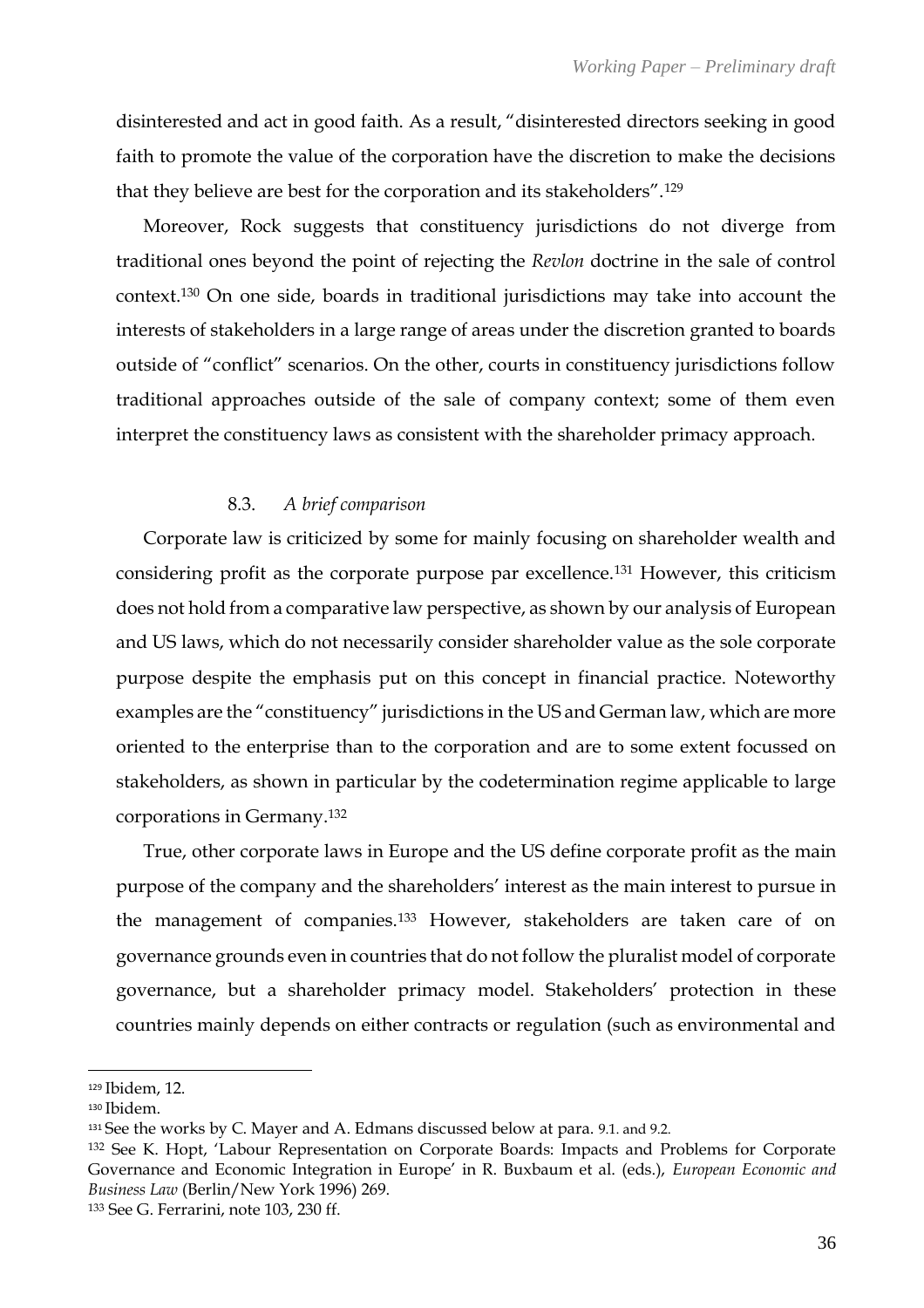disinterested and act in good faith. As a result, "disinterested directors seeking in good faith to promote the value of the corporation have the discretion to make the decisions that they believe are best for the corporation and its stakeholders".[129]

Moreover, Rock suggests that constituency jurisdictions do not diverge from traditional ones beyond the point of rejecting the *Revlon* doctrine in the sale of control context.[130] On one side, boards in traditional jurisdictions may take into account the interests of stakeholders in a large range of areas under the discretion granted to boards outside of "conflict" scenarios. On the other, courts in constituency jurisdictions follow traditional approaches outside of the sale of company context; some of them even interpret the constituency laws as consistent with the shareholder primacy approach.

### 8.3. *A brief comparison*

Corporate law is criticized by some for mainly focusing on shareholder wealth and considering profit as the corporate purpose par excellence.[131] However, this criticism does not hold from a comparative law perspective, as shown by our analysis of European and US laws, which do not necessarily consider shareholder value as the sole corporate purpose despite the emphasis put on this concept in financial practice. Noteworthy examples are the "constituency" jurisdictions in the US and German law, which are more oriented to the enterprise than to the corporation and are to some extent focussed on stakeholders, as shown in particular by the codetermination regime applicable to large corporations in Germany.[132]

True, other corporate laws in Europe and the US define corporate profit as the main purpose of the company and the shareholders' interest as the main interest to pursue in the management of companies.[133] However, stakeholders are taken care of on governance grounds even in countries that do not follow the pluralist model of corporate governance, but a shareholder primacy model. Stakeholders' protection in these countries mainly depends on either contracts or regulation (such as environmental and

---

[129] Ibidem, 12.

[130] Ibidem.

[131] See the works by C. Mayer and A. Edmans discussed below at para. 9.1. and 9.2.

[132] See K. Hopt, 'Labour Representation on Corporate Boards: Impacts and Problems for Corporate Governance and Economic Integration in Europe' in R. Buxbaum et al. (eds.), *European Economic and Business Law* (Berlin/New York 1996) 269.

[133] See G. Ferrarini, note 103, 230 ff.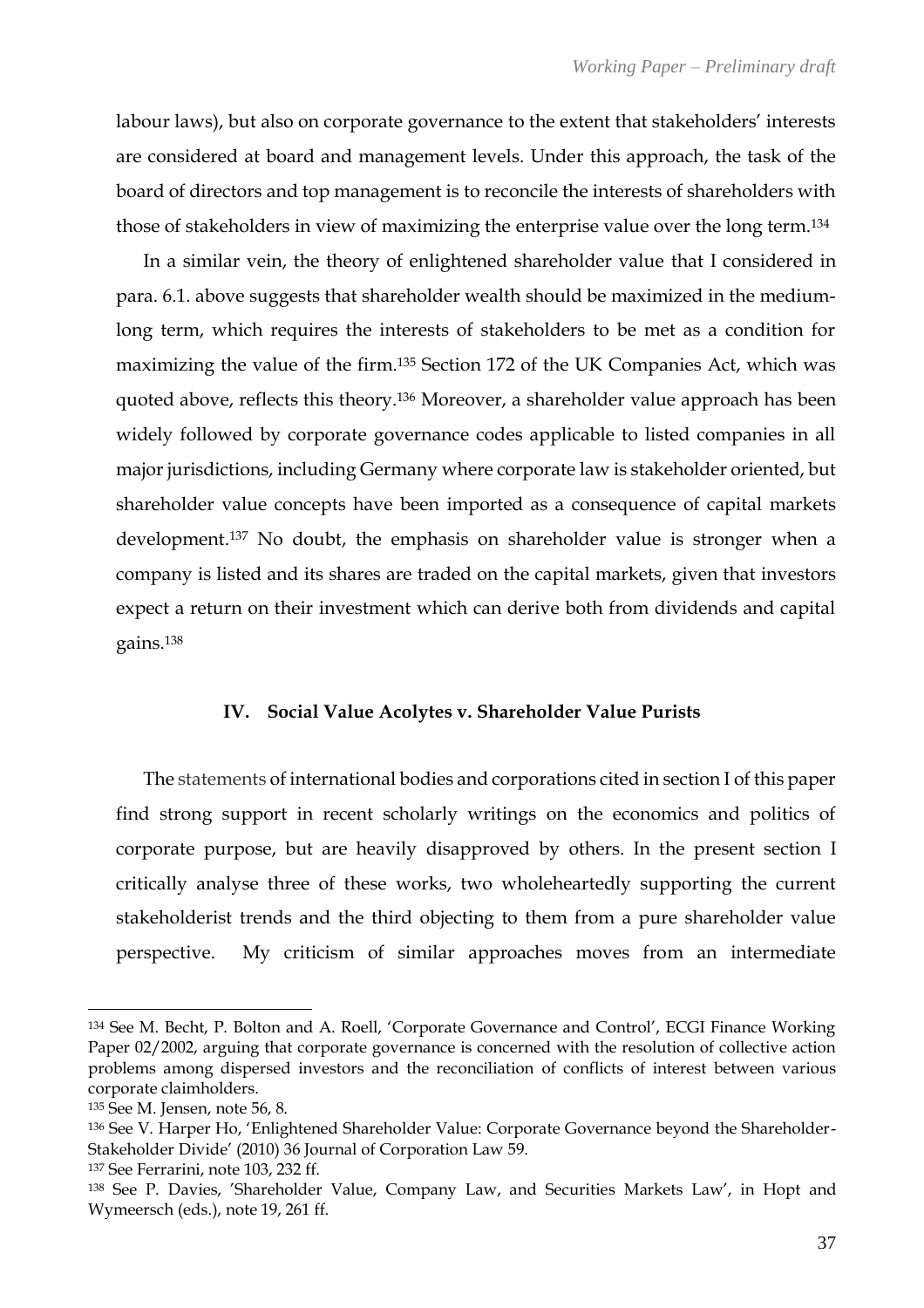labour laws), but also on corporate governance to the extent that stakeholders' interests are considered at board and management levels. Under this approach, the task of the board of directors and top management is to reconcile the interests of shareholders with those of stakeholders in view of maximizing the enterprise value over the long term.[134]

In a similar vein, the theory of enlightened shareholder value that I considered in para. 6.1. above suggests that shareholder wealth should be maximized in the medium-long term, which requires the interests of stakeholders to be met as a condition for maximizing the value of the firm.[135] Section 172 of the UK Companies Act, which was quoted above, reflects this theory.[136] Moreover, a shareholder value approach has been widely followed by corporate governance codes applicable to listed companies in all major jurisdictions, including Germany where corporate law is stakeholder oriented, but shareholder value concepts have been imported as a consequence of capital markets development.[137] No doubt, the emphasis on shareholder value is stronger when a company is listed and its shares are traded on the capital markets, given that investors expect a return on their investment which can derive both from dividends and capital gains.[138]

## IV. Social Value Acolytes v. Shareholder Value Purists

The statements of international bodies and corporations cited in section I of this paper find strong support in recent scholarly writings on the economics and politics of corporate purpose, but are heavily disapproved by others. In the present section I critically analyse three of these works, two wholeheartedly supporting the current stakeholderist trends and the third objecting to them from a pure shareholder value perspective. My criticism of similar approaches moves from an intermediate

---

[134] See M. Becht, P. Bolton and A. Roell, 'Corporate Governance and Control', ECGI Finance Working Paper 02/2002, arguing that corporate governance is concerned with the resolution of collective action problems among dispersed investors and the reconciliation of conflicts of interest between various corporate claimholders.

[135] See M. Jensen, note 56, 8.

[136] See V. Harper Ho, 'Enlightened Shareholder Value: Corporate Governance beyond the Shareholder-Stakeholder Divide' (2010) 36 Journal of Corporation Law 59.

[137] See Ferrarini, note 103, 232 ff.

[138] See P. Davies, 'Shareholder Value, Company Law, and Securities Markets Law', in Hopt and Wymeersch (eds.), note 19, 261 ff.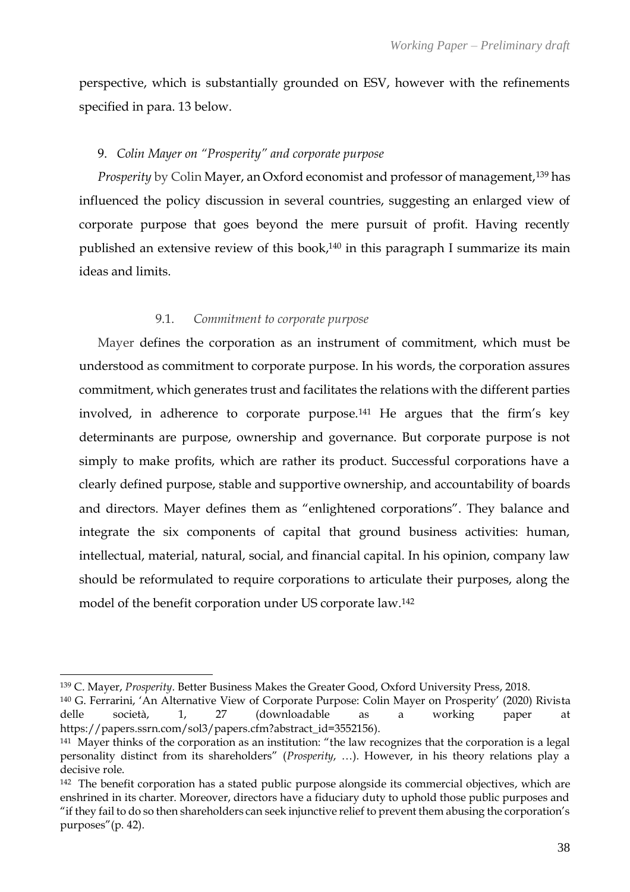perspective, which is substantially grounded on ESV, however with the refinements specified in para. 13 below.

## 9. *Colin Mayer on "Prosperity" and corporate purpose*

*Prosperity* by Colin Mayer, an Oxford economist and professor of management,[139] has influenced the policy discussion in several countries, suggesting an enlarged view of corporate purpose that goes beyond the mere pursuit of profit. Having recently published an extensive review of this book,[140] in this paragraph I summarize its main ideas and limits.

### 9.1. *Commitment to corporate purpose*

Mayer defines the corporation as an instrument of commitment, which must be understood as commitment to corporate purpose. In his words, the corporation assures commitment, which generates trust and facilitates the relations with the different parties involved, in adherence to corporate purpose.[141] He argues that the firm's key determinants are purpose, ownership and governance. But corporate purpose is not simply to make profits, which are rather its product. Successful corporations have a clearly defined purpose, stable and supportive ownership, and accountability of boards and directors. Mayer defines them as "enlightened corporations". They balance and integrate the six components of capital that ground business activities: human, intellectual, material, natural, social, and financial capital. In his opinion, company law should be reformulated to require corporations to articulate their purposes, along the model of the benefit corporation under US corporate law.[142]

---

[139] C. Mayer, *Prosperity*. Better Business Makes the Greater Good, Oxford University Press, 2018.

[140] G. Ferrarini, 'An Alternative View of Corporate Purpose: Colin Mayer on Prosperity' (2020) Rivista delle società, 1, 27 (downloadable as a working paper at https://papers.ssrn.com/sol3/papers.cfm?abstract_id=3552156).

[141] Mayer thinks of the corporation as an institution: "the law recognizes that the corporation is a legal personality distinct from its shareholders" (*Prosperity*, …). However, in his theory relations play a decisive role.

[142] The benefit corporation has a stated public purpose alongside its commercial objectives, which are enshrined in its charter. Moreover, directors have a fiduciary duty to uphold those public purposes and "if they fail to do so then shareholders can seek injunctive relief to prevent them abusing the corporation's purposes"(p. 42).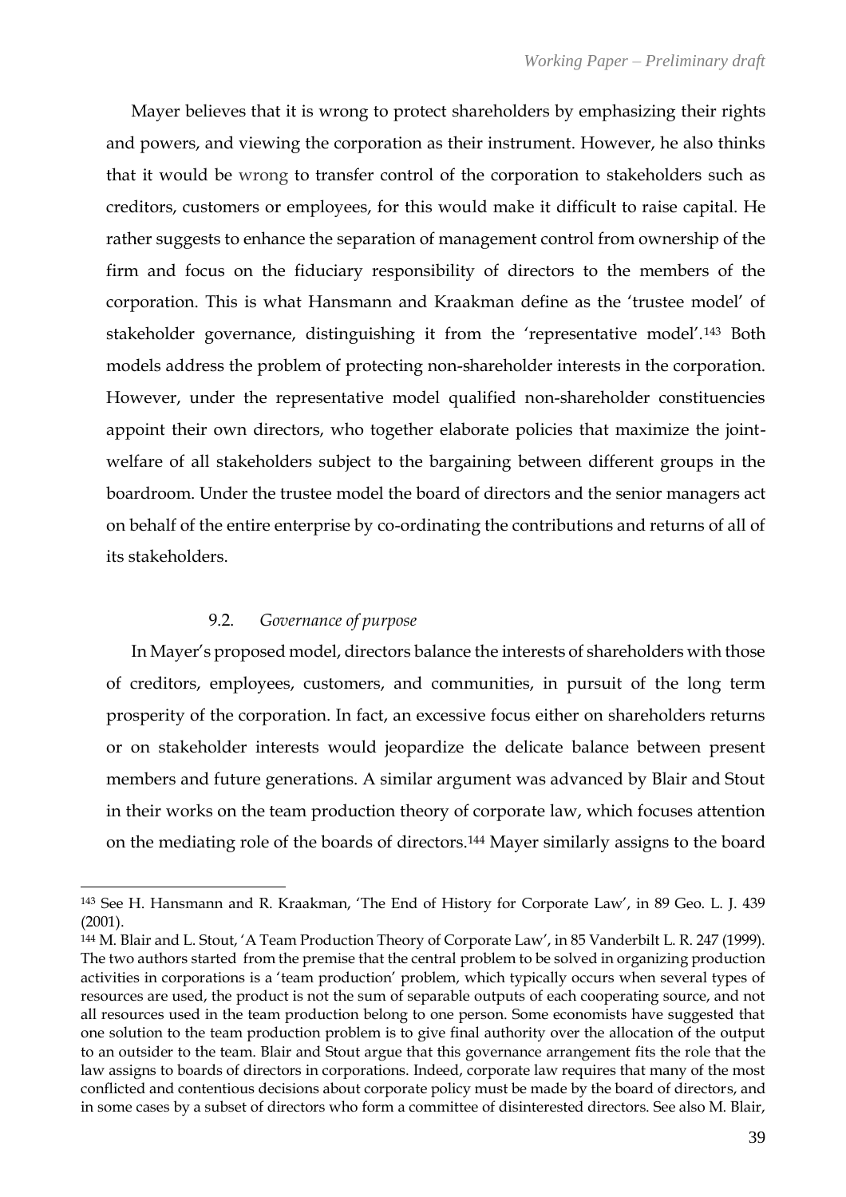Mayer believes that it is wrong to protect shareholders by emphasizing their rights and powers, and viewing the corporation as their instrument. However, he also thinks that it would be wrong to transfer control of the corporation to stakeholders such as creditors, customers or employees, for this would make it difficult to raise capital. He rather suggests to enhance the separation of management control from ownership of the firm and focus on the fiduciary responsibility of directors to the members of the corporation. This is what Hansmann and Kraakman define as the 'trustee model' of stakeholder governance, distinguishing it from the 'representative model'.[143] Both models address the problem of protecting non-shareholder interests in the corporation. However, under the representative model qualified non-shareholder constituencies appoint their own directors, who together elaborate policies that maximize the joint-welfare of all stakeholders subject to the bargaining between different groups in the boardroom. Under the trustee model the board of directors and the senior managers act on behalf of the entire enterprise by co-ordinating the contributions and returns of all of its stakeholders.

### 9.2. *Governance of purpose*

In Mayer's proposed model, directors balance the interests of shareholders with those of creditors, employees, customers, and communities, in pursuit of the long term prosperity of the corporation. In fact, an excessive focus either on shareholders returns or on stakeholder interests would jeopardize the delicate balance between present members and future generations. A similar argument was advanced by Blair and Stout in their works on the team production theory of corporate law, which focuses attention on the mediating role of the boards of directors.[144] Mayer similarly assigns to the board

---

[143] See H. Hansmann and R. Kraakman, 'The End of History for Corporate Law', in 89 Geo. L. J. 439 (2001).

[144] M. Blair and L. Stout, 'A Team Production Theory of Corporate Law', in 85 Vanderbilt L. R. 247 (1999). The two authors started from the premise that the central problem to be solved in organizing production activities in corporations is a 'team production' problem, which typically occurs when several types of resources are used, the product is not the sum of separable outputs of each cooperating source, and not all resources used in the team production belong to one person. Some economists have suggested that one solution to the team production problem is to give final authority over the allocation of the output to an outsider to the team. Blair and Stout argue that this governance arrangement fits the role that the law assigns to boards of directors in corporations. Indeed, corporate law requires that many of the most conflicted and contentious decisions about corporate policy must be made by the board of directors, and in some cases by a subset of directors who form a committee of disinterested directors. See also M. Blair,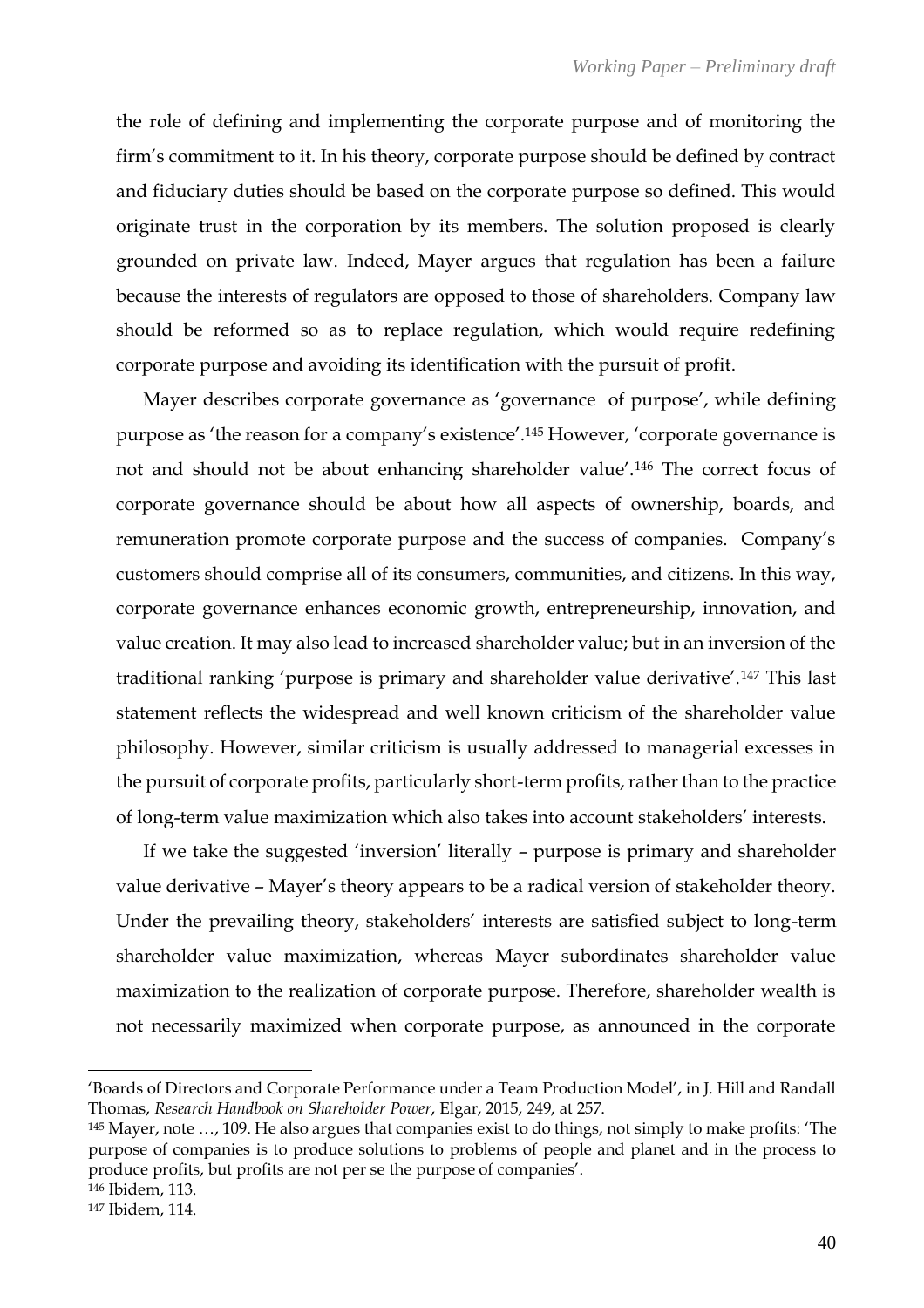the role of defining and implementing the corporate purpose and of monitoring the firm's commitment to it. In his theory, corporate purpose should be defined by contract and fiduciary duties should be based on the corporate purpose so defined. This would originate trust in the corporation by its members. The solution proposed is clearly grounded on private law. Indeed, Mayer argues that regulation has been a failure because the interests of regulators are opposed to those of shareholders. Company law should be reformed so as to replace regulation, which would require redefining corporate purpose and avoiding its identification with the pursuit of profit.

Mayer describes corporate governance as 'governance of purpose', while defining purpose as 'the reason for a company's existence'.[145] However, 'corporate governance is not and should not be about enhancing shareholder value'.[146] The correct focus of corporate governance should be about how all aspects of ownership, boards, and remuneration promote corporate purpose and the success of companies. Company's customers should comprise all of its consumers, communities, and citizens. In this way, corporate governance enhances economic growth, entrepreneurship, innovation, and value creation. It may also lead to increased shareholder value; but in an inversion of the traditional ranking 'purpose is primary and shareholder value derivative'.[147] This last statement reflects the widespread and well known criticism of the shareholder value philosophy. However, similar criticism is usually addressed to managerial excesses in the pursuit of corporate profits, particularly short-term profits, rather than to the practice of long-term value maximization which also takes into account stakeholders' interests.

If we take the suggested 'inversion' literally – purpose is primary and shareholder value derivative – Mayer's theory appears to be a radical version of stakeholder theory. Under the prevailing theory, stakeholders' interests are satisfied subject to long-term shareholder value maximization, whereas Mayer subordinates shareholder value maximization to the realization of corporate purpose. Therefore, shareholder wealth is not necessarily maximized when corporate purpose, as announced in the corporate

---

'Boards of Directors and Corporate Performance under a Team Production Model', in J. Hill and Randall Thomas, *Research Handbook on Shareholder Power*, Elgar, 2015, 249, at 257.

[145] Mayer, note …, 109. He also argues that companies exist to do things, not simply to make profits: 'The purpose of companies is to produce solutions to problems of people and planet and in the process to produce profits, but profits are not per se the purpose of companies'.

[146] Ibidem, 113.

[147] Ibidem, 114.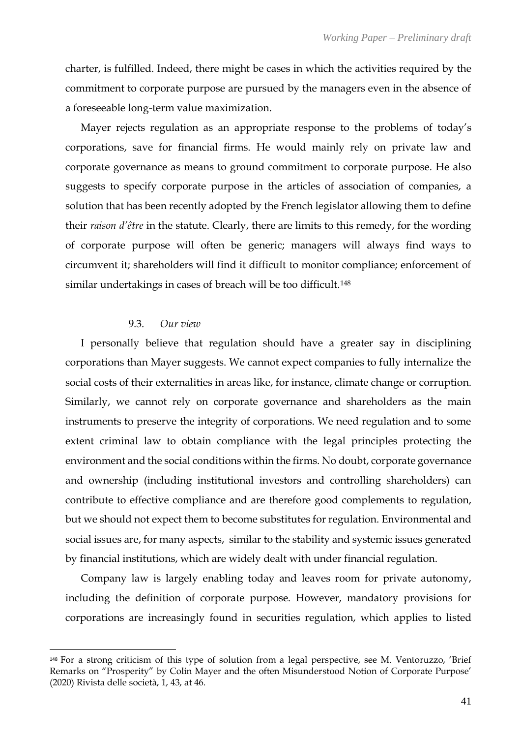charter, is fulfilled. Indeed, there might be cases in which the activities required by the commitment to corporate purpose are pursued by the managers even in the absence of a foreseeable long-term value maximization.

Mayer rejects regulation as an appropriate response to the problems of today's corporations, save for financial firms. He would mainly rely on private law and corporate governance as means to ground commitment to corporate purpose. He also suggests to specify corporate purpose in the articles of association of companies, a solution that has been recently adopted by the French legislator allowing them to define their *raison d'être* in the statute. Clearly, there are limits to this remedy, for the wording of corporate purpose will often be generic; managers will always find ways to circumvent it; shareholders will find it difficult to monitor compliance; enforcement of similar undertakings in cases of breach will be too difficult.[148]

### 9.3. *Our view*

I personally believe that regulation should have a greater say in disciplining corporations than Mayer suggests. We cannot expect companies to fully internalize the social costs of their externalities in areas like, for instance, climate change or corruption. Similarly, we cannot rely on corporate governance and shareholders as the main instruments to preserve the integrity of corporations. We need regulation and to some extent criminal law to obtain compliance with the legal principles protecting the environment and the social conditions within the firms. No doubt, corporate governance and ownership (including institutional investors and controlling shareholders) can contribute to effective compliance and are therefore good complements to regulation, but we should not expect them to become substitutes for regulation. Environmental and social issues are, for many aspects, similar to the stability and systemic issues generated by financial institutions, which are widely dealt with under financial regulation.

Company law is largely enabling today and leaves room for private autonomy, including the definition of corporate purpose. However, mandatory provisions for corporations are increasingly found in securities regulation, which applies to listed

---

[148] For a strong criticism of this type of solution from a legal perspective, see M. Ventoruzzo, 'Brief Remarks on "Prosperity" by Colin Mayer and the often Misunderstood Notion of Corporate Purpose' (2020) Rivista delle società, 1, 43, at 46.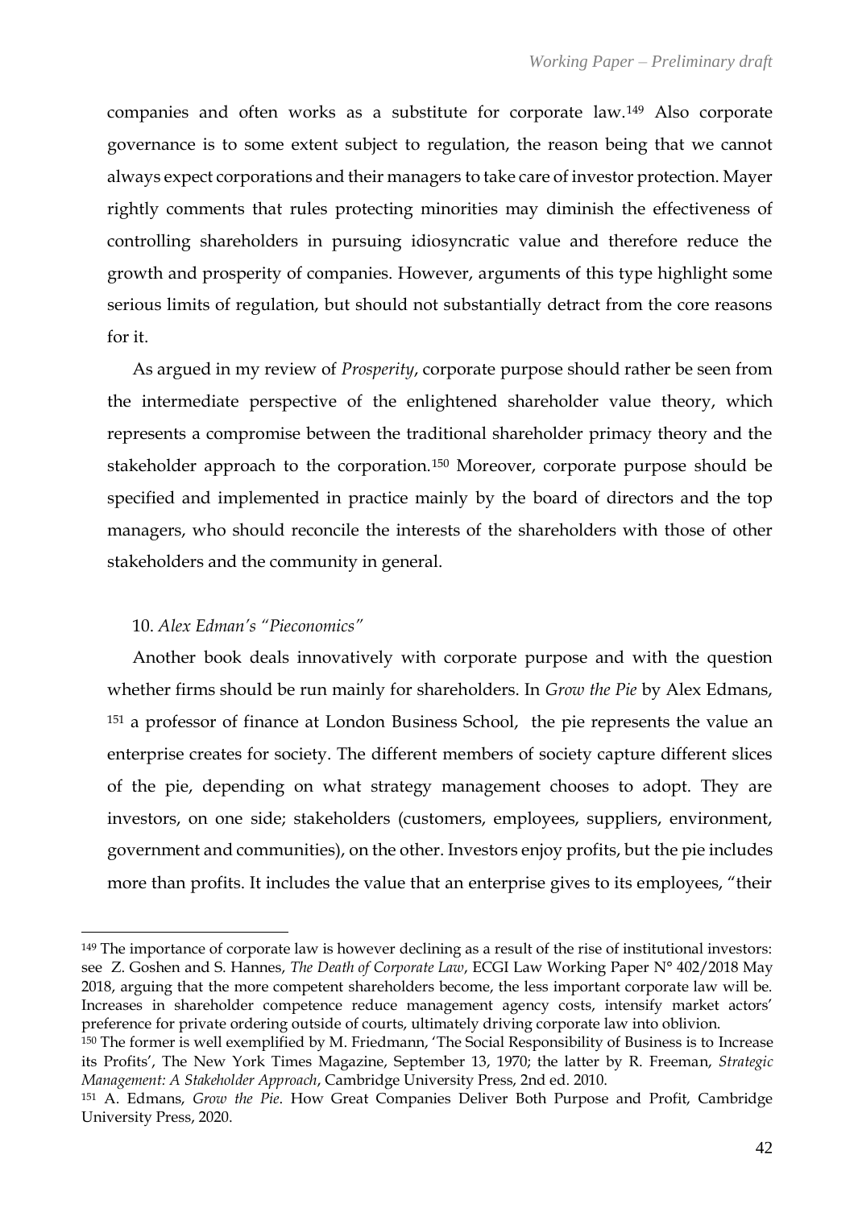companies and often works as a substitute for corporate law.[149] Also corporate governance is to some extent subject to regulation, the reason being that we cannot always expect corporations and their managers to take care of investor protection. Mayer rightly comments that rules protecting minorities may diminish the effectiveness of controlling shareholders in pursuing idiosyncratic value and therefore reduce the growth and prosperity of companies. However, arguments of this type highlight some serious limits of regulation, but should not substantially detract from the core reasons for it.

As argued in my review of *Prosperity*, corporate purpose should rather be seen from the intermediate perspective of the enlightened shareholder value theory, which represents a compromise between the traditional shareholder primacy theory and the stakeholder approach to the corporation.[150] Moreover, corporate purpose should be specified and implemented in practice mainly by the board of directors and the top managers, who should reconcile the interests of the shareholders with those of other stakeholders and the community in general.

### 10. *Alex Edman's "Pieconomics"*

Another book deals innovatively with corporate purpose and with the question whether firms should be run mainly for shareholders. In *Grow the Pie* by Alex Edmans, [151] a professor of finance at London Business School, the pie represents the value an enterprise creates for society. The different members of society capture different slices of the pie, depending on what strategy management chooses to adopt. They are investors, on one side; stakeholders (customers, employees, suppliers, environment, government and communities), on the other. Investors enjoy profits, but the pie includes more than profits. It includes the value that an enterprise gives to its employees, "their

---

[149] The importance of corporate law is however declining as a result of the rise of institutional investors: see Z. Goshen and S. Hannes, *The Death of Corporate Law*, ECGI Law Working Paper N° 402/2018 May 2018, arguing that the more competent shareholders become, the less important corporate law will be. Increases in shareholder competence reduce management agency costs, intensify market actors' preference for private ordering outside of courts, ultimately driving corporate law into oblivion.

[150] The former is well exemplified by M. Friedmann, 'The Social Responsibility of Business is to Increase its Profits', The New York Times Magazine, September 13, 1970; the latter by R. Freeman, *Strategic Management: A Stakeholder Approach*, Cambridge University Press, 2nd ed. 2010.

[151] A. Edmans, *Grow the Pie*. How Great Companies Deliver Both Purpose and Profit, Cambridge University Press, 2020.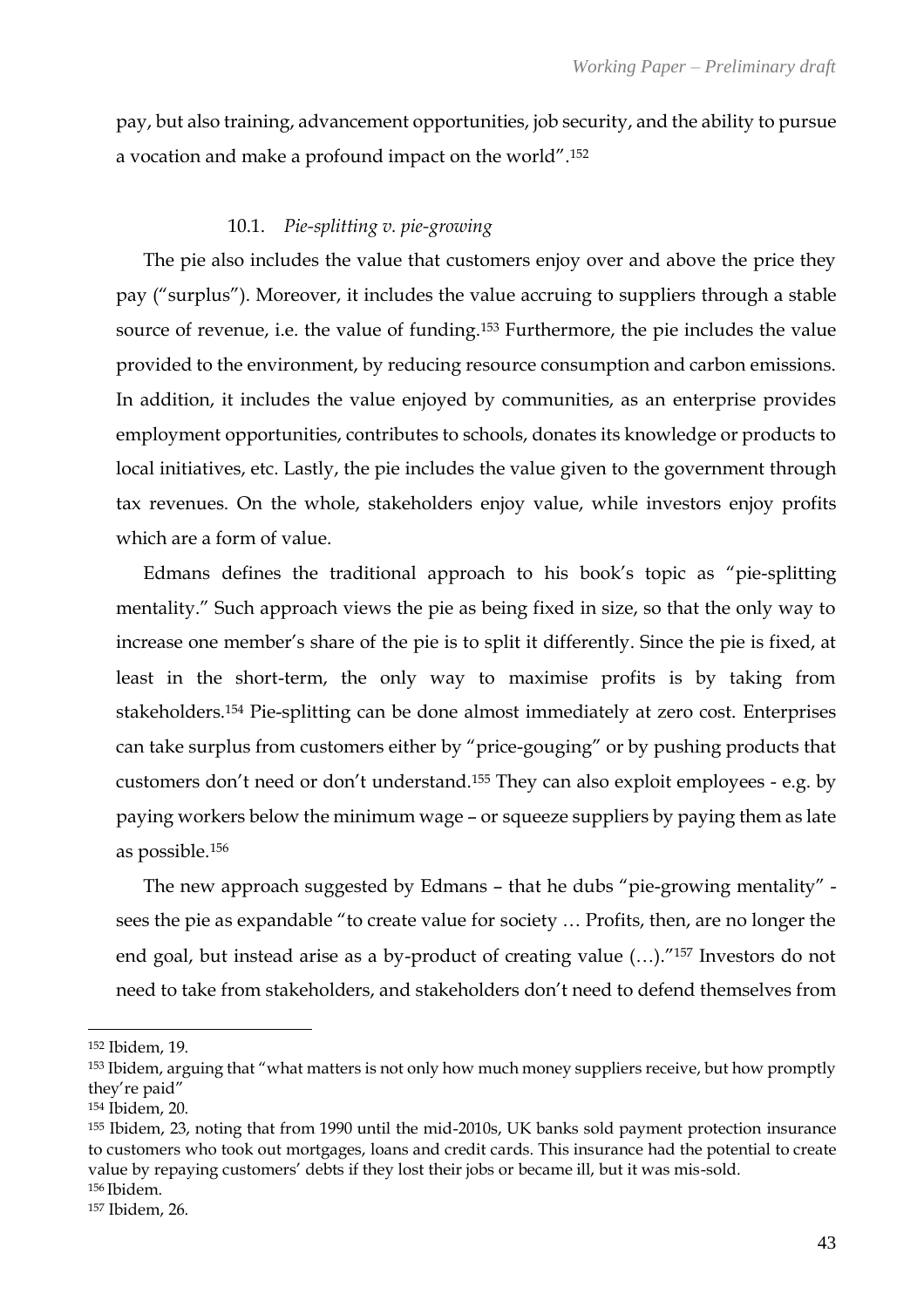pay, but also training, advancement opportunities, job security, and the ability to pursue a vocation and make a profound impact on the world".[152]

### 10.1. *Pie-splitting v. pie-growing*

The pie also includes the value that customers enjoy over and above the price they pay ("surplus"). Moreover, it includes the value accruing to suppliers through a stable source of revenue, i.e. the value of funding.[153] Furthermore, the pie includes the value provided to the environment, by reducing resource consumption and carbon emissions. In addition, it includes the value enjoyed by communities, as an enterprise provides employment opportunities, contributes to schools, donates its knowledge or products to local initiatives, etc. Lastly, the pie includes the value given to the government through tax revenues. On the whole, stakeholders enjoy value, while investors enjoy profits which are a form of value.

Edmans defines the traditional approach to his book's topic as "pie-splitting mentality." Such approach views the pie as being fixed in size, so that the only way to increase one member's share of the pie is to split it differently. Since the pie is fixed, at least in the short-term, the only way to maximise profits is by taking from stakeholders.[154] Pie-splitting can be done almost immediately at zero cost. Enterprises can take surplus from customers either by "price-gouging" or by pushing products that customers don't need or don't understand.[155] They can also exploit employees - e.g. by paying workers below the minimum wage – or squeeze suppliers by paying them as late as possible.[156]

The new approach suggested by Edmans – that he dubs "pie-growing mentality" - sees the pie as expandable "to create value for society … Profits, then, are no longer the end goal, but instead arise as a by-product of creating value (…)."[157] Investors do not need to take from stakeholders, and stakeholders don't need to defend themselves from

---

[152] Ibidem, 19.

[153] Ibidem, arguing that "what matters is not only how much money suppliers receive, but how promptly they're paid"

[154] Ibidem, 20.

[155] Ibidem, 23, noting that from 1990 until the mid-2010s, UK banks sold payment protection insurance to customers who took out mortgages, loans and credit cards. This insurance had the potential to create value by repaying customers' debts if they lost their jobs or became ill, but it was mis-sold.

[156] Ibidem.

[157] Ibidem, 26.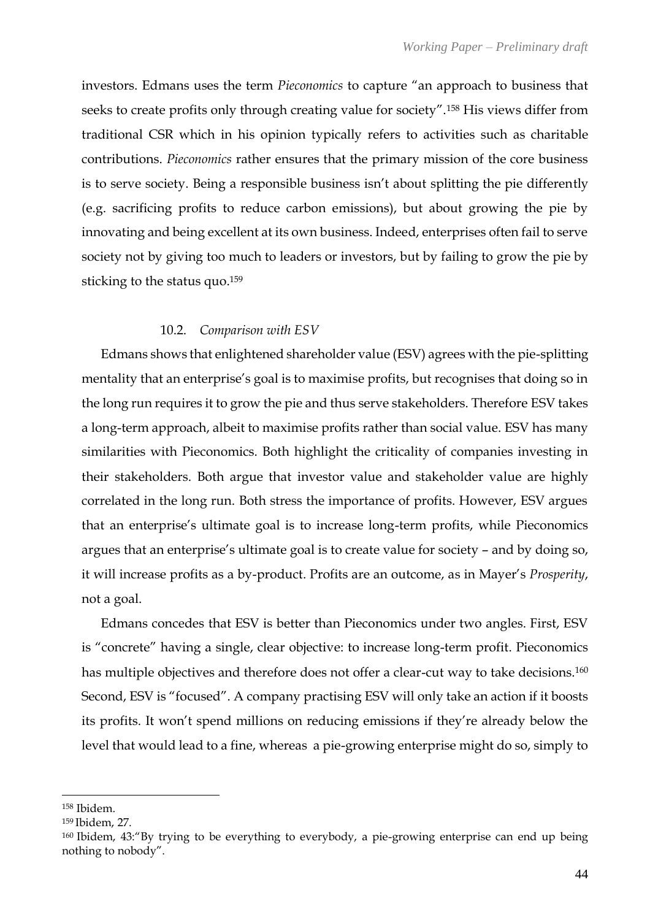investors. Edmans uses the term *Pieconomics* to capture "an approach to business that seeks to create profits only through creating value for society".[158] His views differ from traditional CSR which in his opinion typically refers to activities such as charitable contributions. *Pieconomics* rather ensures that the primary mission of the core business is to serve society. Being a responsible business isn't about splitting the pie differently (e.g. sacrificing profits to reduce carbon emissions), but about growing the pie by innovating and being excellent at its own business. Indeed, enterprises often fail to serve society not by giving too much to leaders or investors, but by failing to grow the pie by sticking to the status quo.[159]

### 10.2. *Comparison with ESV*

Edmans shows that enlightened shareholder value (ESV) agrees with the pie-splitting mentality that an enterprise's goal is to maximise profits, but recognises that doing so in the long run requires it to grow the pie and thus serve stakeholders. Therefore ESV takes a long-term approach, albeit to maximise profits rather than social value. ESV has many similarities with Pieconomics. Both highlight the criticality of companies investing in their stakeholders. Both argue that investor value and stakeholder value are highly correlated in the long run. Both stress the importance of profits. However, ESV argues that an enterprise's ultimate goal is to increase long-term profits, while Pieconomics argues that an enterprise's ultimate goal is to create value for society – and by doing so, it will increase profits as a by-product. Profits are an outcome, as in Mayer's *Prosperity*, not a goal.

Edmans concedes that ESV is better than Pieconomics under two angles. First, ESV is "concrete" having a single, clear objective: to increase long-term profit. Pieconomics has multiple objectives and therefore does not offer a clear-cut way to take decisions.[160] Second, ESV is "focused". A company practising ESV will only take an action if it boosts its profits. It won't spend millions on reducing emissions if they're already below the level that would lead to a fine, whereas a pie-growing enterprise might do so, simply to

---

[158] Ibidem.

[159] Ibidem, 27.

[160] Ibidem, 43:"By trying to be everything to everybody, a pie-growing enterprise can end up being nothing to nobody".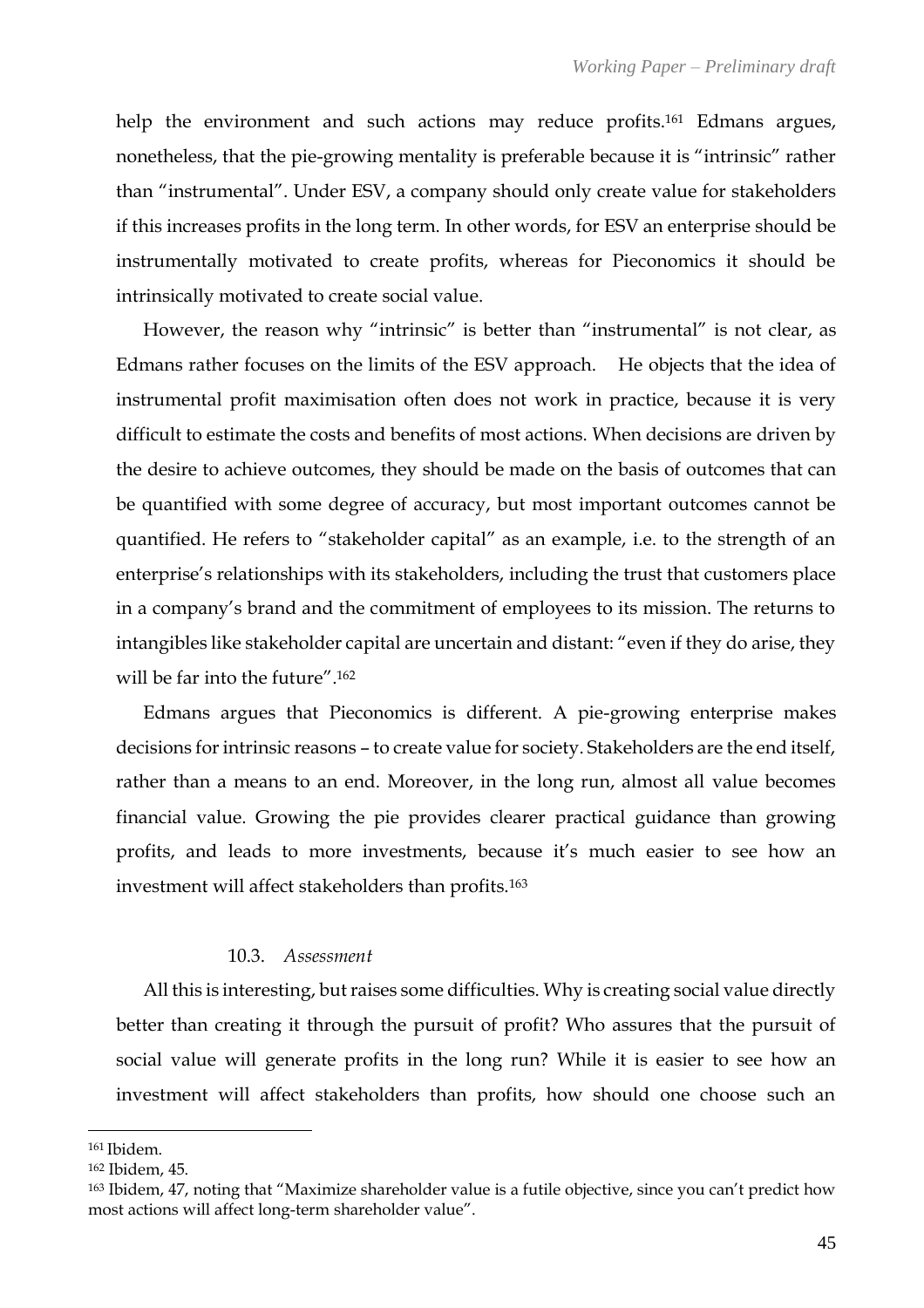help the environment and such actions may reduce profits.[161] Edmans argues, nonetheless, that the pie-growing mentality is preferable because it is "intrinsic" rather than "instrumental". Under ESV, a company should only create value for stakeholders if this increases profits in the long term. In other words, for ESV an enterprise should be instrumentally motivated to create profits, whereas for Pieconomics it should be intrinsically motivated to create social value.

However, the reason why "intrinsic" is better than "instrumental" is not clear, as Edmans rather focuses on the limits of the ESV approach. He objects that the idea of instrumental profit maximisation often does not work in practice, because it is very difficult to estimate the costs and benefits of most actions. When decisions are driven by the desire to achieve outcomes, they should be made on the basis of outcomes that can be quantified with some degree of accuracy, but most important outcomes cannot be quantified. He refers to "stakeholder capital" as an example, i.e. to the strength of an enterprise's relationships with its stakeholders, including the trust that customers place in a company's brand and the commitment of employees to its mission. The returns to intangibles like stakeholder capital are uncertain and distant: "even if they do arise, they will be far into the future".[162]

Edmans argues that Pieconomics is different. A pie-growing enterprise makes decisions for intrinsic reasons – to create value for society. Stakeholders are the end itself, rather than a means to an end. Moreover, in the long run, almost all value becomes financial value. Growing the pie provides clearer practical guidance than growing profits, and leads to more investments, because it's much easier to see how an investment will affect stakeholders than profits.[163]

### 10.3. *Assessment*

All this is interesting, but raises some difficulties. Why is creating social value directly better than creating it through the pursuit of profit? Who assures that the pursuit of social value will generate profits in the long run? While it is easier to see how an investment will affect stakeholders than profits, how should one choose such an

---

[161] Ibidem.

[162] Ibidem, 45.

[163] Ibidem, 47, noting that "Maximize shareholder value is a futile objective, since you can't predict how most actions will affect long-term shareholder value".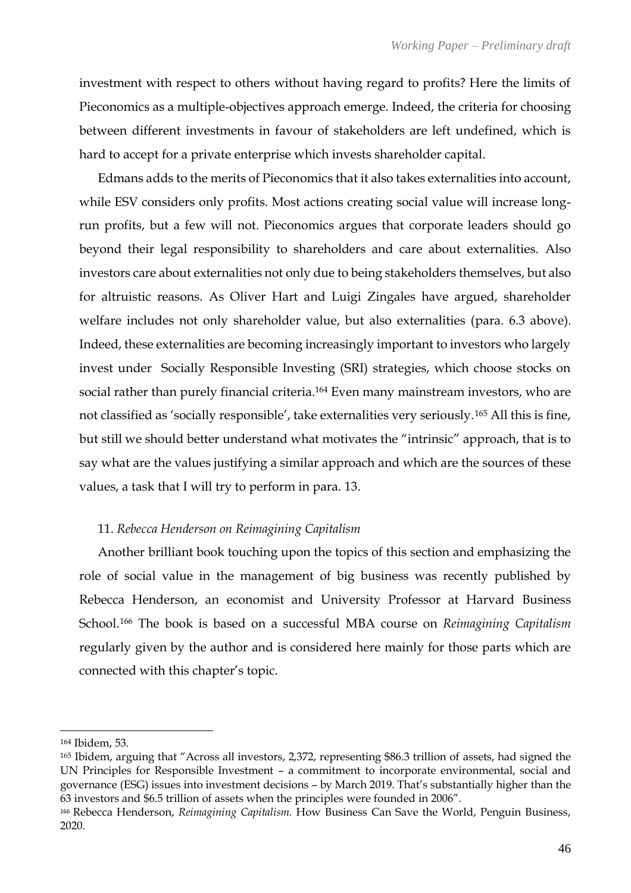investment with respect to others without having regard to profits? Here the limits of Pieconomics as a multiple-objectives approach emerge. Indeed, the criteria for choosing between different investments in favour of stakeholders are left undefined, which is hard to accept for a private enterprise which invests shareholder capital.

Edmans adds to the merits of Pieconomics that it also takes externalities into account, while ESV considers only profits. Most actions creating social value will increase long-run profits, but a few will not. Pieconomics argues that corporate leaders should go beyond their legal responsibility to shareholders and care about externalities. Also investors care about externalities not only due to being stakeholders themselves, but also for altruistic reasons. As Oliver Hart and Luigi Zingales have argued, shareholder welfare includes not only shareholder value, but also externalities (para. 6.3 above). Indeed, these externalities are becoming increasingly important to investors who largely invest under Socially Responsible Investing (SRI) strategies, which choose stocks on social rather than purely financial criteria.[164] Even many mainstream investors, who are not classified as 'socially responsible', take externalities very seriously.[165] All this is fine, but still we should better understand what motivates the "intrinsic" approach, that is to say what are the values justifying a similar approach and which are the sources of these values, a task that I will try to perform in para. 13.

### 11. *Rebecca Henderson on Reimagining Capitalism*

Another brilliant book touching upon the topics of this section and emphasizing the role of social value in the management of big business was recently published by Rebecca Henderson, an economist and University Professor at Harvard Business School.[166] The book is based on a successful MBA course on *Reimagining Capitalism* regularly given by the author and is considered here mainly for those parts which are connected with this chapter's topic.

---

[164] Ibidem, 53.

[165] Ibidem, arguing that "Across all investors, 2,372, representing $86.3 trillion of assets, had signed the UN Principles for Responsible Investment – a commitment to incorporate environmental, social and governance (ESG) issues into investment decisions – by March 2019. That's substantially higher than the 63 investors and $6.5 trillion of assets when the principles were founded in 2006".

[166] Rebecca Henderson, *Reimagining Capitalism.* How Business Can Save the World, Penguin Business, 2020.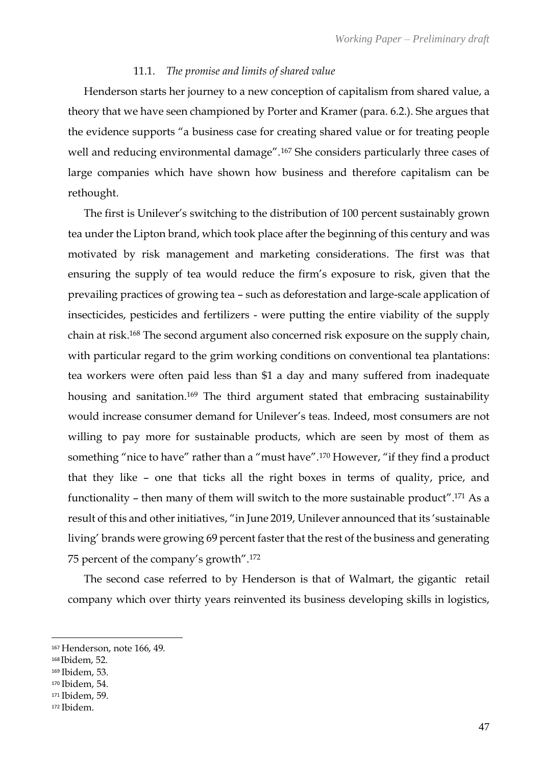### 11.1. *The promise and limits of shared value*

Henderson starts her journey to a new conception of capitalism from shared value, a theory that we have seen championed by Porter and Kramer (para. 6.2.). She argues that the evidence supports "a business case for creating shared value or for treating people well and reducing environmental damage".[167] She considers particularly three cases of large companies which have shown how business and therefore capitalism can be rethought.

The first is Unilever's switching to the distribution of 100 percent sustainably grown tea under the Lipton brand, which took place after the beginning of this century and was motivated by risk management and marketing considerations. The first was that ensuring the supply of tea would reduce the firm's exposure to risk, given that the prevailing practices of growing tea – such as deforestation and large-scale application of insecticides, pesticides and fertilizers - were putting the entire viability of the supply chain at risk.[168] The second argument also concerned risk exposure on the supply chain, with particular regard to the grim working conditions on conventional tea plantations: tea workers were often paid less than $1 a day and many suffered from inadequate housing and sanitation.[169] The third argument stated that embracing sustainability would increase consumer demand for Unilever's teas. Indeed, most consumers are not willing to pay more for sustainable products, which are seen by most of them as something "nice to have" rather than a "must have".[170] However, "if they find a product that they like – one that ticks all the right boxes in terms of quality, price, and functionality – then many of them will switch to the more sustainable product".[171] As a result of this and other initiatives, "in June 2019, Unilever announced that its 'sustainable living' brands were growing 69 percent faster that the rest of the business and generating 75 percent of the company's growth".[172]

The second case referred to by Henderson is that of Walmart, the gigantic retail company which over thirty years reinvented its business developing skills in logistics,

---

[167] Henderson, note 166, 49.

[168] Ibidem, 52.

[169] Ibidem, 53.

[170] Ibidem, 54.

[171] Ibidem, 59.

[172] Ibidem.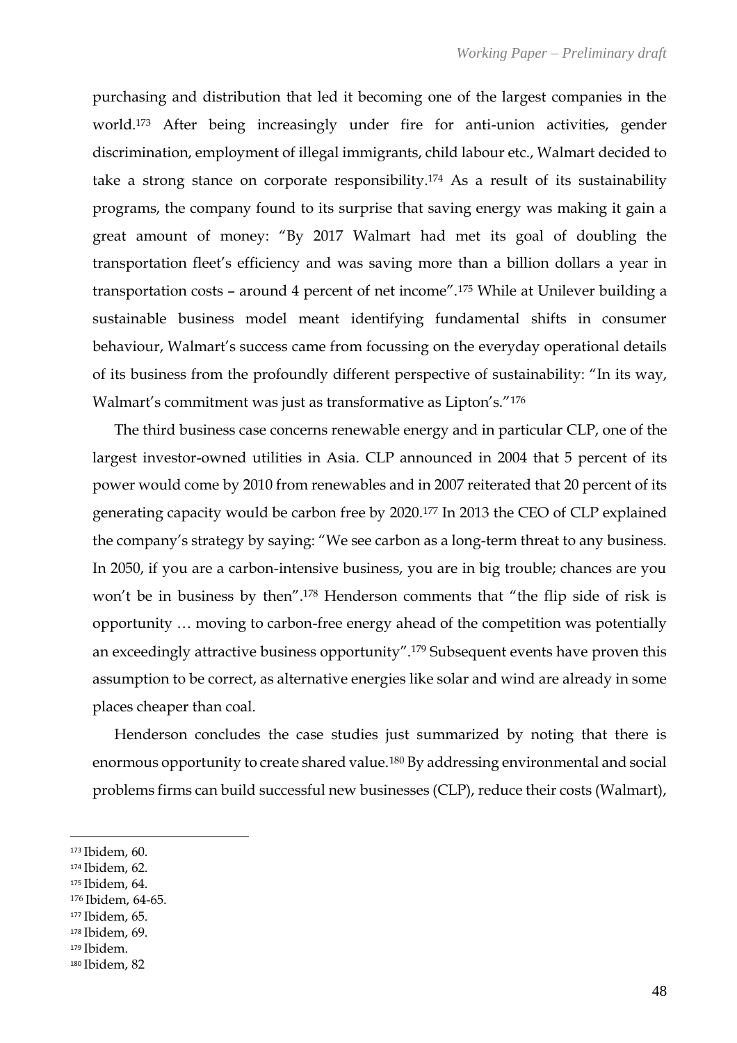purchasing and distribution that led it becoming one of the largest companies in the world.[173] After being increasingly under fire for anti-union activities, gender discrimination, employment of illegal immigrants, child labour etc., Walmart decided to take a strong stance on corporate responsibility.[174] As a result of its sustainability programs, the company found to its surprise that saving energy was making it gain a great amount of money: "By 2017 Walmart had met its goal of doubling the transportation fleet's efficiency and was saving more than a billion dollars a year in transportation costs – around 4 percent of net income".[175] While at Unilever building a sustainable business model meant identifying fundamental shifts in consumer behaviour, Walmart's success came from focussing on the everyday operational details of its business from the profoundly different perspective of sustainability: "In its way, Walmart's commitment was just as transformative as Lipton's."[176]

The third business case concerns renewable energy and in particular CLP, one of the largest investor-owned utilities in Asia. CLP announced in 2004 that 5 percent of its power would come by 2010 from renewables and in 2007 reiterated that 20 percent of its generating capacity would be carbon free by 2020.[177] In 2013 the CEO of CLP explained the company's strategy by saying: "We see carbon as a long-term threat to any business. In 2050, if you are a carbon-intensive business, you are in big trouble; chances are you won't be in business by then".[178] Henderson comments that "the flip side of risk is opportunity … moving to carbon-free energy ahead of the competition was potentially an exceedingly attractive business opportunity".[179] Subsequent events have proven this assumption to be correct, as alternative energies like solar and wind are already in some places cheaper than coal.

Henderson concludes the case studies just summarized by noting that there is enormous opportunity to create shared value.[180] By addressing environmental and social problems firms can build successful new businesses (CLP), reduce their costs (Walmart),

---

[173] Ibidem, 60.
[174] Ibidem, 62.
[175] Ibidem, 64.
[176] Ibidem, 64-65.
[177] Ibidem, 65.
[178] Ibidem, 69.
[179] Ibidem.
[180] Ibidem, 82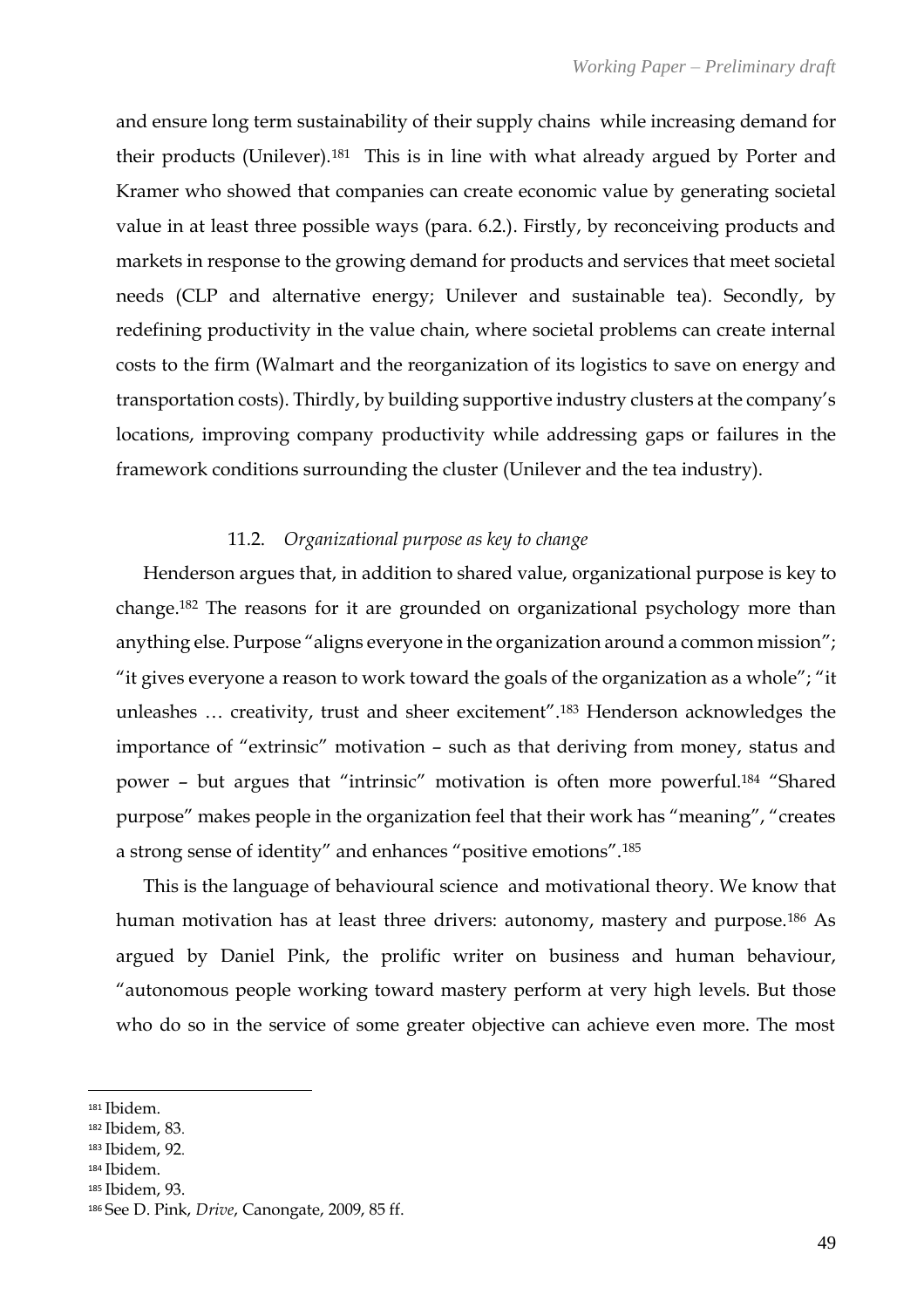and ensure long term sustainability of their supply chains while increasing demand for their products (Unilever).[181] This is in line with what already argued by Porter and Kramer who showed that companies can create economic value by generating societal value in at least three possible ways (para. 6.2.). Firstly, by reconceiving products and markets in response to the growing demand for products and services that meet societal needs (CLP and alternative energy; Unilever and sustainable tea). Secondly, by redefining productivity in the value chain, where societal problems can create internal costs to the firm (Walmart and the reorganization of its logistics to save on energy and transportation costs). Thirdly, by building supportive industry clusters at the company's locations, improving company productivity while addressing gaps or failures in the framework conditions surrounding the cluster (Unilever and the tea industry).

### 11.2. *Organizational purpose as key to change*

Henderson argues that, in addition to shared value, organizational purpose is key to change.[182] The reasons for it are grounded on organizational psychology more than anything else. Purpose "aligns everyone in the organization around a common mission"; "it gives everyone a reason to work toward the goals of the organization as a whole"; "it unleashes … creativity, trust and sheer excitement".[183] Henderson acknowledges the importance of "extrinsic" motivation – such as that deriving from money, status and power – but argues that "intrinsic" motivation is often more powerful.[184] "Shared purpose" makes people in the organization feel that their work has "meaning", "creates a strong sense of identity" and enhances "positive emotions".[185]

This is the language of behavioural science and motivational theory. We know that human motivation has at least three drivers: autonomy, mastery and purpose.[186] As argued by Daniel Pink, the prolific writer on business and human behaviour, "autonomous people working toward mastery perform at very high levels. But those who do so in the service of some greater objective can achieve even more. The most

---

[181] Ibidem.
[182] Ibidem, 83.
[183] Ibidem, 92.
[184] Ibidem.
[185] Ibidem, 93.
[186] See D. Pink, *Drive*, Canongate, 2009, 85 ff.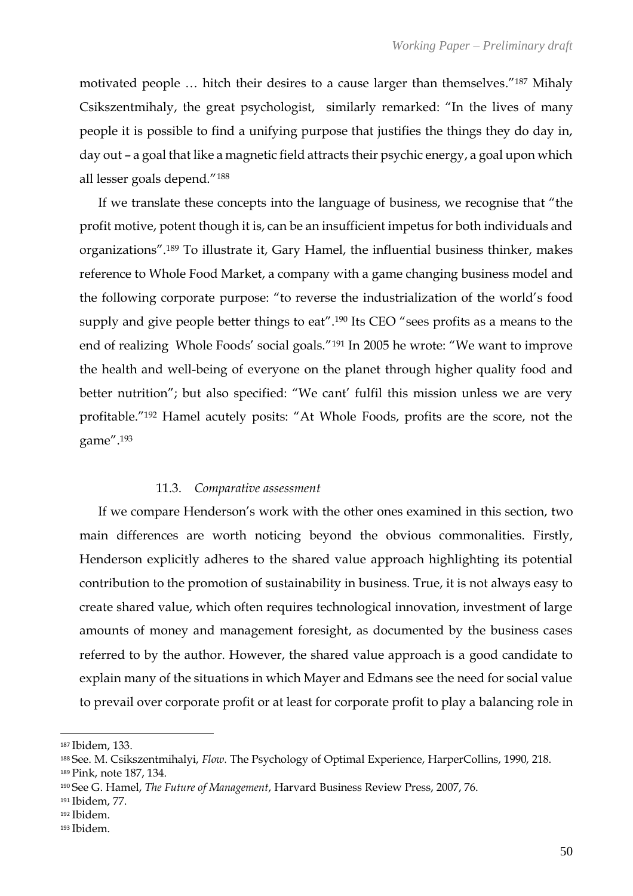motivated people … hitch their desires to a cause larger than themselves."[187] Mihaly Csikszentmihaly, the great psychologist, similarly remarked: "In the lives of many people it is possible to find a unifying purpose that justifies the things they do day in, day out – a goal that like a magnetic field attracts their psychic energy, a goal upon which all lesser goals depend."[188]

If we translate these concepts into the language of business, we recognise that "the profit motive, potent though it is, can be an insufficient impetus for both individuals and organizations".[189] To illustrate it, Gary Hamel, the influential business thinker, makes reference to Whole Food Market, a company with a game changing business model and the following corporate purpose: "to reverse the industrialization of the world's food supply and give people better things to eat".[190] Its CEO "sees profits as a means to the end of realizing Whole Foods' social goals."[191] In 2005 he wrote: "We want to improve the health and well-being of everyone on the planet through higher quality food and better nutrition"; but also specified: "We cant' fulfil this mission unless we are very profitable."[192] Hamel acutely posits: "At Whole Foods, profits are the score, not the game".[193]

### 11.3. *Comparative assessment*

If we compare Henderson's work with the other ones examined in this section, two main differences are worth noticing beyond the obvious commonalities. Firstly, Henderson explicitly adheres to the shared value approach highlighting its potential contribution to the promotion of sustainability in business. True, it is not always easy to create shared value, which often requires technological innovation, investment of large amounts of money and management foresight, as documented by the business cases referred to by the author. However, the shared value approach is a good candidate to explain many of the situations in which Mayer and Edmans see the need for social value to prevail over corporate profit or at least for corporate profit to play a balancing role in

---

[187] Ibidem, 133.

[188] See. M. Csikszentmihalyi, *Flow.* The Psychology of Optimal Experience, HarperCollins, 1990, 218.

[189] Pink, note 187, 134.

[190] See G. Hamel, *The Future of Management*, Harvard Business Review Press, 2007, 76.

[191] Ibidem, 77.

[192] Ibidem.

[193] Ibidem.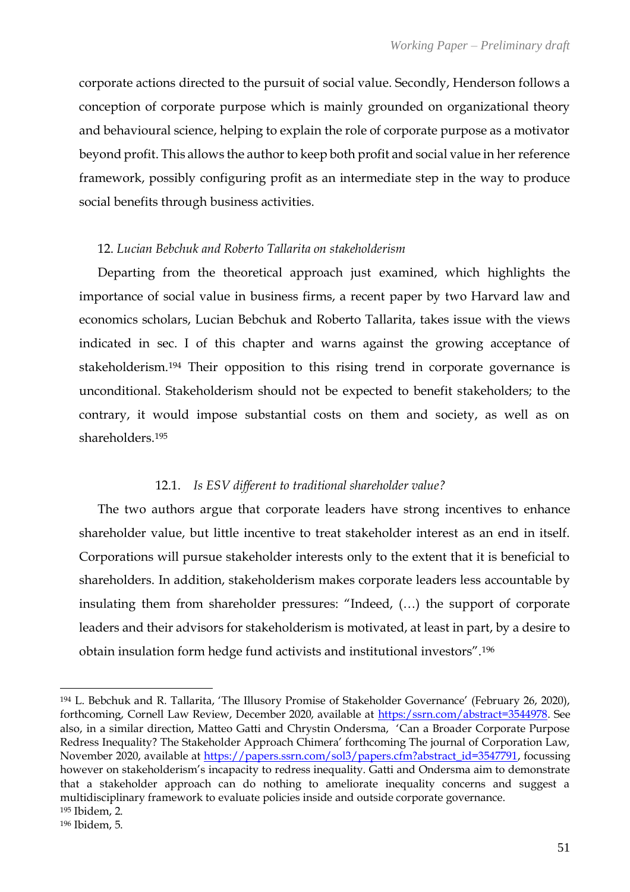corporate actions directed to the pursuit of social value. Secondly, Henderson follows a conception of corporate purpose which is mainly grounded on organizational theory and behavioural science, helping to explain the role of corporate purpose as a motivator beyond profit. This allows the author to keep both profit and social value in her reference framework, possibly configuring profit as an intermediate step in the way to produce social benefits through business activities.

## 12. *Lucian Bebchuk and Roberto Tallarita on stakeholderism*

Departing from the theoretical approach just examined, which highlights the importance of social value in business firms, a recent paper by two Harvard law and economics scholars, Lucian Bebchuk and Roberto Tallarita, takes issue with the views indicated in sec. I of this chapter and warns against the growing acceptance of stakeholderism.[194] Their opposition to this rising trend in corporate governance is unconditional. Stakeholderism should not be expected to benefit stakeholders; to the contrary, it would impose substantial costs on them and society, as well as on shareholders.[195]

### 12.1. *Is ESV different to traditional shareholder value?*

The two authors argue that corporate leaders have strong incentives to enhance shareholder value, but little incentive to treat stakeholder interest as an end in itself. Corporations will pursue stakeholder interests only to the extent that it is beneficial to shareholders. In addition, stakeholderism makes corporate leaders less accountable by insulating them from shareholder pressures: "Indeed, (…) the support of corporate leaders and their advisors for stakeholderism is motivated, at least in part, by a desire to obtain insulation form hedge fund activists and institutional investors".[196]

---

[194] L. Bebchuk and R. Tallarita, 'The Illusory Promise of Stakeholder Governance' (February 26, 2020), forthcoming, Cornell Law Review, December 2020, available at https:/ssrn.com/abstract=3544978. See also, in a similar direction, Matteo Gatti and Chrystin Ondersma, 'Can a Broader Corporate Purpose Redress Inequality? The Stakeholder Approach Chimera' forthcoming The journal of Corporation Law, November 2020, available at https://papers.ssrn.com/sol3/papers.cfm?abstract_id=3547791, focussing however on stakeholderism's incapacity to redress inequality. Gatti and Ondersma aim to demonstrate that a stakeholder approach can do nothing to ameliorate inequality concerns and suggest a multidisciplinary framework to evaluate policies inside and outside corporate governance.

[195] Ibidem, 2.

[196] Ibidem, 5.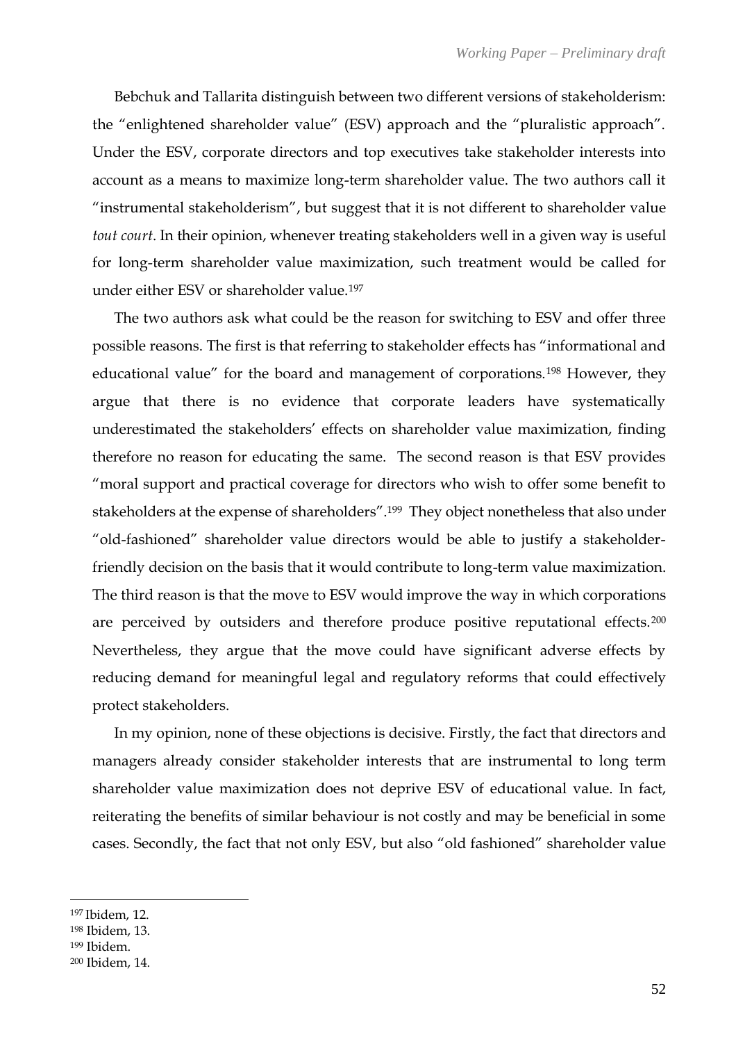Bebchuk and Tallarita distinguish between two different versions of stakeholderism: the "enlightened shareholder value" (ESV) approach and the "pluralistic approach". Under the ESV, corporate directors and top executives take stakeholder interests into account as a means to maximize long-term shareholder value. The two authors call it "instrumental stakeholderism", but suggest that it is not different to shareholder value *tout court*. In their opinion, whenever treating stakeholders well in a given way is useful for long-term shareholder value maximization, such treatment would be called for under either ESV or shareholder value.[197]

The two authors ask what could be the reason for switching to ESV and offer three possible reasons. The first is that referring to stakeholder effects has "informational and educational value" for the board and management of corporations.[198] However, they argue that there is no evidence that corporate leaders have systematically underestimated the stakeholders' effects on shareholder value maximization, finding therefore no reason for educating the same. The second reason is that ESV provides "moral support and practical coverage for directors who wish to offer some benefit to stakeholders at the expense of shareholders".[199] They object nonetheless that also under "old-fashioned" shareholder value directors would be able to justify a stakeholder-friendly decision on the basis that it would contribute to long-term value maximization. The third reason is that the move to ESV would improve the way in which corporations are perceived by outsiders and therefore produce positive reputational effects.[200] Nevertheless, they argue that the move could have significant adverse effects by reducing demand for meaningful legal and regulatory reforms that could effectively protect stakeholders.

In my opinion, none of these objections is decisive. Firstly, the fact that directors and managers already consider stakeholder interests that are instrumental to long term shareholder value maximization does not deprive ESV of educational value. In fact, reiterating the benefits of similar behaviour is not costly and may be beneficial in some cases. Secondly, the fact that not only ESV, but also "old fashioned" shareholder value

[197] Ibidem, 12.

[198] Ibidem, 13.

[199] Ibidem.

[200] Ibidem, 14.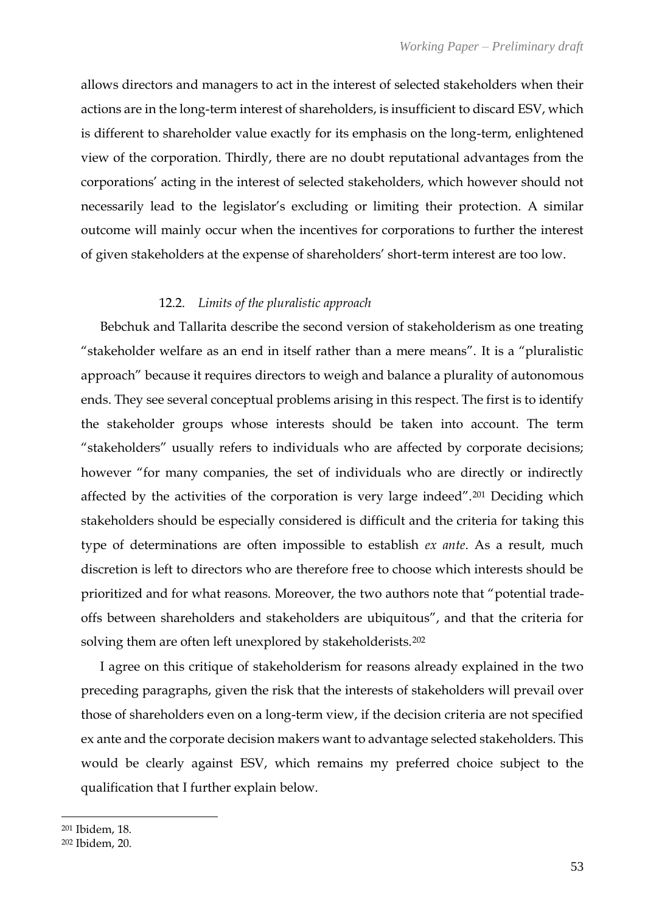allows directors and managers to act in the interest of selected stakeholders when their actions are in the long-term interest of shareholders, is insufficient to discard ESV, which is different to shareholder value exactly for its emphasis on the long-term, enlightened view of the corporation. Thirdly, there are no doubt reputational advantages from the corporations' acting in the interest of selected stakeholders, which however should not necessarily lead to the legislator's excluding or limiting their protection. A similar outcome will mainly occur when the incentives for corporations to further the interest of given stakeholders at the expense of shareholders' short-term interest are too low.

### 12.2. *Limits of the pluralistic approach*

Bebchuk and Tallarita describe the second version of stakeholderism as one treating "stakeholder welfare as an end in itself rather than a mere means". It is a "pluralistic approach" because it requires directors to weigh and balance a plurality of autonomous ends. They see several conceptual problems arising in this respect. The first is to identify the stakeholder groups whose interests should be taken into account. The term "stakeholders" usually refers to individuals who are affected by corporate decisions; however "for many companies, the set of individuals who are directly or indirectly affected by the activities of the corporation is very large indeed".[201] Deciding which stakeholders should be especially considered is difficult and the criteria for taking this type of determinations are often impossible to establish *ex ante*. As a result, much discretion is left to directors who are therefore free to choose which interests should be prioritized and for what reasons. Moreover, the two authors note that "potential trade-offs between shareholders and stakeholders are ubiquitous", and that the criteria for solving them are often left unexplored by stakeholderists.[202]

I agree on this critique of stakeholderism for reasons already explained in the two preceding paragraphs, given the risk that the interests of stakeholders will prevail over those of shareholders even on a long-term view, if the decision criteria are not specified ex ante and the corporate decision makers want to advantage selected stakeholders. This would be clearly against ESV, which remains my preferred choice subject to the qualification that I further explain below.

---

[201] Ibidem, 18.

[202] Ibidem, 20.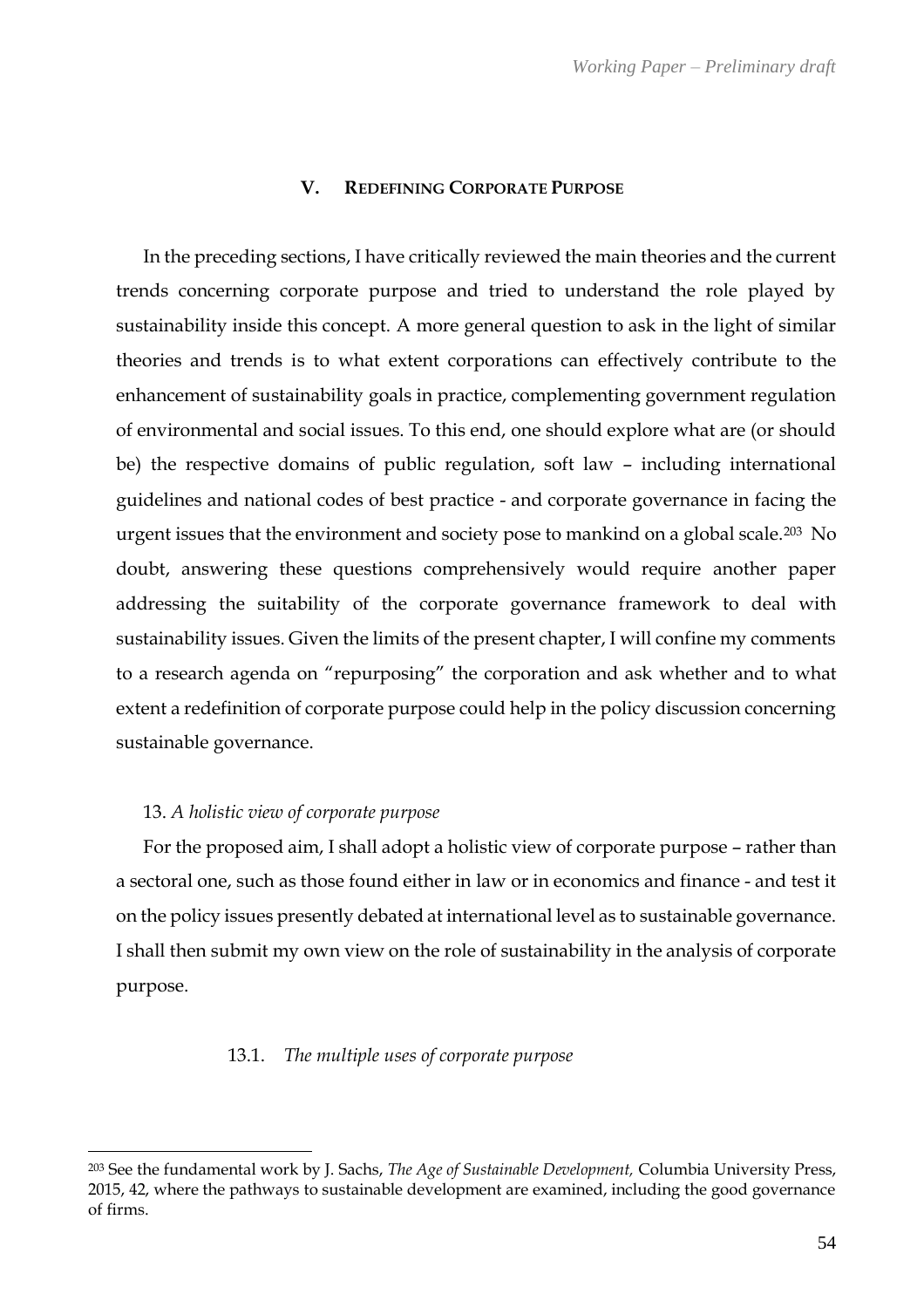## V. Redefining Corporate Purpose

In the preceding sections, I have critically reviewed the main theories and the current trends concerning corporate purpose and tried to understand the role played by sustainability inside this concept. A more general question to ask in the light of similar theories and trends is to what extent corporations can effectively contribute to the enhancement of sustainability goals in practice, complementing government regulation of environmental and social issues. To this end, one should explore what are (or should be) the respective domains of public regulation, soft law – including international guidelines and national codes of best practice - and corporate governance in facing the urgent issues that the environment and society pose to mankind on a global scale.[203] No doubt, answering these questions comprehensively would require another paper addressing the suitability of the corporate governance framework to deal with sustainability issues. Given the limits of the present chapter, I will confine my comments to a research agenda on "repurposing" the corporation and ask whether and to what extent a redefinition of corporate purpose could help in the policy discussion concerning sustainable governance.

### 13. *A holistic view of corporate purpose*

For the proposed aim, I shall adopt a holistic view of corporate purpose – rather than a sectoral one, such as those found either in law or in economics and finance - and test it on the policy issues presently debated at international level as to sustainable governance. I shall then submit my own view on the role of sustainability in the analysis of corporate purpose.

#### 13.1. *The multiple uses of corporate purpose*

---

[203] See the fundamental work by J. Sachs, *The Age of Sustainable Development,* Columbia University Press, 2015, 42, where the pathways to sustainable development are examined, including the good governance of firms.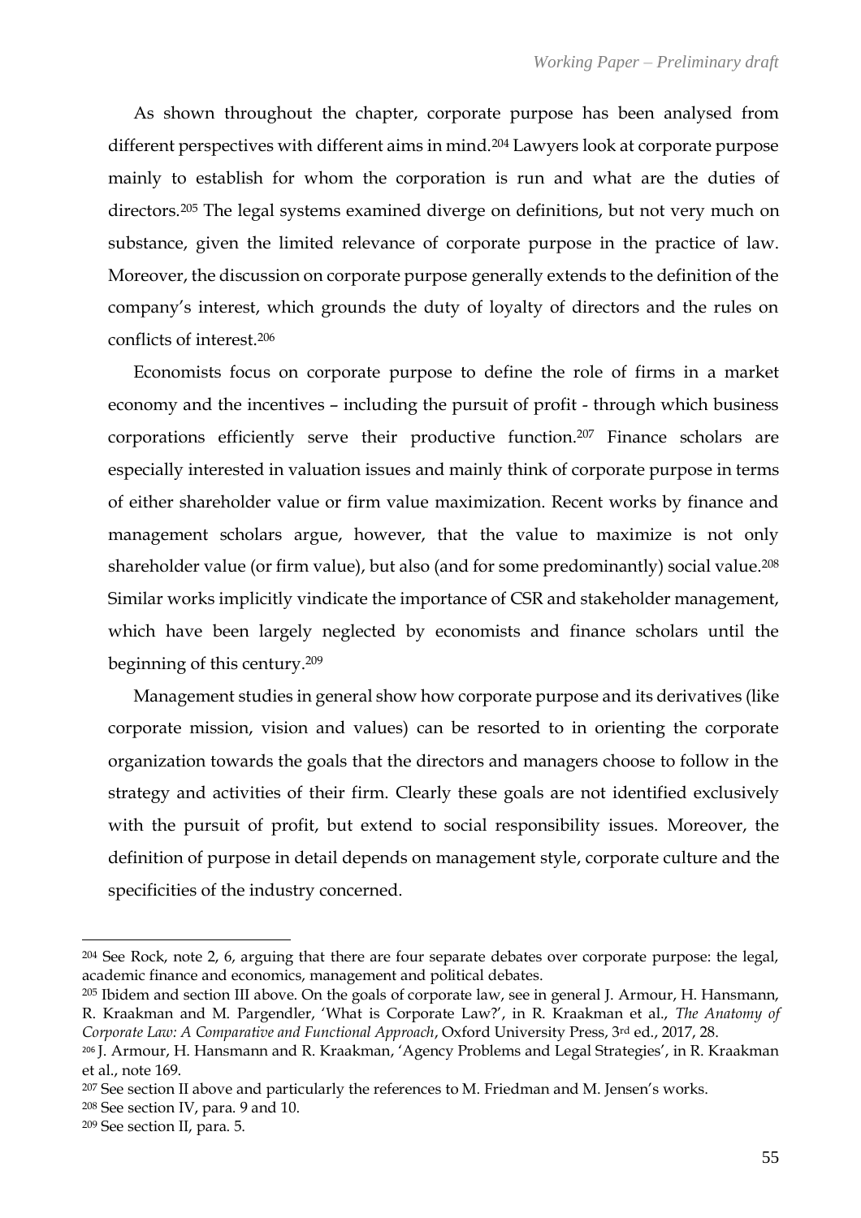As shown throughout the chapter, corporate purpose has been analysed from different perspectives with different aims in mind.[204] Lawyers look at corporate purpose mainly to establish for whom the corporation is run and what are the duties of directors.[205] The legal systems examined diverge on definitions, but not very much on substance, given the limited relevance of corporate purpose in the practice of law. Moreover, the discussion on corporate purpose generally extends to the definition of the company's interest, which grounds the duty of loyalty of directors and the rules on conflicts of interest.[206]

Economists focus on corporate purpose to define the role of firms in a market economy and the incentives – including the pursuit of profit - through which business corporations efficiently serve their productive function.[207] Finance scholars are especially interested in valuation issues and mainly think of corporate purpose in terms of either shareholder value or firm value maximization. Recent works by finance and management scholars argue, however, that the value to maximize is not only shareholder value (or firm value), but also (and for some predominantly) social value.[208] Similar works implicitly vindicate the importance of CSR and stakeholder management, which have been largely neglected by economists and finance scholars until the beginning of this century.[209]

Management studies in general show how corporate purpose and its derivatives (like corporate mission, vision and values) can be resorted to in orienting the corporate organization towards the goals that the directors and managers choose to follow in the strategy and activities of their firm. Clearly these goals are not identified exclusively with the pursuit of profit, but extend to social responsibility issues. Moreover, the definition of purpose in detail depends on management style, corporate culture and the specificities of the industry concerned.

---

[204] See Rock, note 2, 6, arguing that there are four separate debates over corporate purpose: the legal, academic finance and economics, management and political debates.

[205] Ibidem and section III above. On the goals of corporate law, see in general J. Armour, H. Hansmann, R. Kraakman and M. Pargendler, 'What is Corporate Law?', in R. Kraakman et al., *The Anatomy of Corporate Law: A Comparative and Functional Approach*, Oxford University Press, 3rd ed., 2017, 28.

[206] J. Armour, H. Hansmann and R. Kraakman, 'Agency Problems and Legal Strategies', in R. Kraakman et al., note 169.

[207] See section II above and particularly the references to M. Friedman and M. Jensen's works.

[208] See section IV, para. 9 and 10.

[209] See section II, para. 5.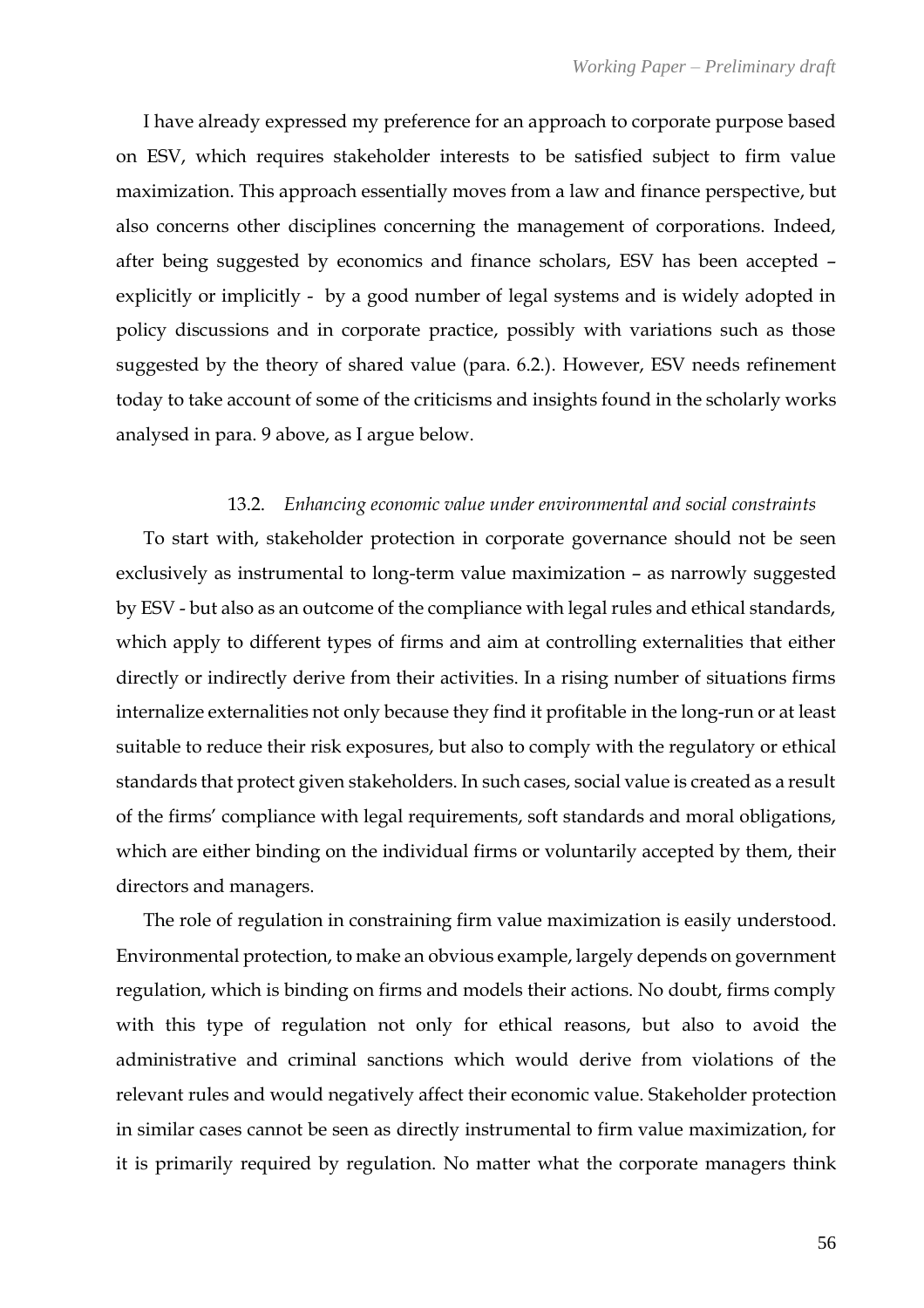I have already expressed my preference for an approach to corporate purpose based on ESV, which requires stakeholder interests to be satisfied subject to firm value maximization. This approach essentially moves from a law and finance perspective, but also concerns other disciplines concerning the management of corporations. Indeed, after being suggested by economics and finance scholars, ESV has been accepted – explicitly or implicitly - by a good number of legal systems and is widely adopted in policy discussions and in corporate practice, possibly with variations such as those suggested by the theory of shared value (para. 6.2.). However, ESV needs refinement today to take account of some of the criticisms and insights found in the scholarly works analysed in para. 9 above, as I argue below.

### 13.2. *Enhancing economic value under environmental and social constraints*

To start with, stakeholder protection in corporate governance should not be seen exclusively as instrumental to long-term value maximization – as narrowly suggested by ESV - but also as an outcome of the compliance with legal rules and ethical standards, which apply to different types of firms and aim at controlling externalities that either directly or indirectly derive from their activities. In a rising number of situations firms internalize externalities not only because they find it profitable in the long-run or at least suitable to reduce their risk exposures, but also to comply with the regulatory or ethical standards that protect given stakeholders. In such cases, social value is created as a result of the firms' compliance with legal requirements, soft standards and moral obligations, which are either binding on the individual firms or voluntarily accepted by them, their directors and managers.

The role of regulation in constraining firm value maximization is easily understood. Environmental protection, to make an obvious example, largely depends on government regulation, which is binding on firms and models their actions. No doubt, firms comply with this type of regulation not only for ethical reasons, but also to avoid the administrative and criminal sanctions which would derive from violations of the relevant rules and would negatively affect their economic value. Stakeholder protection in similar cases cannot be seen as directly instrumental to firm value maximization, for it is primarily required by regulation. No matter what the corporate managers think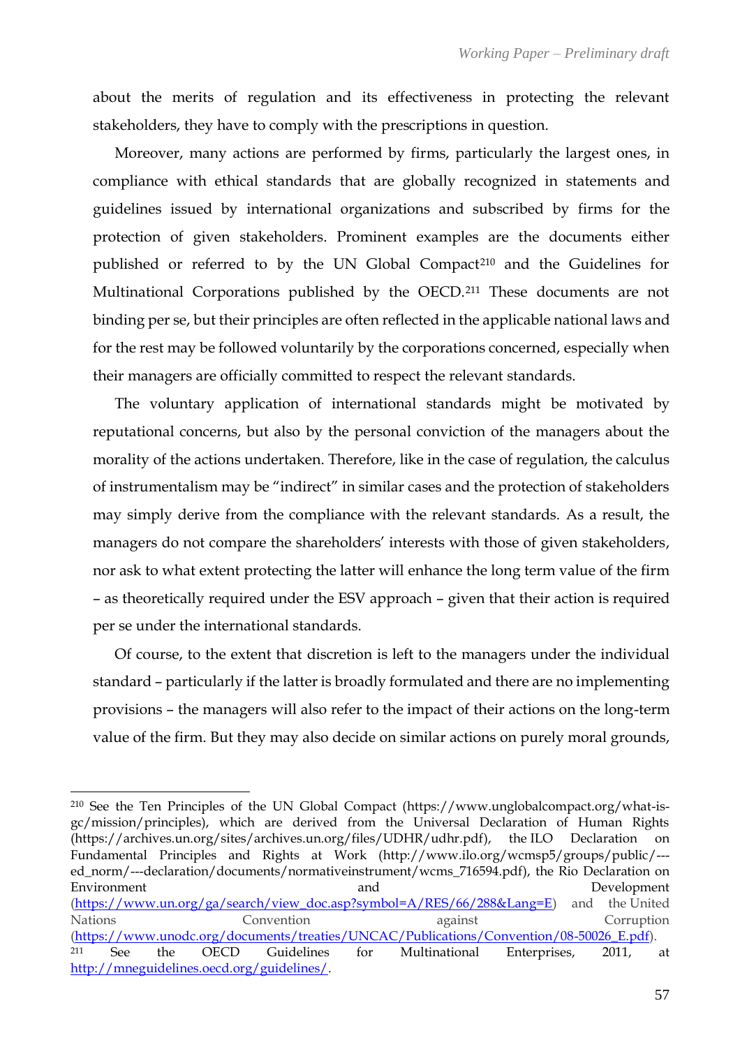about the merits of regulation and its effectiveness in protecting the relevant stakeholders, they have to comply with the prescriptions in question.

Moreover, many actions are performed by firms, particularly the largest ones, in compliance with ethical standards that are globally recognized in statements and guidelines issued by international organizations and subscribed by firms for the protection of given stakeholders. Prominent examples are the documents either published or referred to by the UN Global Compact[210] and the Guidelines for Multinational Corporations published by the OECD.[211] These documents are not binding per se, but their principles are often reflected in the applicable national laws and for the rest may be followed voluntarily by the corporations concerned, especially when their managers are officially committed to respect the relevant standards.

The voluntary application of international standards might be motivated by reputational concerns, but also by the personal conviction of the managers about the morality of the actions undertaken. Therefore, like in the case of regulation, the calculus of instrumentalism may be "indirect" in similar cases and the protection of stakeholders may simply derive from the compliance with the relevant standards. As a result, the managers do not compare the shareholders' interests with those of given stakeholders, nor ask to what extent protecting the latter will enhance the long term value of the firm – as theoretically required under the ESV approach – given that their action is required per se under the international standards.

Of course, to the extent that discretion is left to the managers under the individual standard – particularly if the latter is broadly formulated and there are no implementing provisions – the managers will also refer to the impact of their actions on the long-term value of the firm. But they may also decide on similar actions on purely moral grounds,

---

[210] See the Ten Principles of the UN Global Compact (https://www.unglobalcompact.org/what-is-gc/mission/principles), which are derived from the Universal Declaration of Human Rights (https://archives.un.org/sites/archives.un.org/files/UDHR/udhr.pdf), the ILO Declaration on Fundamental Principles and Rights at Work (http://www.ilo.org/wcmsp5/groups/public/---ed_norm/---declaration/documents/normativeinstrument/wcms_716594.pdf), the Rio Declaration on Environment and Development (https://www.un.org/ga/search/view_doc.asp?symbol=A/RES/66/288&Lang=E) and the United Nations Convention against Corruption (https://www.unodc.org/documents/treaties/UNCAC/Publications/Convention/08-50026_E.pdf).

[211] See the OECD Guidelines for Multinational Enterprises, 2011, at http://mneguidelines.oecd.org/guidelines/.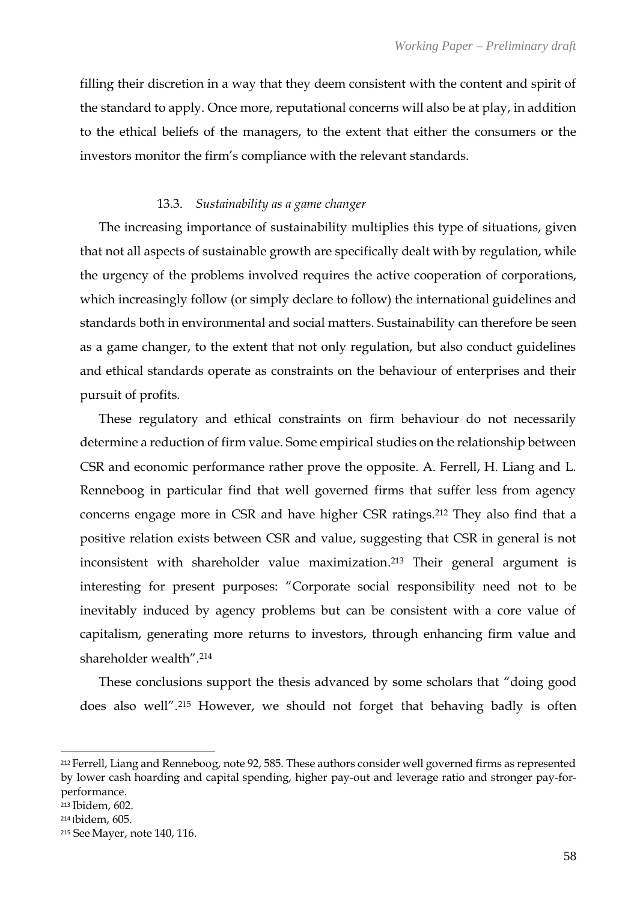filling their discretion in a way that they deem consistent with the content and spirit of the standard to apply. Once more, reputational concerns will also be at play, in addition to the ethical beliefs of the managers, to the extent that either the consumers or the investors monitor the firm's compliance with the relevant standards.

### 13.3. *Sustainability as a game changer*

The increasing importance of sustainability multiplies this type of situations, given that not all aspects of sustainable growth are specifically dealt with by regulation, while the urgency of the problems involved requires the active cooperation of corporations, which increasingly follow (or simply declare to follow) the international guidelines and standards both in environmental and social matters. Sustainability can therefore be seen as a game changer, to the extent that not only regulation, but also conduct guidelines and ethical standards operate as constraints on the behaviour of enterprises and their pursuit of profits.

These regulatory and ethical constraints on firm behaviour do not necessarily determine a reduction of firm value. Some empirical studies on the relationship between CSR and economic performance rather prove the opposite. A. Ferrell, H. Liang and L. Renneboog in particular find that well governed firms that suffer less from agency concerns engage more in CSR and have higher CSR ratings.[212] They also find that a positive relation exists between CSR and value, suggesting that CSR in general is not inconsistent with shareholder value maximization.[213] Their general argument is interesting for present purposes: "Corporate social responsibility need not to be inevitably induced by agency problems but can be consistent with a core value of capitalism, generating more returns to investors, through enhancing firm value and shareholder wealth".[214]

These conclusions support the thesis advanced by some scholars that "doing good does also well".[215] However, we should not forget that behaving badly is often

---

[212] Ferrell, Liang and Renneboog, note 92, 585. These authors consider well governed firms as represented by lower cash hoarding and capital spending, higher pay-out and leverage ratio and stronger pay-for-performance.

[213] Ibidem, 602.

[214] Ibidem, 605.

[215] See Mayer, note 140, 116.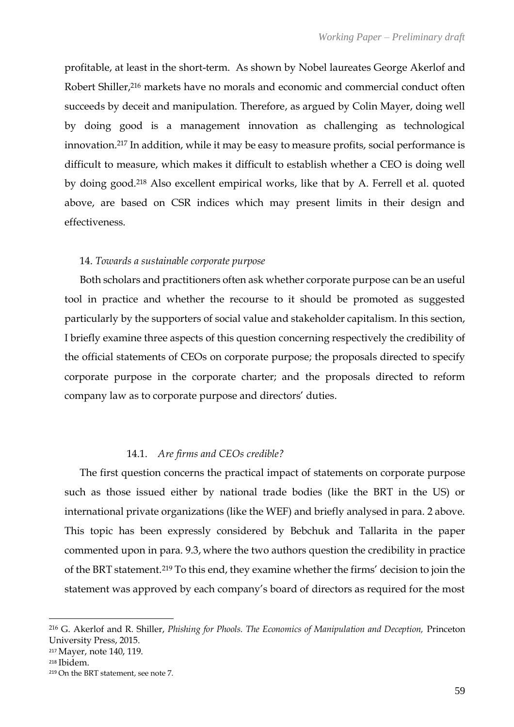profitable, at least in the short-term. As shown by Nobel laureates George Akerlof and Robert Shiller,[216] markets have no morals and economic and commercial conduct often succeeds by deceit and manipulation. Therefore, as argued by Colin Mayer, doing well by doing good is a management innovation as challenging as technological innovation.[217] In addition, while it may be easy to measure profits, social performance is difficult to measure, which makes it difficult to establish whether a CEO is doing well by doing good.[218] Also excellent empirical works, like that by A. Ferrell et al. quoted above, are based on CSR indices which may present limits in their design and effectiveness.

### 14. *Towards a sustainable corporate purpose*

Both scholars and practitioners often ask whether corporate purpose can be an useful tool in practice and whether the recourse to it should be promoted as suggested particularly by the supporters of social value and stakeholder capitalism. In this section, I briefly examine three aspects of this question concerning respectively the credibility of the official statements of CEOs on corporate purpose; the proposals directed to specify corporate purpose in the corporate charter; and the proposals directed to reform company law as to corporate purpose and directors' duties.

#### 14.1. *Are firms and CEOs credible?*

The first question concerns the practical impact of statements on corporate purpose such as those issued either by national trade bodies (like the BRT in the US) or international private organizations (like the WEF) and briefly analysed in para. 2 above. This topic has been expressly considered by Bebchuk and Tallarita in the paper commented upon in para. 9.3, where the two authors question the credibility in practice of the BRT statement.[219] To this end, they examine whether the firms' decision to join the statement was approved by each company's board of directors as required for the most

---

[216] G. Akerlof and R. Shiller, *Phishing for Phools. The Economics of Manipulation and Deception,* Princeton University Press, 2015.

[217] Mayer, note 140, 119.

[218] Ibidem.

[219] On the BRT statement, see note 7.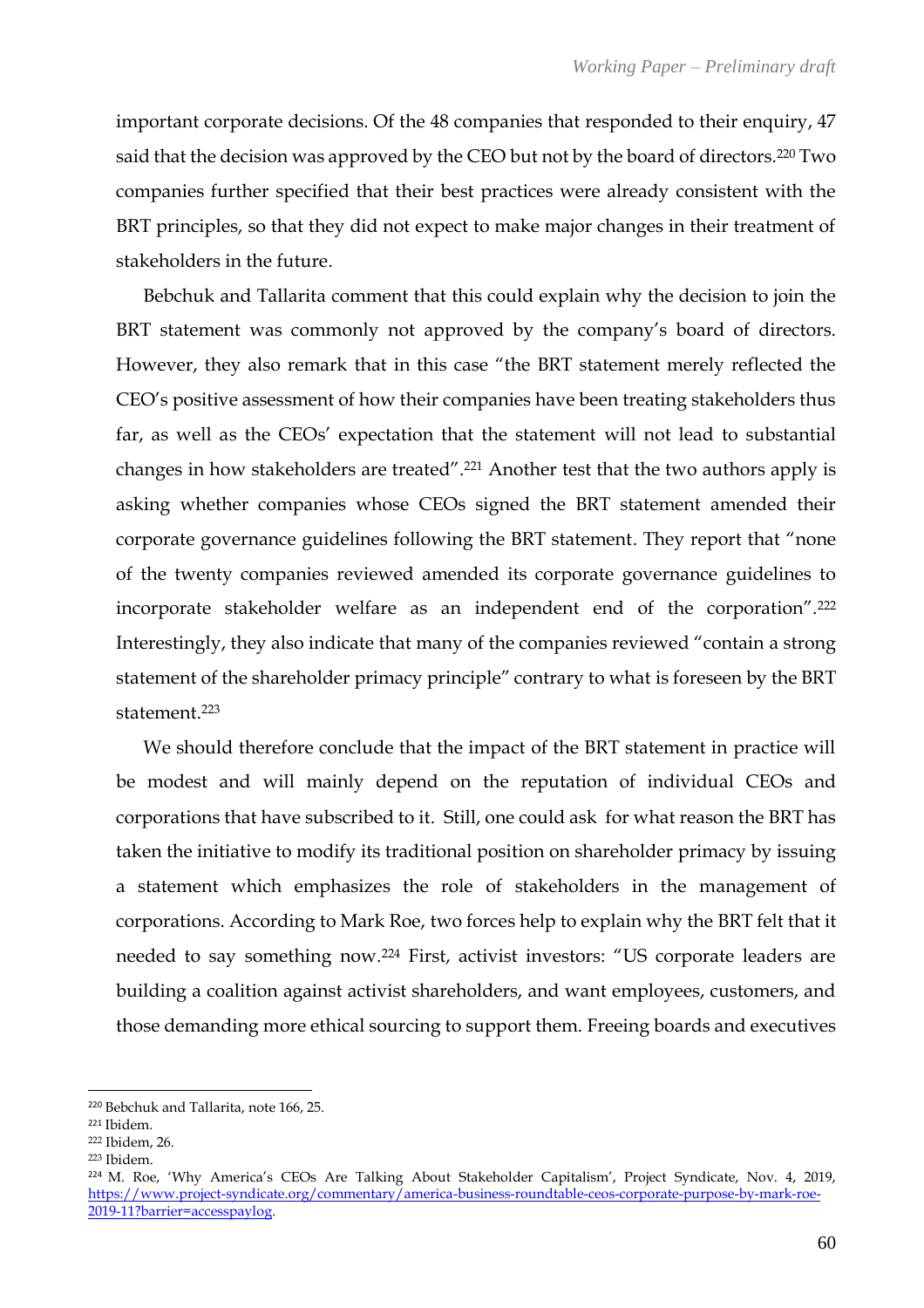important corporate decisions. Of the 48 companies that responded to their enquiry, 47 said that the decision was approved by the CEO but not by the board of directors.[220] Two companies further specified that their best practices were already consistent with the BRT principles, so that they did not expect to make major changes in their treatment of stakeholders in the future.

Bebchuk and Tallarita comment that this could explain why the decision to join the BRT statement was commonly not approved by the company's board of directors. However, they also remark that in this case "the BRT statement merely reflected the CEO's positive assessment of how their companies have been treating stakeholders thus far, as well as the CEOs' expectation that the statement will not lead to substantial changes in how stakeholders are treated".[221] Another test that the two authors apply is asking whether companies whose CEOs signed the BRT statement amended their corporate governance guidelines following the BRT statement. They report that "none of the twenty companies reviewed amended its corporate governance guidelines to incorporate stakeholder welfare as an independent end of the corporation".[222] Interestingly, they also indicate that many of the companies reviewed "contain a strong statement of the shareholder primacy principle" contrary to what is foreseen by the BRT statement.[223]

We should therefore conclude that the impact of the BRT statement in practice will be modest and will mainly depend on the reputation of individual CEOs and corporations that have subscribed to it. Still, one could ask for what reason the BRT has taken the initiative to modify its traditional position on shareholder primacy by issuing a statement which emphasizes the role of stakeholders in the management of corporations. According to Mark Roe, two forces help to explain why the BRT felt that it needed to say something now.[224] First, activist investors: "US corporate leaders are building a coalition against activist shareholders, and want employees, customers, and those demanding more ethical sourcing to support them. Freeing boards and executives

---

[220] Bebchuk and Tallarita, note 166, 25.

[221] Ibidem.

[222] Ibidem, 26.

[223] Ibidem.

[224] M. Roe, 'Why America's CEOs Are Talking About Stakeholder Capitalism', Project Syndicate, Nov. 4, 2019, https://www.project-syndicate.org/commentary/america-business-roundtable-ceos-corporate-purpose-by-mark-roe-2019-11?barrier=accesspaylog.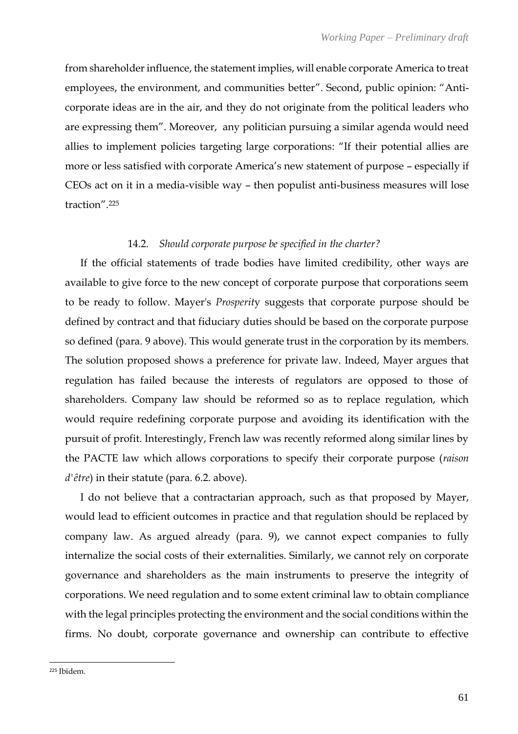from shareholder influence, the statement implies, will enable corporate America to treat employees, the environment, and communities better". Second, public opinion: "Anti-corporate ideas are in the air, and they do not originate from the political leaders who are expressing them". Moreover, any politician pursuing a similar agenda would need allies to implement policies targeting large corporations: "If their potential allies are more or less satisfied with corporate America's new statement of purpose – especially if CEOs act on it in a media-visible way – then populist anti-business measures will lose traction".[225]

### 14.2. *Should corporate purpose be specified in the charter?*

If the official statements of trade bodies have limited credibility, other ways are available to give force to the new concept of corporate purpose that corporations seem to be ready to follow. Mayer's *Prosperity* suggests that corporate purpose should be defined by contract and that fiduciary duties should be based on the corporate purpose so defined (para. 9 above). This would generate trust in the corporation by its members. The solution proposed shows a preference for private law. Indeed, Mayer argues that regulation has failed because the interests of regulators are opposed to those of shareholders. Company law should be reformed so as to replace regulation, which would require redefining corporate purpose and avoiding its identification with the pursuit of profit. Interestingly, French law was recently reformed along similar lines by the PACTE law which allows corporations to specify their corporate purpose (*raison d'être*) in their statute (para. 6.2. above).

I do not believe that a contractarian approach, such as that proposed by Mayer, would lead to efficient outcomes in practice and that regulation should be replaced by company law. As argued already (para. 9), we cannot expect companies to fully internalize the social costs of their externalities. Similarly, we cannot rely on corporate governance and shareholders as the main instruments to preserve the integrity of corporations. We need regulation and to some extent criminal law to obtain compliance with the legal principles protecting the environment and the social conditions within the firms. No doubt, corporate governance and ownership can contribute to effective

---

[225] Ibidem.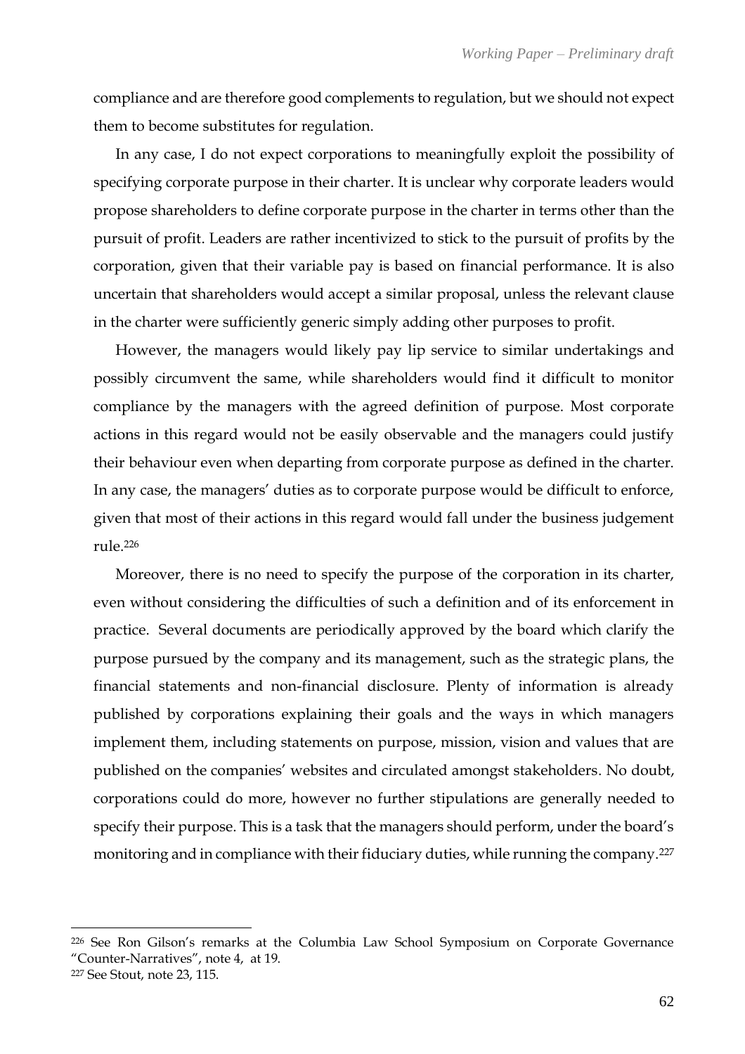compliance and are therefore good complements to regulation, but we should not expect them to become substitutes for regulation.

In any case, I do not expect corporations to meaningfully exploit the possibility of specifying corporate purpose in their charter. It is unclear why corporate leaders would propose shareholders to define corporate purpose in the charter in terms other than the pursuit of profit. Leaders are rather incentivized to stick to the pursuit of profits by the corporation, given that their variable pay is based on financial performance. It is also uncertain that shareholders would accept a similar proposal, unless the relevant clause in the charter were sufficiently generic simply adding other purposes to profit.

However, the managers would likely pay lip service to similar undertakings and possibly circumvent the same, while shareholders would find it difficult to monitor compliance by the managers with the agreed definition of purpose. Most corporate actions in this regard would not be easily observable and the managers could justify their behaviour even when departing from corporate purpose as defined in the charter. In any case, the managers' duties as to corporate purpose would be difficult to enforce, given that most of their actions in this regard would fall under the business judgement rule.[226]

Moreover, there is no need to specify the purpose of the corporation in its charter, even without considering the difficulties of such a definition and of its enforcement in practice. Several documents are periodically approved by the board which clarify the purpose pursued by the company and its management, such as the strategic plans, the financial statements and non-financial disclosure. Plenty of information is already published by corporations explaining their goals and the ways in which managers implement them, including statements on purpose, mission, vision and values that are published on the companies' websites and circulated amongst stakeholders. No doubt, corporations could do more, however no further stipulations are generally needed to specify their purpose. This is a task that the managers should perform, under the board's monitoring and in compliance with their fiduciary duties, while running the company.[227]

---

[226] See Ron Gilson's remarks at the Columbia Law School Symposium on Corporate Governance "Counter-Narratives", note 4, at 19.

[227] See Stout, note 23, 115.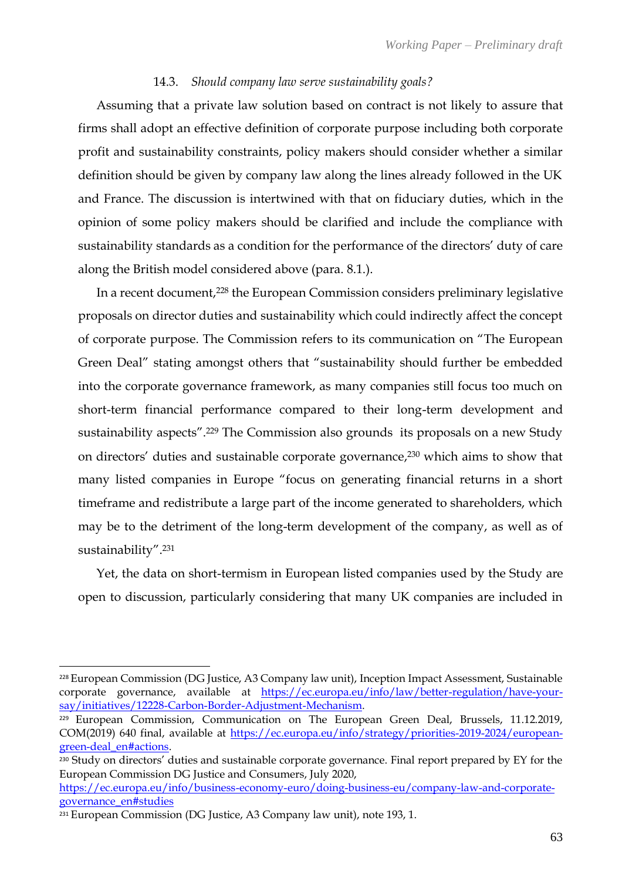### 14.3. *Should company law serve sustainability goals?*

Assuming that a private law solution based on contract is not likely to assure that firms shall adopt an effective definition of corporate purpose including both corporate profit and sustainability constraints, policy makers should consider whether a similar definition should be given by company law along the lines already followed in the UK and France. The discussion is intertwined with that on fiduciary duties, which in the opinion of some policy makers should be clarified and include the compliance with sustainability standards as a condition for the performance of the directors' duty of care along the British model considered above (para. 8.1.).

In a recent document,[228] the European Commission considers preliminary legislative proposals on director duties and sustainability which could indirectly affect the concept of corporate purpose. The Commission refers to its communication on "The European Green Deal" stating amongst others that "sustainability should further be embedded into the corporate governance framework, as many companies still focus too much on short-term financial performance compared to their long-term development and sustainability aspects".[229] The Commission also grounds its proposals on a new Study on directors' duties and sustainable corporate governance,[230] which aims to show that many listed companies in Europe "focus on generating financial returns in a short timeframe and redistribute a large part of the income generated to shareholders, which may be to the detriment of the long-term development of the company, as well as of sustainability".[231]

Yet, the data on short-termism in European listed companies used by the Study are open to discussion, particularly considering that many UK companies are included in

---

[228] European Commission (DG Justice, A3 Company law unit), Inception Impact Assessment, Sustainable corporate governance, available at https://ec.europa.eu/info/law/better-regulation/have-your-say/initiatives/12228-Carbon-Border-Adjustment-Mechanism.

[229] European Commission, Communication on The European Green Deal, Brussels, 11.12.2019, COM(2019) 640 final, available at https://ec.europa.eu/info/strategy/priorities-2019-2024/european-green-deal_en#actions.

[230] Study on directors' duties and sustainable corporate governance. Final report prepared by EY for the European Commission DG Justice and Consumers, July 2020, https://ec.europa.eu/info/business-economy-euro/doing-business-eu/company-law-and-corporate-governance_en#studies

[231] European Commission (DG Justice, A3 Company law unit), note 193, 1.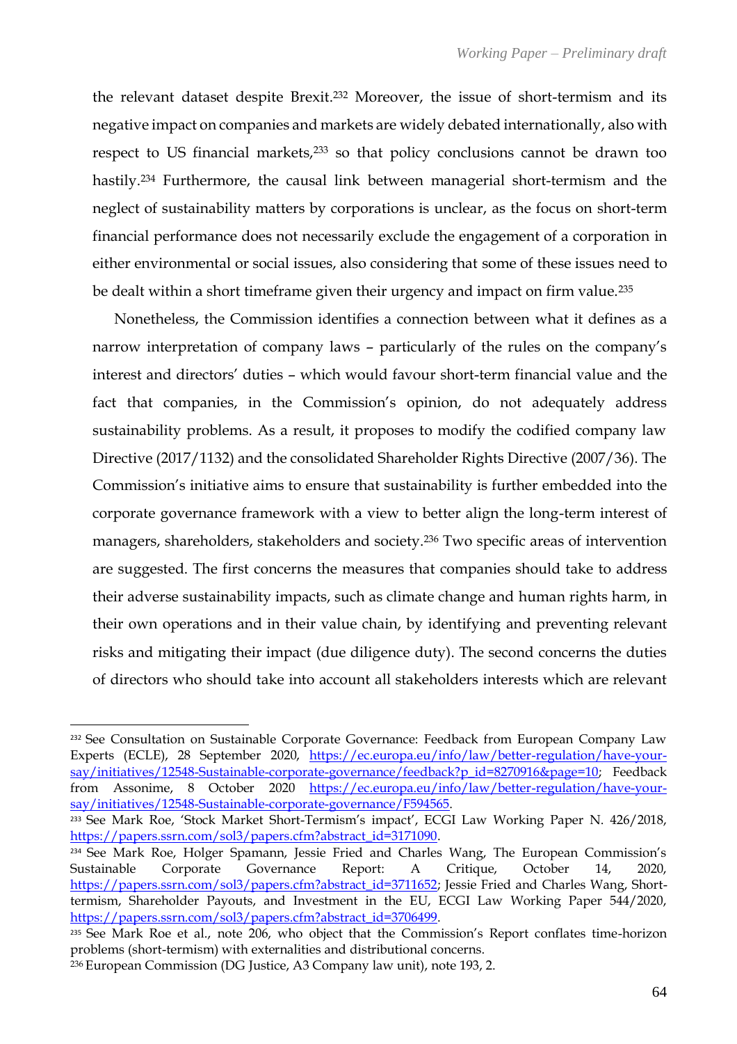the relevant dataset despite Brexit.[232] Moreover, the issue of short-termism and its negative impact on companies and markets are widely debated internationally, also with respect to US financial markets,[233] so that policy conclusions cannot be drawn too hastily.[234] Furthermore, the causal link between managerial short-termism and the neglect of sustainability matters by corporations is unclear, as the focus on short-term financial performance does not necessarily exclude the engagement of a corporation in either environmental or social issues, also considering that some of these issues need to be dealt within a short timeframe given their urgency and impact on firm value.[235]

Nonetheless, the Commission identifies a connection between what it defines as a narrow interpretation of company laws – particularly of the rules on the company's interest and directors' duties – which would favour short-term financial value and the fact that companies, in the Commission's opinion, do not adequately address sustainability problems. As a result, it proposes to modify the codified company law Directive (2017/1132) and the consolidated Shareholder Rights Directive (2007/36). The Commission's initiative aims to ensure that sustainability is further embedded into the corporate governance framework with a view to better align the long-term interest of managers, shareholders, stakeholders and society.[236] Two specific areas of intervention are suggested. The first concerns the measures that companies should take to address their adverse sustainability impacts, such as climate change and human rights harm, in their own operations and in their value chain, by identifying and preventing relevant risks and mitigating their impact (due diligence duty). The second concerns the duties of directors who should take into account all stakeholders interests which are relevant

---

[232] See Consultation on Sustainable Corporate Governance: Feedback from European Company Law Experts (ECLE), 28 September 2020, https://ec.europa.eu/info/law/better-regulation/have-your-say/initiatives/12548-Sustainable-corporate-governance/feedback?p_id=8270916&page=10; Feedback from Assonime, 8 October 2020 https://ec.europa.eu/info/law/better-regulation/have-your-say/initiatives/12548-Sustainable-corporate-governance/F594565.

[233] See Mark Roe, 'Stock Market Short-Termism's impact', ECGI Law Working Paper N. 426/2018, https://papers.ssrn.com/sol3/papers.cfm?abstract_id=3171090.

[234] See Mark Roe, Holger Spamann, Jessie Fried and Charles Wang, The European Commission's Sustainable Corporate Governance Report: A Critique, October 14, 2020, https://papers.ssrn.com/sol3/papers.cfm?abstract_id=3711652; Jessie Fried and Charles Wang, Short-termism, Shareholder Payouts, and Investment in the EU, ECGI Law Working Paper 544/2020, https://papers.ssrn.com/sol3/papers.cfm?abstract_id=3706499.

[235] See Mark Roe et al., note 206, who object that the Commission's Report conflates time-horizon problems (short-termism) with externalities and distributional concerns.

[236] European Commission (DG Justice, A3 Company law unit), note 193, 2.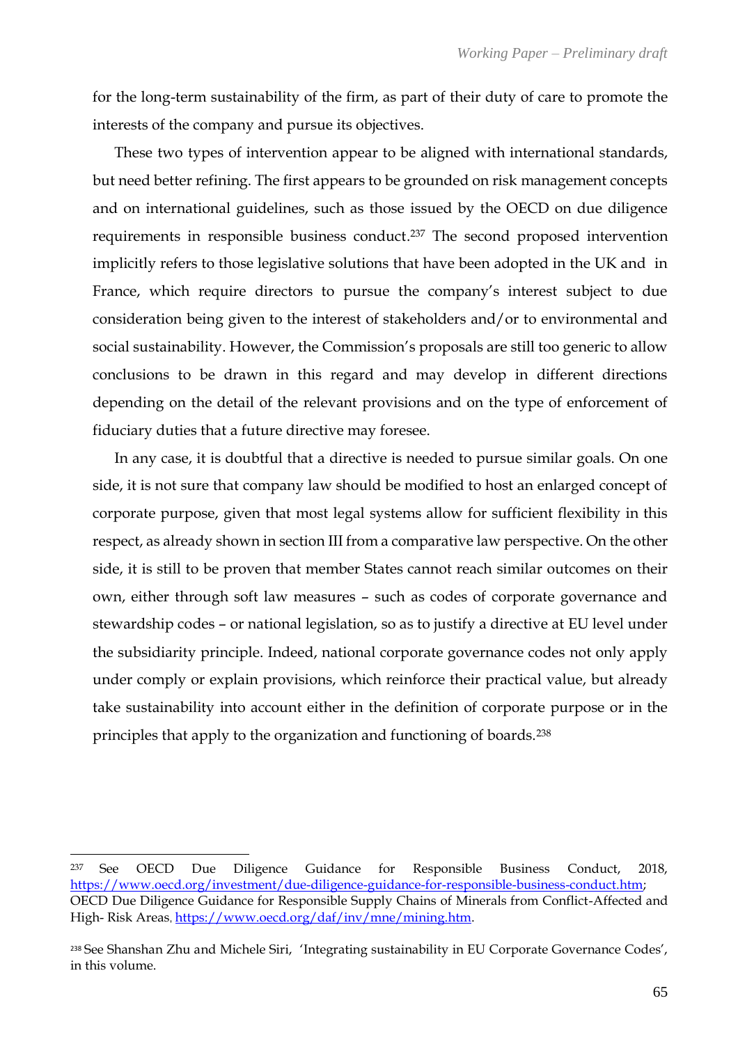for the long-term sustainability of the firm, as part of their duty of care to promote the interests of the company and pursue its objectives.

These two types of intervention appear to be aligned with international standards, but need better refining. The first appears to be grounded on risk management concepts and on international guidelines, such as those issued by the OECD on due diligence requirements in responsible business conduct.[237] The second proposed intervention implicitly refers to those legislative solutions that have been adopted in the UK and in France, which require directors to pursue the company's interest subject to due consideration being given to the interest of stakeholders and/or to environmental and social sustainability. However, the Commission's proposals are still too generic to allow conclusions to be drawn in this regard and may develop in different directions depending on the detail of the relevant provisions and on the type of enforcement of fiduciary duties that a future directive may foresee.

In any case, it is doubtful that a directive is needed to pursue similar goals. On one side, it is not sure that company law should be modified to host an enlarged concept of corporate purpose, given that most legal systems allow for sufficient flexibility in this respect, as already shown in section III from a comparative law perspective. On the other side, it is still to be proven that member States cannot reach similar outcomes on their own, either through soft law measures – such as codes of corporate governance and stewardship codes – or national legislation, so as to justify a directive at EU level under the subsidiarity principle. Indeed, national corporate governance codes not only apply under comply or explain provisions, which reinforce their practical value, but already take sustainability into account either in the definition of corporate purpose or in the principles that apply to the organization and functioning of boards.[238]

---

[237] See OECD Due Diligence Guidance for Responsible Business Conduct, 2018, https://www.oecd.org/investment/due-diligence-guidance-for-responsible-business-conduct.htm; OECD Due Diligence Guidance for Responsible Supply Chains of Minerals from Conflict-Affected and High- Risk Areas, https://www.oecd.org/daf/inv/mne/mining.htm.

[238] See Shanshan Zhu and Michele Siri, 'Integrating sustainability in EU Corporate Governance Codes', in this volume.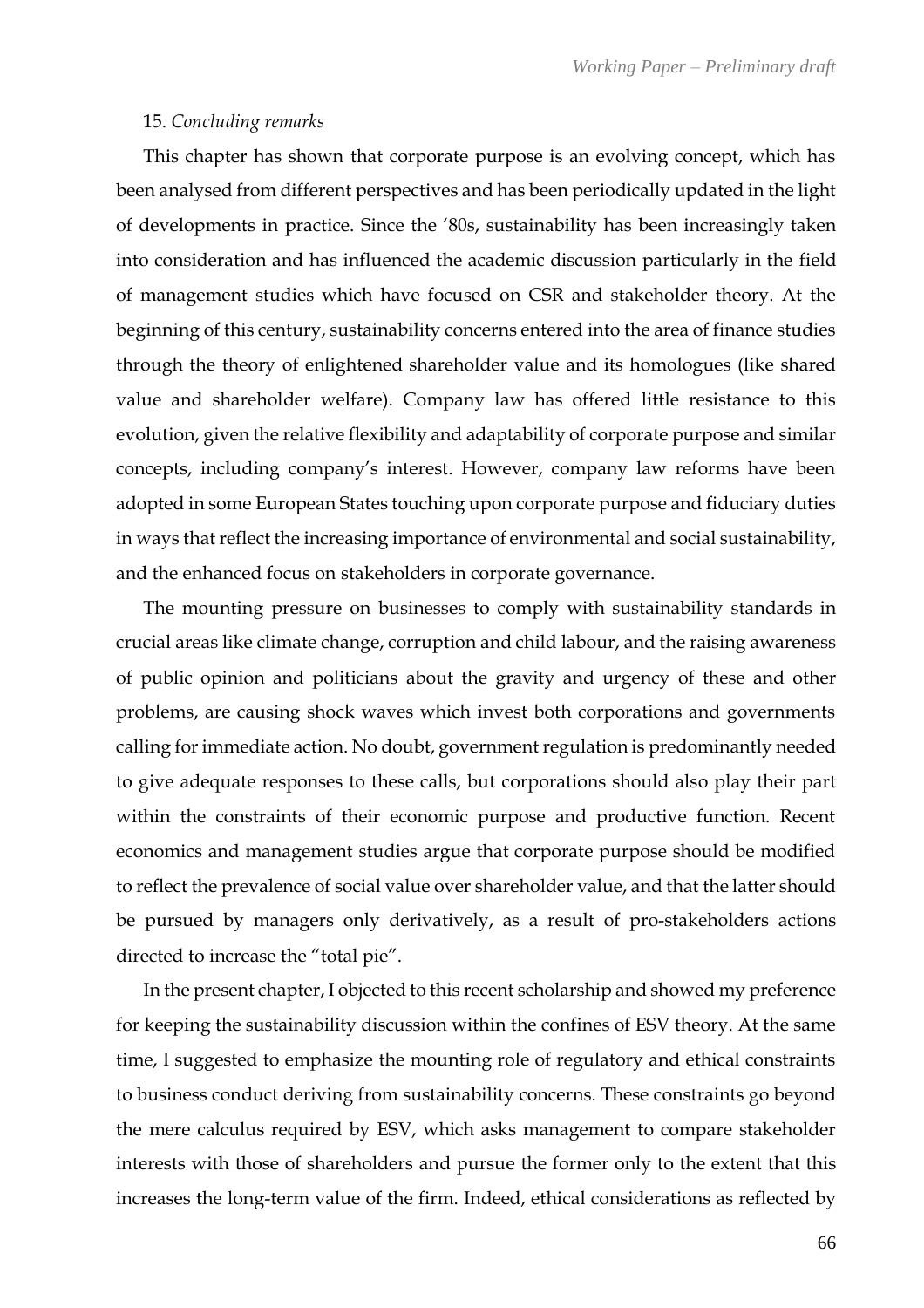15. *Concluding remarks*

This chapter has shown that corporate purpose is an evolving concept, which has been analysed from different perspectives and has been periodically updated in the light of developments in practice. Since the '80s, sustainability has been increasingly taken into consideration and has influenced the academic discussion particularly in the field of management studies which have focused on CSR and stakeholder theory. At the beginning of this century, sustainability concerns entered into the area of finance studies through the theory of enlightened shareholder value and its homologues (like shared value and shareholder welfare). Company law has offered little resistance to this evolution, given the relative flexibility and adaptability of corporate purpose and similar concepts, including company's interest. However, company law reforms have been adopted in some European States touching upon corporate purpose and fiduciary duties in ways that reflect the increasing importance of environmental and social sustainability, and the enhanced focus on stakeholders in corporate governance.

The mounting pressure on businesses to comply with sustainability standards in crucial areas like climate change, corruption and child labour, and the raising awareness of public opinion and politicians about the gravity and urgency of these and other problems, are causing shock waves which invest both corporations and governments calling for immediate action. No doubt, government regulation is predominantly needed to give adequate responses to these calls, but corporations should also play their part within the constraints of their economic purpose and productive function. Recent economics and management studies argue that corporate purpose should be modified to reflect the prevalence of social value over shareholder value, and that the latter should be pursued by managers only derivatively, as a result of pro-stakeholders actions directed to increase the "total pie".

In the present chapter, I objected to this recent scholarship and showed my preference for keeping the sustainability discussion within the confines of ESV theory. At the same time, I suggested to emphasize the mounting role of regulatory and ethical constraints to business conduct deriving from sustainability concerns. These constraints go beyond the mere calculus required by ESV, which asks management to compare stakeholder interests with those of shareholders and pursue the former only to the extent that this increases the long-term value of the firm. Indeed, ethical considerations as reflected by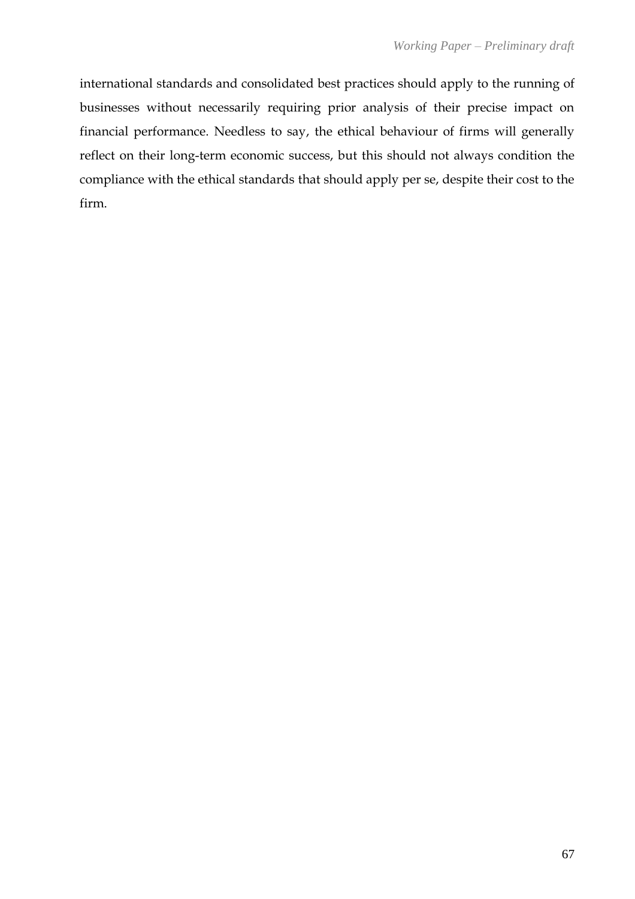international standards and consolidated best practices should apply to the running of businesses without necessarily requiring prior analysis of their precise impact on financial performance. Needless to say, the ethical behaviour of firms will generally reflect on their long-term economic success, but this should not always condition the compliance with the ethical standards that should apply per se, despite their cost to the firm.